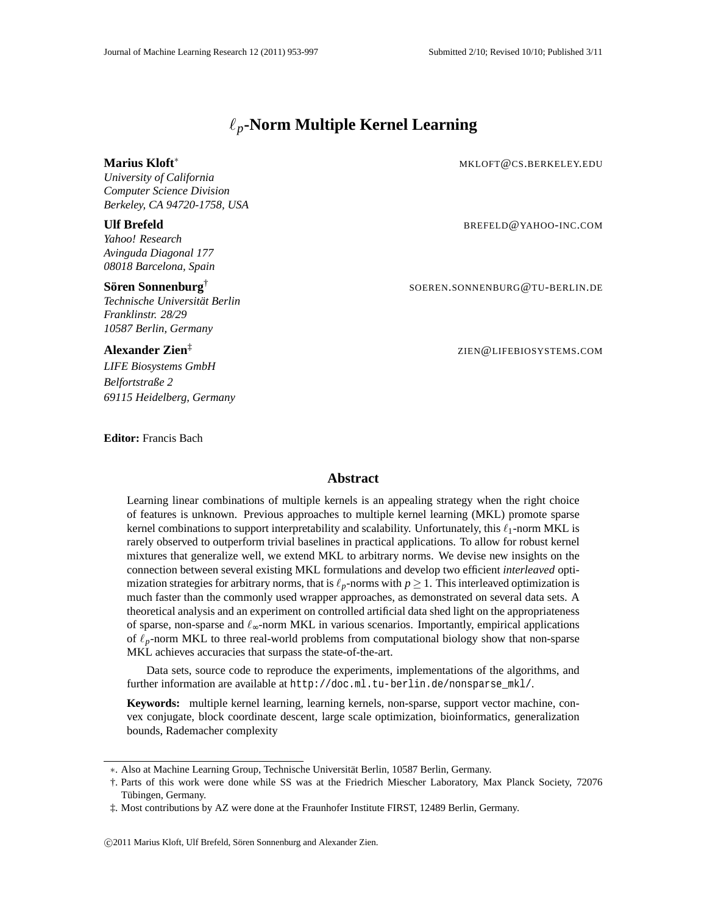# $\ell_p$-Norm Multiple Kernel Learning

**Marius Kloft**[*] MKLOFT@CS.BERKELEY.EDU  
*University of California*  
*Computer Science Division*  
*Berkeley, CA 94720-1758, USA*

**Ulf Brefeld** BREFELD@YAHOO-INC.COM  
*Yahoo! Research*  
*Avinguda Diagonal 177*  
*08018 Barcelona, Spain*

**Sören Sonnenburg**[†] SOEREN.SONNENBURG@TU-BERLIN.DE  
*Technische Universität Berlin*  
*Franklinstr. 28/29*  
*10587 Berlin, Germany*

**Alexander Zien**[‡] ZIEN@LIFEBIOSYSTEMS.COM  
*LIFE Biosystems GmbH*  
*Belfortstraße 2*  
*69115 Heidelberg, Germany*

**Editor:** Francis Bach

## Abstract

Learning linear combinations of multiple kernels is an appealing strategy when the right choice of features is unknown. Previous approaches to multiple kernel learning (MKL) promote sparse kernel combinations to support interpretability and scalability. Unfortunately, this $\ell_1$-norm MKL is rarely observed to outperform trivial baselines in practical applications. To allow for robust kernel mixtures that generalize well, we extend MKL to arbitrary norms. We devise new insights on the connection between several existing MKL formulations and develop two efficient *interleaved* optimization strategies for arbitrary norms, that is $\ell_p$-norms with $p \geq 1$. This interleaved optimization is much faster than the commonly used wrapper approaches, as demonstrated on several data sets. A theoretical analysis and an experiment on controlled artificial data shed light on the appropriateness of sparse, non-sparse and $\ell_\infty$-norm MKL in various scenarios. Importantly, empirical applications of $\ell_p$-norm MKL to three real-world problems from computational biology show that non-sparse MKL achieves accuracies that surpass the state-of-the-art.

Data sets, source code to reproduce the experiments, implementations of the algorithms, and further information are available at `http://doc.ml.tu-berlin.de/nonsparse_mkl/`.

**Keywords:** multiple kernel learning, learning kernels, non-sparse, support vector machine, convex conjugate, block coordinate descent, large scale optimization, bioinformatics, generalization bounds, Rademacher complexity

---

∗. Also at Machine Learning Group, Technische Universität Berlin, 10587 Berlin, Germany.  
†. Parts of this work were done while SS was at the Friedrich Miescher Laboratory, Max Planck Society, 72076 Tübingen, Germany.  
‡. Most contributions by AZ were done at the Fraunhofer Institute FIRST, 12489 Berlin, Germany.

©2011 Marius Kloft, Ulf Brefeld, Sören Sonnenburg and Alexander Zien.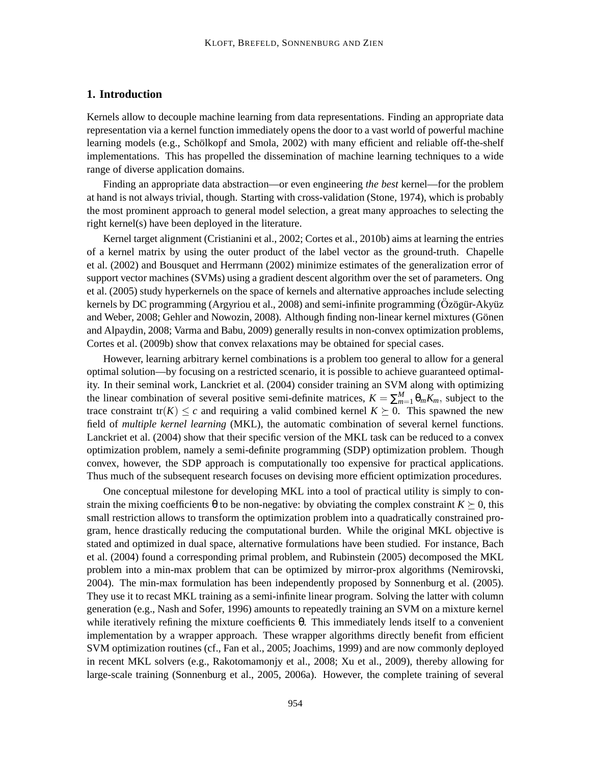## 1. Introduction

Kernels allow to decouple machine learning from data representations. Finding an appropriate data representation via a kernel function immediately opens the door to a vast world of powerful machine learning models (e.g., Schölkopf and Smola, 2002) with many efficient and reliable off-the-shelf implementations. This has propelled the dissemination of machine learning techniques to a wide range of diverse application domains.

Finding an appropriate data abstraction—or even engineering *the best* kernel—for the problem at hand is not always trivial, though. Starting with cross-validation (Stone, 1974), which is probably the most prominent approach to general model selection, a great many approaches to selecting the right kernel(s) have been deployed in the literature.

Kernel target alignment (Cristianini et al., 2002; Cortes et al., 2010b) aims at learning the entries of a kernel matrix by using the outer product of the label vector as the ground-truth. Chapelle et al. (2002) and Bousquet and Herrmann (2002) minimize estimates of the generalization error of support vector machines (SVMs) using a gradient descent algorithm over the set of parameters. Ong et al. (2005) study hyperkernels on the space of kernels and alternative approaches include selecting kernels by DC programming (Argyriou et al., 2008) and semi-infinite programming (Özögür-Akyüz and Weber, 2008; Gehler and Nowozin, 2008). Although finding non-linear kernel mixtures (Gönen and Alpaydin, 2008; Varma and Babu, 2009) generally results in non-convex optimization problems, Cortes et al. (2009b) show that convex relaxations may be obtained for special cases.

However, learning arbitrary kernel combinations is a problem too general to allow for a general optimal solution—by focusing on a restricted scenario, it is possible to achieve guaranteed optimality. In their seminal work, Lanckriet et al. (2004) consider training an SVM along with optimizing the linear combination of several positive semi-definite matrices, $K = \sum_{m=1}^{M} \theta_m K_m$, subject to the trace constraint $\text{tr}(K) \leq c$ and requiring a valid combined kernel $K \succeq 0$. This spawned the new field of *multiple kernel learning* (MKL), the automatic combination of several kernel functions. Lanckriet et al. (2004) show that their specific version of the MKL task can be reduced to a convex optimization problem, namely a semi-definite programming (SDP) optimization problem. Though convex, however, the SDP approach is computationally too expensive for practical applications. Thus much of the subsequent research focuses on devising more efficient optimization procedures.

One conceptual milestone for developing MKL into a tool of practical utility is simply to constrain the mixing coefficients $\theta$ to be non-negative: by obviating the complex constraint $K \succeq 0$, this small restriction allows to transform the optimization problem into a quadratically constrained program, hence drastically reducing the computational burden. While the original MKL objective is stated and optimized in dual space, alternative formulations have been studied. For instance, Bach et al. (2004) found a corresponding primal problem, and Rubinstein (2005) decomposed the MKL problem into a min-max problem that can be optimized by mirror-prox algorithms (Nemirovski, 2004). The min-max formulation has been independently proposed by Sonnenburg et al. (2005). They use it to recast MKL training as a semi-infinite linear program. Solving the latter with column generation (e.g., Nash and Sofer, 1996) amounts to repeatedly training an SVM on a mixture kernel while iteratively refining the mixture coefficients $\theta$. This immediately lends itself to a convenient implementation by a wrapper approach. These wrapper algorithms directly benefit from efficient SVM optimization routines (cf., Fan et al., 2005; Joachims, 1999) and are now commonly deployed in recent MKL solvers (e.g., Rakotomamonjy et al., 2008; Xu et al., 2009), thereby allowing for large-scale training (Sonnenburg et al., 2005, 2006a). However, the complete training of several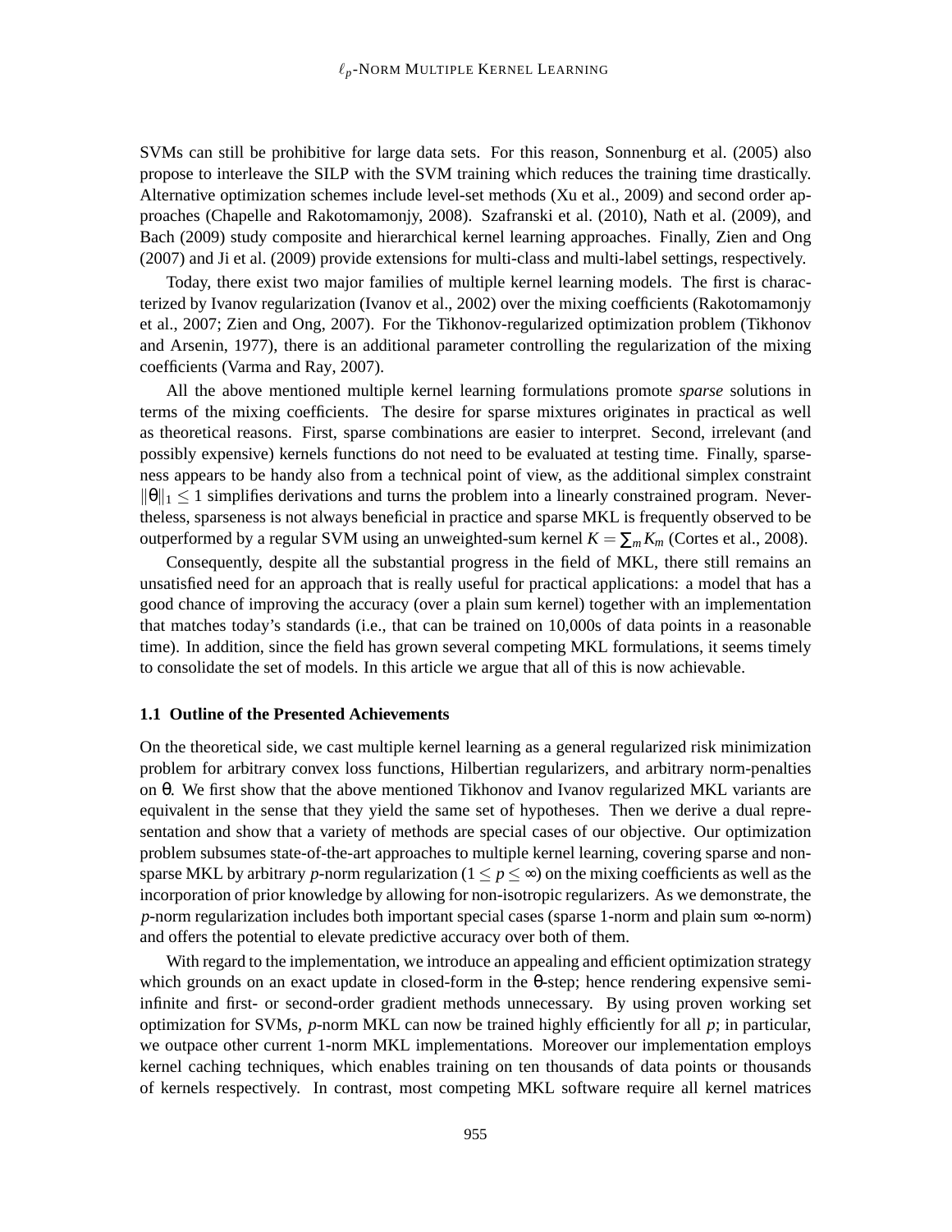SVMs can still be prohibitive for large data sets. For this reason, Sonnenburg et al. (2005) also propose to interleave the SILP with the SVM training which reduces the training time drastically. Alternative optimization schemes include level-set methods (Xu et al., 2009) and second order approaches (Chapelle and Rakotomamonjy, 2008). Szafranski et al. (2010), Nath et al. (2009), and Bach (2009) study composite and hierarchical kernel learning approaches. Finally, Zien and Ong (2007) and Ji et al. (2009) provide extensions for multi-class and multi-label settings, respectively.

Today, there exist two major families of multiple kernel learning models. The first is characterized by Ivanov regularization (Ivanov et al., 2002) over the mixing coefficients (Rakotomamonjy et al., 2007; Zien and Ong, 2007). For the Tikhonov-regularized optimization problem (Tikhonov and Arsenin, 1977), there is an additional parameter controlling the regularization of the mixing coefficients (Varma and Ray, 2007).

All the above mentioned multiple kernel learning formulations promote *sparse* solutions in terms of the mixing coefficients. The desire for sparse mixtures originates in practical as well as theoretical reasons. First, sparse combinations are easier to interpret. Second, irrelevant (and possibly expensive) kernels functions do not need to be evaluated at testing time. Finally, sparseness appears to be handy also from a technical point of view, as the additional simplex constraint $\|\theta\|_1 \leq 1$ simplifies derivations and turns the problem into a linearly constrained program. Nevertheless, sparseness is not always beneficial in practice and sparse MKL is frequently observed to be outperformed by a regular SVM using an unweighted-sum kernel $K = \sum_m K_m$ (Cortes et al., 2008).

Consequently, despite all the substantial progress in the field of MKL, there still remains an unsatisfied need for an approach that is really useful for practical applications: a model that has a good chance of improving the accuracy (over a plain sum kernel) together with an implementation that matches today's standards (i.e., that can be trained on 10,000s of data points in a reasonable time). In addition, since the field has grown several competing MKL formulations, it seems timely to consolidate the set of models. In this article we argue that all of this is now achievable.

### 1.1 Outline of the Presented Achievements

On the theoretical side, we cast multiple kernel learning as a general regularized risk minimization problem for arbitrary convex loss functions, Hilbertian regularizers, and arbitrary norm-penalties on $\theta$. We first show that the above mentioned Tikhonov and Ivanov regularized MKL variants are equivalent in the sense that they yield the same set of hypotheses. Then we derive a dual representation and show that a variety of methods are special cases of our objective. Our optimization problem subsumes state-of-the-art approaches to multiple kernel learning, covering sparse and non-sparse MKL by arbitrary $p$-norm regularization ($1 \leq p \leq \infty$) on the mixing coefficients as well as the incorporation of prior knowledge by allowing for non-isotropic regularizers. As we demonstrate, the $p$-norm regularization includes both important special cases (sparse 1-norm and plain sum $\infty$-norm) and offers the potential to elevate predictive accuracy over both of them.

With regard to the implementation, we introduce an appealing and efficient optimization strategy which grounds on an exact update in closed-form in the $\theta$-step; hence rendering expensive semi-infinite and first- or second-order gradient methods unnecessary. By using proven working set optimization for SVMs, $p$-norm MKL can now be trained highly efficiently for all $p$; in particular, we outpace other current 1-norm MKL implementations. Moreover our implementation employs kernel caching techniques, which enables training on ten thousands of data points or thousands of kernels respectively. In contrast, most competing MKL software require all kernel matrices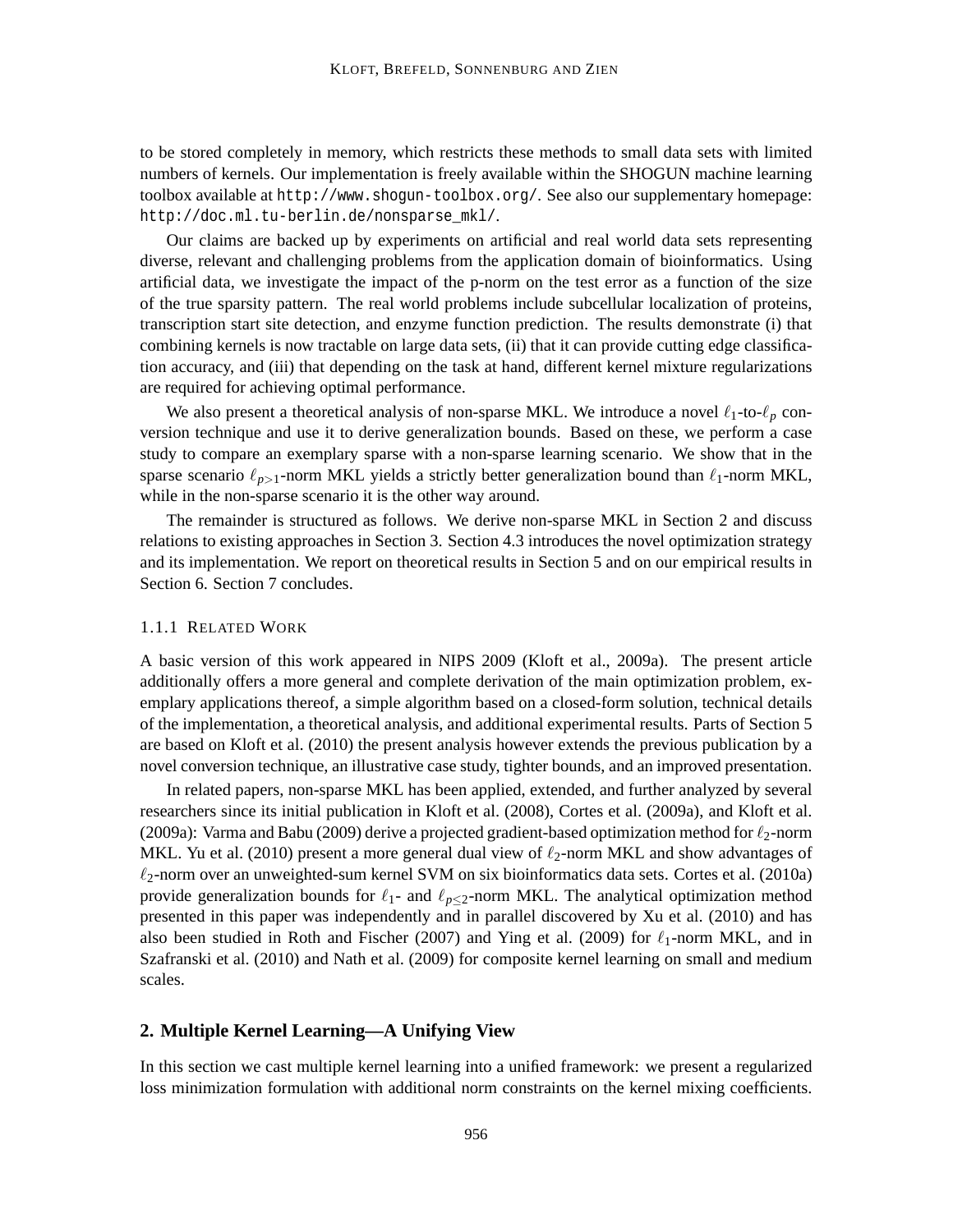to be stored completely in memory, which restricts these methods to small data sets with limited numbers of kernels. Our implementation is freely available within the SHOGUN machine learning toolbox available at `http://www.shogun-toolbox.org/`. See also our supplementary homepage: `http://doc.ml.tu-berlin.de/nonsparse_mkl/`.

Our claims are backed up by experiments on artificial and real world data sets representing diverse, relevant and challenging problems from the application domain of bioinformatics. Using artificial data, we investigate the impact of the p-norm on the test error as a function of the size of the true sparsity pattern. The real world problems include subcellular localization of proteins, transcription start site detection, and enzyme function prediction. The results demonstrate (i) that combining kernels is now tractable on large data sets, (ii) that it can provide cutting edge classification accuracy, and (iii) that depending on the task at hand, different kernel mixture regularizations are required for achieving optimal performance.

We also present a theoretical analysis of non-sparse MKL. We introduce a novel $\ell_1$-to-$\ell_p$ conversion technique and use it to derive generalization bounds. Based on these, we perform a case study to compare an exemplary sparse with a non-sparse learning scenario. We show that in the sparse scenario $\ell_{p>1}$-norm MKL yields a strictly better generalization bound than $\ell_1$-norm MKL, while in the non-sparse scenario it is the other way around.

The remainder is structured as follows. We derive non-sparse MKL in Section 2 and discuss relations to existing approaches in Section 3. Section 4.3 introduces the novel optimization strategy and its implementation. We report on theoretical results in Section 5 and on our empirical results in Section 6. Section 7 concludes.

#### 1.1.1 Related Work

A basic version of this work appeared in NIPS 2009 (Kloft et al., 2009a). The present article additionally offers a more general and complete derivation of the main optimization problem, exemplary applications thereof, a simple algorithm based on a closed-form solution, technical details of the implementation, a theoretical analysis, and additional experimental results. Parts of Section 5 are based on Kloft et al. (2010) the present analysis however extends the previous publication by a novel conversion technique, an illustrative case study, tighter bounds, and an improved presentation.

In related papers, non-sparse MKL has been applied, extended, and further analyzed by several researchers since its initial publication in Kloft et al. (2008), Cortes et al. (2009a), and Kloft et al. (2009a): Varma and Babu (2009) derive a projected gradient-based optimization method for $\ell_2$-norm MKL. Yu et al. (2010) present a more general dual view of $\ell_2$-norm MKL and show advantages of $\ell_2$-norm over an unweighted-sum kernel SVM on six bioinformatics data sets. Cortes et al. (2010a) provide generalization bounds for $\ell_1$- and $\ell_{p\leq 2}$-norm MKL. The analytical optimization method presented in this paper was independently and in parallel discovered by Xu et al. (2010) and has also been studied in Roth and Fischer (2007) and Ying et al. (2009) for $\ell_1$-norm MKL, and in Szafranski et al. (2010) and Nath et al. (2009) for composite kernel learning on small and medium scales.

## 2. Multiple Kernel Learning—A Unifying View

In this section we cast multiple kernel learning into a unified framework: we present a regularized loss minimization formulation with additional norm constraints on the kernel mixing coefficients.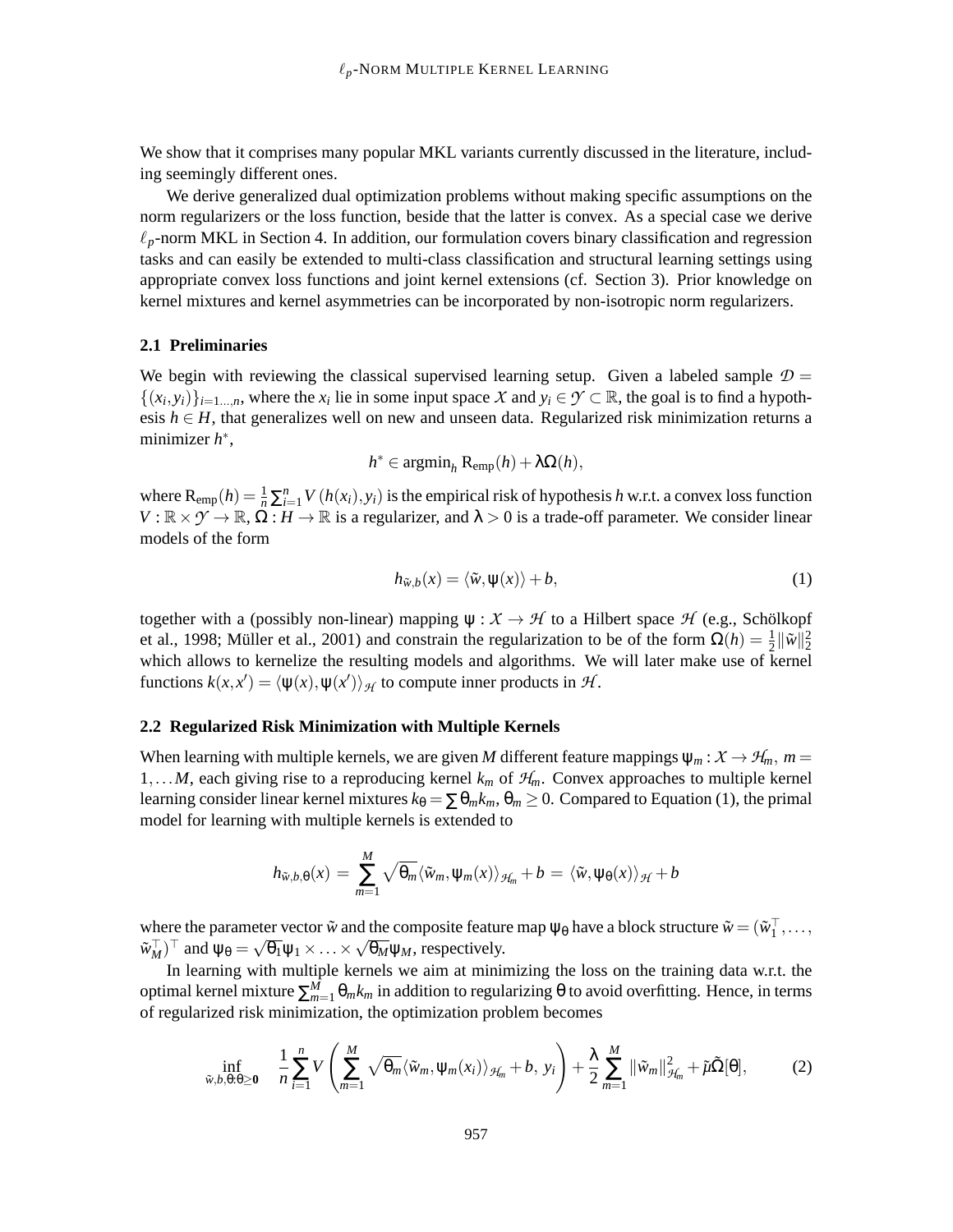We show that it comprises many popular MKL variants currently discussed in the literature, including seemingly different ones.

We derive generalized dual optimization problems without making specific assumptions on the norm regularizers or the loss function, beside that the latter is convex. As a special case we derive $\ell_p$-norm MKL in Section 4. In addition, our formulation covers binary classification and regression tasks and can easily be extended to multi-class classification and structural learning settings using appropriate convex loss functions and joint kernel extensions (cf. Section 3). Prior knowledge on kernel mixtures and kernel asymmetries can be incorporated by non-isotropic norm regularizers.

### 2.1 Preliminaries

We begin with reviewing the classical supervised learning setup. Given a labeled sample $\mathcal{D} = \{(x_i, y_i)\}_{i=1\ldots,n}$, where the $x_i$ lie in some input space $\mathcal{X}$ and $y_i \in \mathcal{Y} \subset \mathbb{R}$, the goal is to find a hypothesis $h \in H$, that generalizes well on new and unseen data. Regularized risk minimization returns a minimizer $h^*$,

$$h^* \in \text{argmin}_h \, \text{R}_{\text{emp}}(h) + \lambda\Omega(h),$$

where $\text{R}_{\text{emp}}(h) = \frac{1}{n}\sum_{i=1}^{n} V(h(x_i), y_i)$ is the empirical risk of hypothesis $h$ w.r.t. a convex loss function $V : \mathbb{R} \times \mathcal{Y} \to \mathbb{R}$, $\Omega : H \to \mathbb{R}$ is a regularizer, and $\lambda > 0$ is a trade-off parameter. We consider linear models of the form

$$h_{\tilde{w},b}(x) = \langle \tilde{w}, \psi(x) \rangle + b, \tag{1}$$

together with a (possibly non-linear) mapping $\psi : \mathcal{X} \to \mathcal{H}$ to a Hilbert space $\mathcal{H}$ (e.g., Schölkopf et al., 1998; Müller et al., 2001) and constrain the regularization to be of the form $\Omega(h) = \frac{1}{2}\|\tilde{w}\|_2^2$ which allows to kernelize the resulting models and algorithms. We will later make use of kernel functions $k(x, x') = \langle \psi(x), \psi(x') \rangle_{\mathcal{H}}$ to compute inner products in $\mathcal{H}$.

### 2.2 Regularized Risk Minimization with Multiple Kernels

When learning with multiple kernels, we are given $M$ different feature mappings $\psi_m : \mathcal{X} \to \mathcal{H}_m$, $m = 1, \ldots M$, each giving rise to a reproducing kernel $k_m$ of $\mathcal{H}_m$. Convex approaches to multiple kernel learning consider linear kernel mixtures $k_\theta = \sum \theta_m k_m$, $\theta_m \geq 0$. Compared to Equation (1), the primal model for learning with multiple kernels is extended to

$$h_{\tilde{w},b,\theta}(x) = \sum_{m=1}^{M} \sqrt{\theta_m} \langle \tilde{w}_m, \psi_m(x) \rangle_{\mathcal{H}_m} + b = \langle \tilde{w}, \psi_\theta(x) \rangle_{\mathcal{H}} + b$$

where the parameter vector $\tilde{w}$ and the composite feature map $\psi_\theta$ have a block structure $\tilde{w} = (\tilde{w}_1^\top, \ldots, \tilde{w}_M^\top)^\top$ and $\psi_\theta = \sqrt{\theta_1}\psi_1 \times \ldots \times \sqrt{\theta_M}\psi_M$, respectively.

In learning with multiple kernels we aim at minimizing the loss on the training data w.r.t. the optimal kernel mixture $\sum_{m=1}^{M} \theta_m k_m$ in addition to regularizing $\theta$ to avoid overfitting. Hence, in terms of regularized risk minimization, the optimization problem becomes

$$\inf_{\tilde{w},b,\theta:\theta\geq\mathbf{0}} \quad \frac{1}{n}\sum_{i=1}^{n} V\left(\sum_{m=1}^{M} \sqrt{\theta_m} \langle \tilde{w}_m, \psi_m(x_i) \rangle_{\mathcal{H}_m} + b, \; y_i\right) + \frac{\lambda}{2}\sum_{m=1}^{M} \|\tilde{w}_m\|_{\mathcal{H}_m}^2 + \tilde{\mu}\tilde{\Omega}[\theta], \tag{2}$$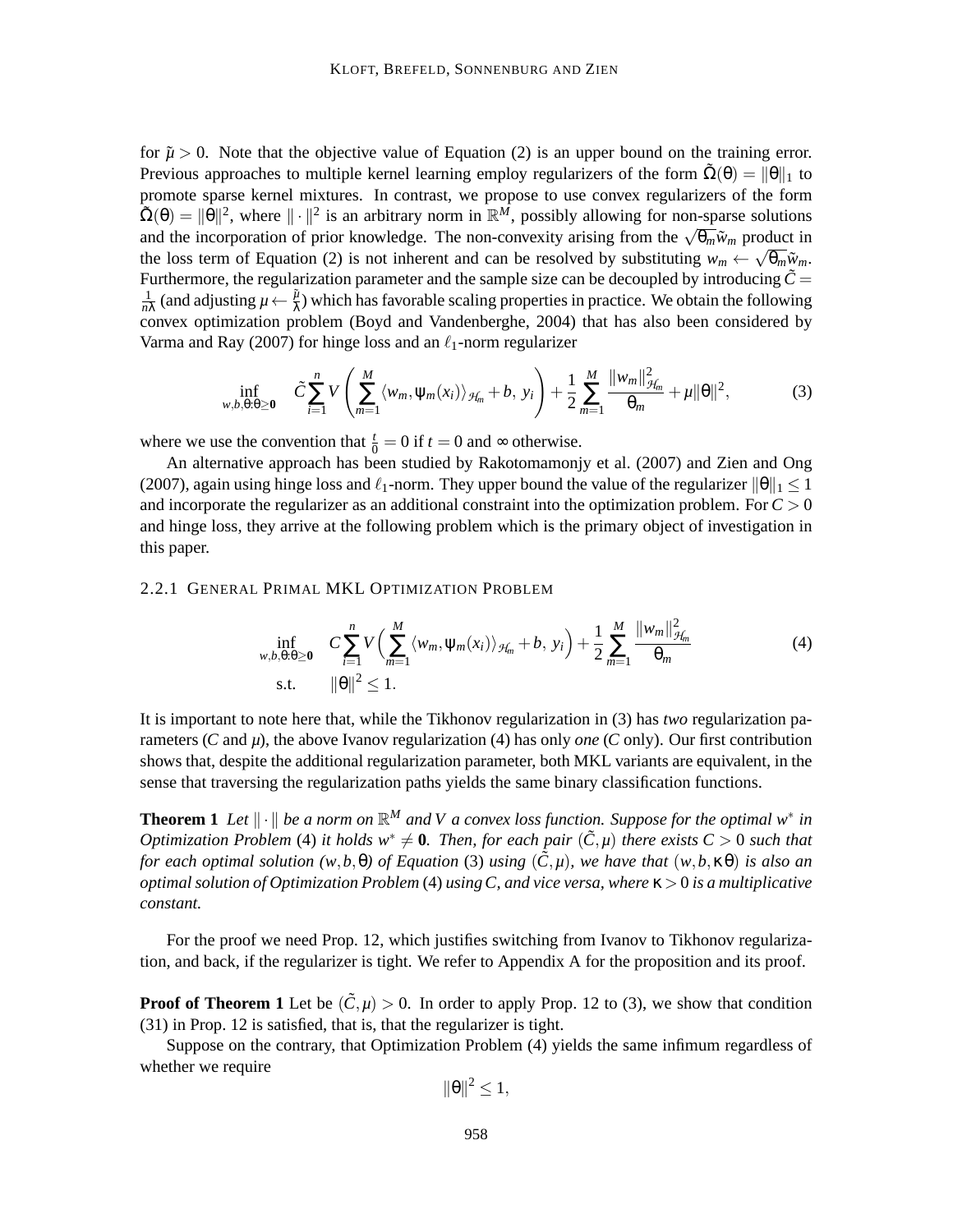for $\tilde{\mu} > 0$. Note that the objective value of Equation (2) is an upper bound on the training error. Previous approaches to multiple kernel learning employ regularizers of the form $\tilde{\Omega}(\theta) = \|\theta\|_1$ to promote sparse kernel mixtures. In contrast, we propose to use convex regularizers of the form $\tilde{\Omega}(\theta) = \|\theta\|^2$, where $\|\cdot\|^2$ is an arbitrary norm in $\mathbb{R}^M$, possibly allowing for non-sparse solutions and the incorporation of prior knowledge. The non-convexity arising from the $\sqrt{\theta_m}\tilde{w}_m$ product in the loss term of Equation (2) is not inherent and can be resolved by substituting $w_m \leftarrow \sqrt{\theta_m}\tilde{w}_m$. Furthermore, the regularization parameter and the sample size can be decoupled by introducing $\tilde{C} = \frac{1}{n\lambda}$ (and adjusting $\mu \leftarrow \frac{\tilde{\mu}}{\lambda}$) which has favorable scaling properties in practice. We obtain the following convex optimization problem (Boyd and Vandenberghe, 2004) that has also been considered by Varma and Ray (2007) for hinge loss and an $\ell_1$-norm regularizer

$$\inf_{w,b,\theta:\theta\geq\mathbf{0}} \quad \tilde{C}\sum_{i=1}^{n} V\left(\sum_{m=1}^{M}\langle w_m, \psi_m(x_i)\rangle_{\mathcal{H}_m} + b,\, y_i\right) + \frac{1}{2}\sum_{m=1}^{M}\frac{\|w_m\|^2_{\mathcal{H}_m}}{\theta_m} + \mu\|\theta\|^2, \tag{3}$$

where we use the convention that $\frac{t}{0} = 0$ if $t = 0$ and $\infty$ otherwise.

An alternative approach has been studied by Rakotomamonjy et al. (2007) and Zien and Ong (2007), again using hinge loss and $\ell_1$-norm. They upper bound the value of the regularizer $\|\theta\|_1 \leq 1$ and incorporate the regularizer as an additional constraint into the optimization problem. For $C > 0$ and hinge loss, they arrive at the following problem which is the primary object of investigation in this paper.

#### 2.2.1 General Primal MKL Optimization Problem

$$\begin{aligned}
\inf_{w,b,\theta:\theta\geq\mathbf{0}} \quad & C\sum_{i=1}^{n} V\Big(\sum_{m=1}^{M}\langle w_m, \psi_m(x_i)\rangle_{\mathcal{H}_m} + b,\, y_i\Big) + \frac{1}{2}\sum_{m=1}^{M}\frac{\|w_m\|^2_{\mathcal{H}_m}}{\theta_m} \\
\text{s.t.} \quad & \|\theta\|^2 \leq 1.
\end{aligned} \tag{4}$$

It is important to note here that, while the Tikhonov regularization in (3) has *two* regularization parameters ($C$ and $\mu$), the above Ivanov regularization (4) has only *one* ($C$ only). Our first contribution shows that, despite the additional regularization parameter, both MKL variants are equivalent, in the sense that traversing the regularization paths yields the same binary classification functions.

**Theorem 1** *Let $\|\cdot\|$ be a norm on $\mathbb{R}^M$ and $V$ a convex loss function. Suppose for the optimal $w^*$ in Optimization Problem (4) it holds $w^* \neq \mathbf{0}$. Then, for each pair $(\tilde{C}, \mu)$ there exists $C > 0$ such that for each optimal solution $(w, b, \theta)$ of Equation (3) using $(\tilde{C}, \mu)$, we have that $(w, b, \kappa\theta)$ is also an optimal solution of Optimization Problem (4) using $C$, and vice versa, where $\kappa > 0$ is a multiplicative constant.*

For the proof we need Prop. 12, which justifies switching from Ivanov to Tikhonov regularization, and back, if the regularizer is tight. We refer to Appendix A for the proposition and its proof.

**Proof of Theorem 1** Let be $(\tilde{C}, \mu) > 0$. In order to apply Prop. 12 to (3), we show that condition (31) in Prop. 12 is satisfied, that is, that the regularizer is tight.

Suppose on the contrary, that Optimization Problem (4) yields the same infimum regardless of whether we require

$$\|\theta\|^2 \leq 1,$$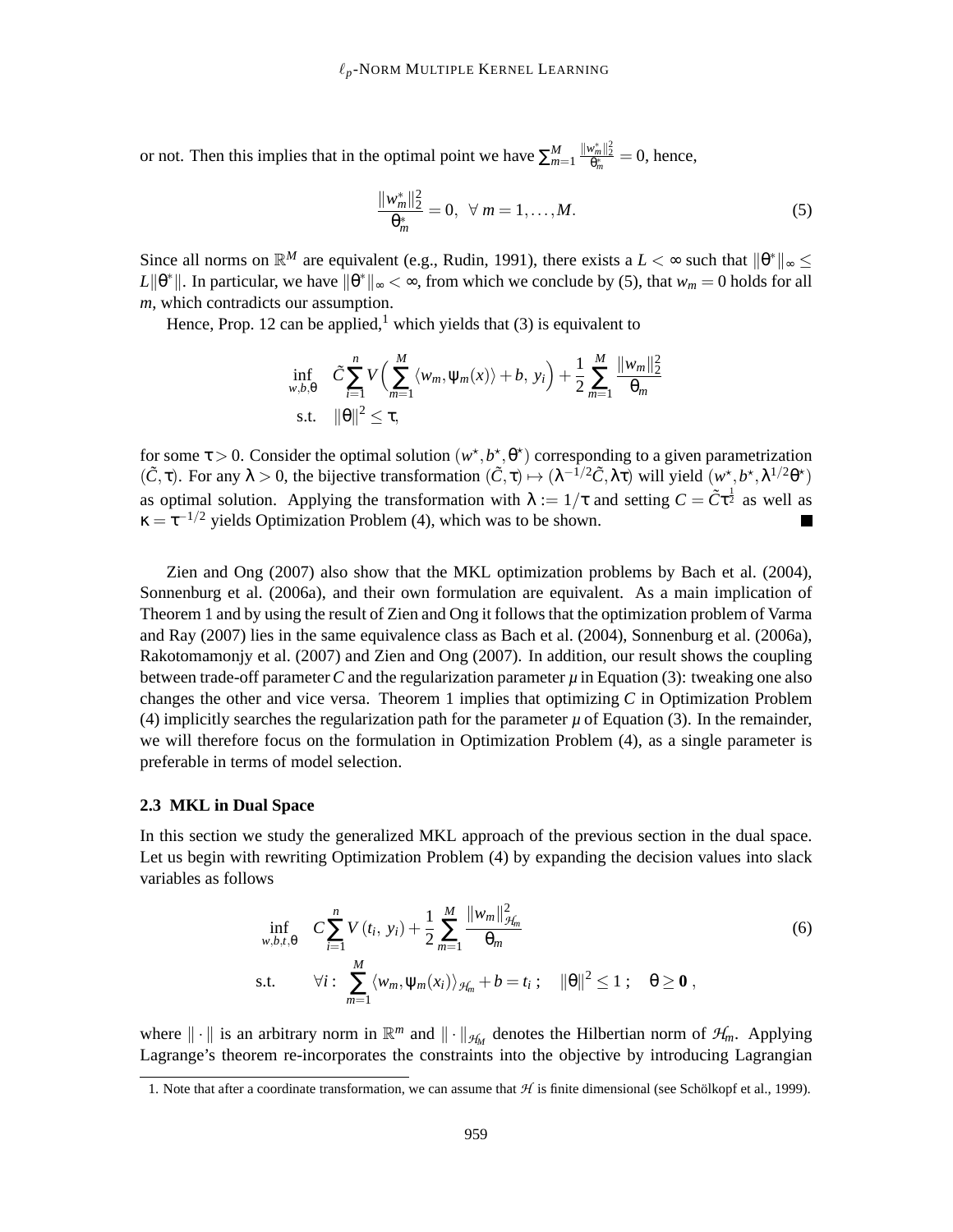or not. Then this implies that in the optimal point we have $\sum_{m=1}^{M} \frac{\|w_m^*\|_2^2}{\theta_m^*} = 0$, hence,

$$\frac{\|w_m^*\|_2^2}{\theta_m^*} = 0, \;\; \forall \, m = 1,\ldots,M. \tag{5}$$

Since all norms on $\mathbb{R}^M$ are equivalent (e.g., Rudin, 1991), there exists a $L < \infty$ such that $\|\theta^*\|_\infty \leq L\|\theta^*\|$. In particular, we have $\|\theta^*\|_\infty < \infty$, from which we conclude by (5), that $w_m = 0$ holds for all $m$, which contradicts our assumption.

Hence, Prop. 12 can be applied,[1] which yields that (3) is equivalent to

$$\begin{aligned}
\inf_{w,b,\theta} \quad & \tilde{C}\sum_{i=1}^{n} V\Big(\sum_{m=1}^{M} \langle w_m, \psi_m(x)\rangle + b,\, y_i\Big) + \frac{1}{2}\sum_{m=1}^{M} \frac{\|w_m\|_2^2}{\theta_m} \\
\text{s.t.} \quad & \|\theta\|^2 \leq \tau,
\end{aligned}$$

for some $\tau > 0$. Consider the optimal solution $(w^\star, b^\star, \theta^\star)$ corresponding to a given parametrization $(\tilde{C}, \tau)$. For any $\lambda > 0$, the bijective transformation $(\tilde{C}, \tau) \mapsto (\lambda^{-1/2}\tilde{C}, \lambda\tau)$ will yield $(w^\star, b^\star, \lambda^{1/2}\theta^\star)$ as optimal solution. Applying the transformation with $\lambda := 1/\tau$ and setting $C = \tilde{C}\tau^{\frac{1}{2}}$ as well as $\kappa = \tau^{-1/2}$ yields Optimization Problem (4), which was to be shown. ■

Zien and Ong (2007) also show that the MKL optimization problems by Bach et al. (2004), Sonnenburg et al. (2006a), and their own formulation are equivalent. As a main implication of Theorem 1 and by using the result of Zien and Ong it follows that the optimization problem of Varma and Ray (2007) lies in the same equivalence class as Bach et al. (2004), Sonnenburg et al. (2006a), Rakotomamonjy et al. (2007) and Zien and Ong (2007). In addition, our result shows the coupling between trade-off parameter $C$ and the regularization parameter $\mu$ in Equation (3): tweaking one also changes the other and vice versa. Theorem 1 implies that optimizing $C$ in Optimization Problem (4) implicitly searches the regularization path for the parameter $\mu$ of Equation (3). In the remainder, we will therefore focus on the formulation in Optimization Problem (4), as a single parameter is preferable in terms of model selection.

### 2.3 MKL in Dual Space

In this section we study the generalized MKL approach of the previous section in the dual space. Let us begin with rewriting Optimization Problem (4) by expanding the decision values into slack variables as follows

$$\begin{aligned}
\inf_{w,b,t,\theta} \quad & C\sum_{i=1}^{n} V\left(t_i,\, y_i\right) + \frac{1}{2}\sum_{m=1}^{M} \frac{\|w_m\|_{\mathcal{H}_m}^2}{\theta_m} \\
\text{s.t.} \quad & \forall i: \; \sum_{m=1}^{M} \langle w_m, \psi_m(x_i)\rangle_{\mathcal{H}_m} + b = t_i \; ; \quad \|\theta\|^2 \leq 1 \; ; \quad \theta \geq \mathbf{0} \; ,
\end{aligned} \tag{6}$$

where $\|\cdot\|$ is an arbitrary norm in $\mathbb{R}^m$ and $\|\cdot\|_{\mathcal{H}_M}$ denotes the Hilbertian norm of $\mathcal{H}_m$. Applying Lagrange's theorem re-incorporates the constraints into the objective by introducing Lagrangian

1. Note that after a coordinate transformation, we can assume that $\mathcal{H}$ is finite dimensional (see Schölkopf et al., 1999).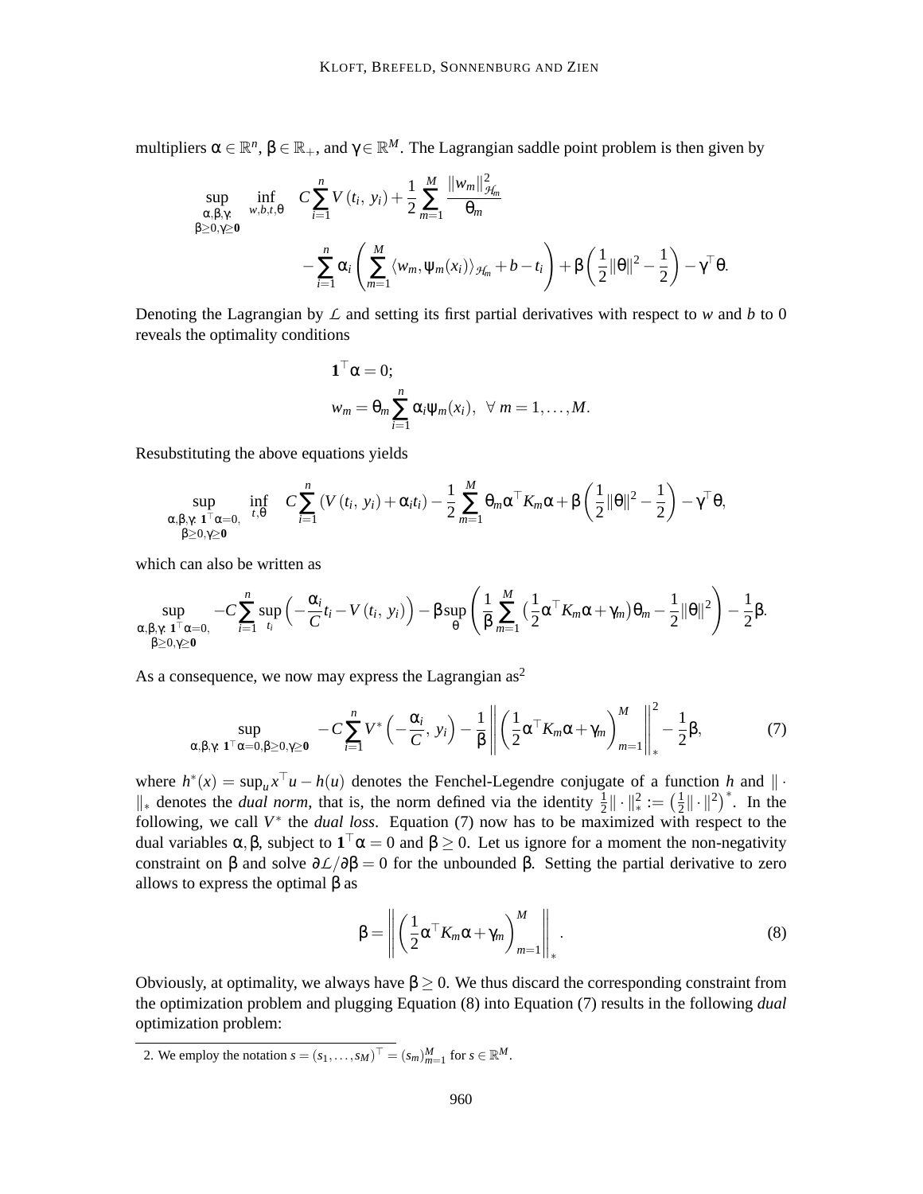multipliers $\alpha \in \mathbb{R}^n$, $\beta \in \mathbb{R}_+$, and $\gamma \in \mathbb{R}^M$. The Lagrangian saddle point problem is then given by

$$\sup_{\substack{\alpha,\beta,\gamma:\\ \beta\geq 0,\gamma\geq \mathbf{0}}} \inf_{w,b,t,\theta} \quad C\sum_{i=1}^{n} V(t_i,\, y_i) + \frac{1}{2}\sum_{m=1}^{M}\frac{\|w_m\|_{\mathcal{H}_m}^2}{\theta_m}$$
$$- \sum_{i=1}^{n}\alpha_i\left(\sum_{m=1}^{M}\langle w_m, \psi_m(x_i)\rangle_{\mathcal{H}_m} + b - t_i\right) + \beta\left(\frac{1}{2}\|\theta\|^2 - \frac{1}{2}\right) - \gamma^\top\theta.$$

Denoting the Lagrangian by $\mathcal{L}$ and setting its first partial derivatives with respect to $w$ and $b$ to 0 reveals the optimality conditions

$$\mathbf{1}^\top\alpha = 0;$$
$$w_m = \theta_m\sum_{i=1}^{n}\alpha_i\psi_m(x_i), \quad \forall\, m = 1,\ldots,M.$$

Resubstituting the above equations yields

$$\sup_{\substack{\alpha,\beta,\gamma:\ \mathbf{1}^\top\alpha=0,\\ \beta\geq 0,\gamma\geq\mathbf{0}}} \inf_{t,\theta} \quad C\sum_{i=1}^{n}\left(V(t_i,\, y_i) + \alpha_i t_i\right) - \frac{1}{2}\sum_{m=1}^{M}\theta_m\alpha^\top K_m\alpha + \beta\left(\frac{1}{2}\|\theta\|^2 - \frac{1}{2}\right) - \gamma^\top\theta,$$

which can also be written as

$$\sup_{\substack{\alpha,\beta,\gamma:\ \mathbf{1}^\top\alpha=0,\\ \beta\geq 0,\gamma\geq\mathbf{0}}} -C\sum_{i=1}^{n}\sup_{t_i}\left(-\frac{\alpha_i}{C}t_i - V(t_i,\, y_i)\right) - \beta\sup_{\theta}\left(\frac{1}{\beta}\sum_{m=1}^{M}\left(\frac{1}{2}\alpha^\top K_m\alpha + \gamma_m\right)\theta_m - \frac{1}{2}\|\theta\|^2\right) - \frac{1}{2}\beta.$$

As a consequence, we now may express the Lagrangian as[2]

$$\sup_{\alpha,\beta,\gamma:\ \mathbf{1}^\top\alpha=0,\beta\geq 0,\gamma\geq\mathbf{0}} \quad -C\sum_{i=1}^{n}V^*\left(-\frac{\alpha_i}{C},\, y_i\right) - \frac{1}{\beta}\left\|\left(\frac{1}{2}\alpha^\top K_m\alpha + \gamma_m\right)_{m=1}^{M}\right\|_*^2 - \frac{1}{2}\beta, \tag{7}$$

where $h^*(x) = \sup_u x^\top u - h(u)$ denotes the Fenchel-Legendre conjugate of a function $h$ and $\|\cdot\|_*$ denotes the *dual norm*, that is, the norm defined via the identity $\frac{1}{2}\|\cdot\|_*^2 := \left(\frac{1}{2}\|\cdot\|^2\right)^*$. In the following, we call $V^*$ the *dual loss*. Equation (7) now has to be maximized with respect to the dual variables $\alpha, \beta$, subject to $\mathbf{1}^\top\alpha = 0$ and $\beta \geq 0$. Let us ignore for a moment the non-negativity constraint on $\beta$ and solve $\partial\mathcal{L}/\partial\beta = 0$ for the unbounded $\beta$. Setting the partial derivative to zero allows to express the optimal $\beta$ as

$$\beta = \left\|\left(\frac{1}{2}\alpha^\top K_m\alpha + \gamma_m\right)_{m=1}^{M}\right\|_*. \tag{8}$$

Obviously, at optimality, we always have $\beta \geq 0$. We thus discard the corresponding constraint from the optimization problem and plugging Equation (8) into Equation (7) results in the following *dual* optimization problem:

2. We employ the notation $s = (s_1,\ldots,s_M)^\top = (s_m)_{m=1}^M$ for $s \in \mathbb{R}^M$.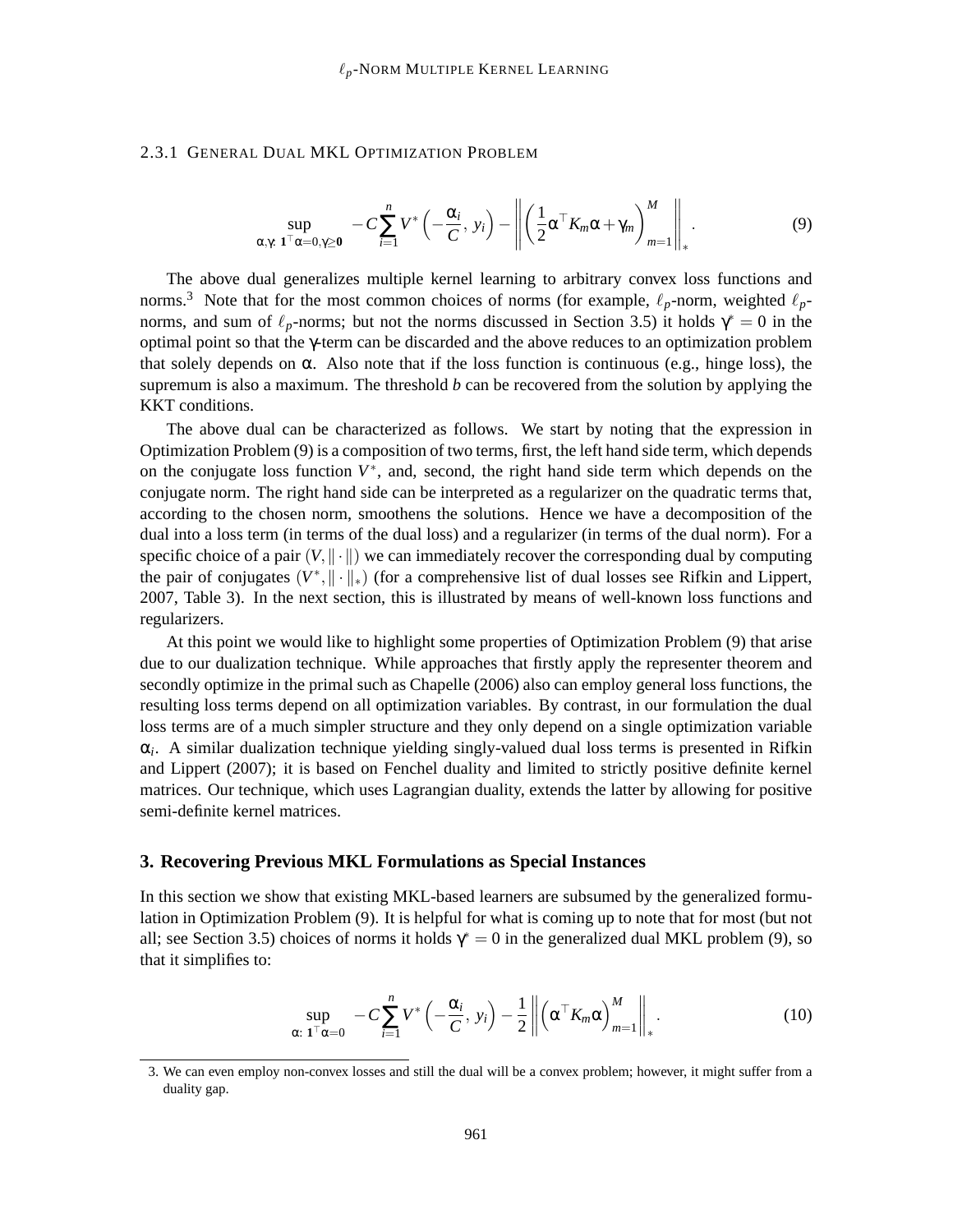#### 2.3.1 General Dual MKL Optimization Problem

$$\sup_{\alpha,\gamma:\ \mathbf{1}^\top\alpha=0,\gamma\geq\mathbf{0}} \quad -C\sum_{i=1}^{n} V^*\left(-\frac{\alpha_i}{C},\, y_i\right) - \left\|\left(\frac{1}{2}\alpha^\top K_m\alpha + \gamma_m\right)_{m=1}^{M}\right\|_*. \tag{9}$$

The above dual generalizes multiple kernel learning to arbitrary convex loss functions and norms.[3] Note that for the most common choices of norms (for example, $\ell_p$-norm, weighted $\ell_p$-norms, and sum of $\ell_p$-norms; but not the norms discussed in Section 3.5) it holds $\gamma^* = 0$ in the optimal point so that the $\gamma$-term can be discarded and the above reduces to an optimization problem that solely depends on $\alpha$. Also note that if the loss function is continuous (e.g., hinge loss), the supremum is also a maximum. The threshold $b$ can be recovered from the solution by applying the KKT conditions.

The above dual can be characterized as follows. We start by noting that the expression in Optimization Problem (9) is a composition of two terms, first, the left hand side term, which depends on the conjugate loss function $V^*$, and, second, the right hand side term which depends on the conjugate norm. The right hand side can be interpreted as a regularizer on the quadratic terms that, according to the chosen norm, smoothens the solutions. Hence we have a decomposition of the dual into a loss term (in terms of the dual loss) and a regularizer (in terms of the dual norm). For a specific choice of a pair $(V, \|\cdot\|)$ we can immediately recover the corresponding dual by computing the pair of conjugates $(V^*, \|\cdot\|_*)$ (for a comprehensive list of dual losses see Rifkin and Lippert, 2007, Table 3). In the next section, this is illustrated by means of well-known loss functions and regularizers.

At this point we would like to highlight some properties of Optimization Problem (9) that arise due to our dualization technique. While approaches that firstly apply the representer theorem and secondly optimize in the primal such as Chapelle (2006) also can employ general loss functions, the resulting loss terms depend on all optimization variables. By contrast, in our formulation the dual loss terms are of a much simpler structure and they only depend on a single optimization variable $\alpha_i$. A similar dualization technique yielding singly-valued dual loss terms is presented in Rifkin and Lippert (2007); it is based on Fenchel duality and limited to strictly positive definite kernel matrices. Our technique, which uses Lagrangian duality, extends the latter by allowing for positive semi-definite kernel matrices.

## 3. Recovering Previous MKL Formulations as Special Instances

In this section we show that existing MKL-based learners are subsumed by the generalized formulation in Optimization Problem (9). It is helpful for what is coming up to note that for most (but not all; see Section 3.5) choices of norms it holds $\gamma^* = 0$ in the generalized dual MKL problem (9), so that it simplifies to:

$$\sup_{\alpha:\ \mathbf{1}^\top\alpha=0} \quad -C\sum_{i=1}^{n} V^*\left(-\frac{\alpha_i}{C},\, y_i\right) - \frac{1}{2}\left\|\left(\alpha^\top K_m\alpha\right)_{m=1}^{M}\right\|_*. \tag{10}$$

3. We can even employ non-convex losses and still the dual will be a convex problem; however, it might suffer from a duality gap.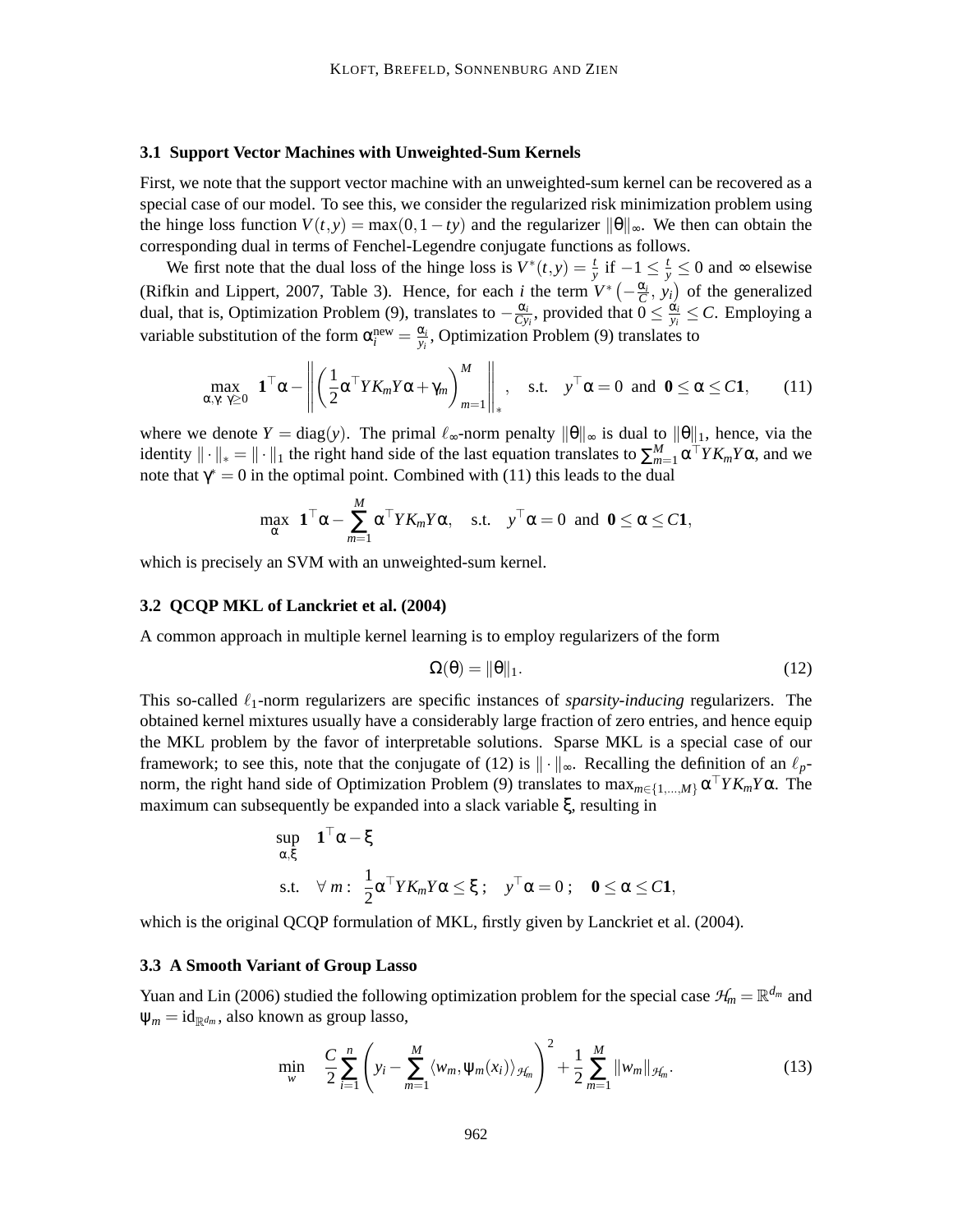### 3.1 Support Vector Machines with Unweighted-Sum Kernels

First, we note that the support vector machine with an unweighted-sum kernel can be recovered as a special case of our model. To see this, we consider the regularized risk minimization problem using the hinge loss function $V(t,y) = \max(0, 1-ty)$ and the regularizer $\|\theta\|_\infty$. We then can obtain the corresponding dual in terms of Fenchel-Legendre conjugate functions as follows.

We first note that the dual loss of the hinge loss is $V^*(t,y) = \frac{t}{y}$ if $-1 \leq \frac{t}{y} \leq 0$ and $\infty$ elsewise (Rifkin and Lippert, 2007, Table 3). Hence, for each $i$ the term $V^*\left(-\frac{\alpha_i}{C}, y_i\right)$ of the generalized dual, that is, Optimization Problem (9), translates to $-\frac{\alpha_i}{Cy_i}$, provided that $0 \leq \frac{\alpha_i}{y_i} \leq C$. Employing a variable substitution of the form $\alpha_i^{\text{new}} = \frac{\alpha_i}{y_i}$, Optimization Problem (9) translates to

$$\max_{\alpha,\gamma:\ \gamma\geq 0} \ \mathbf{1}^\top\alpha - \left\| \left( \frac{1}{2}\alpha^\top Y K_m Y \alpha + \gamma_m \right)_{m=1}^M \right\|_*, \quad \text{s.t.} \quad y^\top\alpha = 0 \ \text{ and } \ \mathbf{0} \leq \alpha \leq C\mathbf{1}, \tag{11}$$

where we denote $Y = \text{diag}(y)$. The primal $\ell_\infty$-norm penalty $\|\theta\|_\infty$ is dual to $\|\theta\|_1$, hence, via the identity $\|\cdot\|_* = \|\cdot\|_1$ the right hand side of the last equation translates to $\sum_{m=1}^M \alpha^\top Y K_m Y \alpha$, and we note that $\gamma^* = 0$ in the optimal point. Combined with (11) this leads to the dual

$$\max_{\alpha} \ \mathbf{1}^\top\alpha - \sum_{m=1}^M \alpha^\top Y K_m Y \alpha, \quad \text{s.t.} \quad y^\top\alpha = 0 \ \text{ and } \ \mathbf{0} \leq \alpha \leq C\mathbf{1},$$

which is precisely an SVM with an unweighted-sum kernel.

### 3.2 QCQP MKL of Lanckriet et al. (2004)

A common approach in multiple kernel learning is to employ regularizers of the form

$$\Omega(\theta) = \|\theta\|_1. \tag{12}$$

This so-called $\ell_1$-norm regularizers are specific instances of *sparsity-inducing* regularizers. The obtained kernel mixtures usually have a considerably large fraction of zero entries, and hence equip the MKL problem by the favor of interpretable solutions. Sparse MKL is a special case of our framework; to see this, note that the conjugate of (12) is $\|\cdot\|_\infty$. Recalling the definition of an $\ell_p$-norm, the right hand side of Optimization Problem (9) translates to $\max_{m\in\{1,\ldots,M\}} \alpha^\top Y K_m Y \alpha$. The maximum can subsequently be expanded into a slack variable $\xi$, resulting in

$$\begin{aligned}
\sup_{\alpha,\xi} \quad & \mathbf{1}^\top\alpha - \xi \\
\text{s.t.} \quad & \forall\, m: \ \frac{1}{2}\alpha^\top Y K_m Y \alpha \leq \xi\,; \quad y^\top\alpha = 0\,; \quad \mathbf{0} \leq \alpha \leq C\mathbf{1},
\end{aligned}$$

which is the original QCQP formulation of MKL, firstly given by Lanckriet et al. (2004).

### 3.3 A Smooth Variant of Group Lasso

Yuan and Lin (2006) studied the following optimization problem for the special case $\mathcal{H}_m = \mathbb{R}^{d_m}$ and $\psi_m = \text{id}_{\mathbb{R}^{d_m}}$, also known as group lasso,

$$\min_{w} \quad \frac{C}{2}\sum_{i=1}^n \left( y_i - \sum_{m=1}^M \langle w_m, \psi_m(x_i)\rangle_{\mathcal{H}_m} \right)^2 + \frac{1}{2}\sum_{m=1}^M \|w_m\|_{\mathcal{H}_m}. \tag{13}$$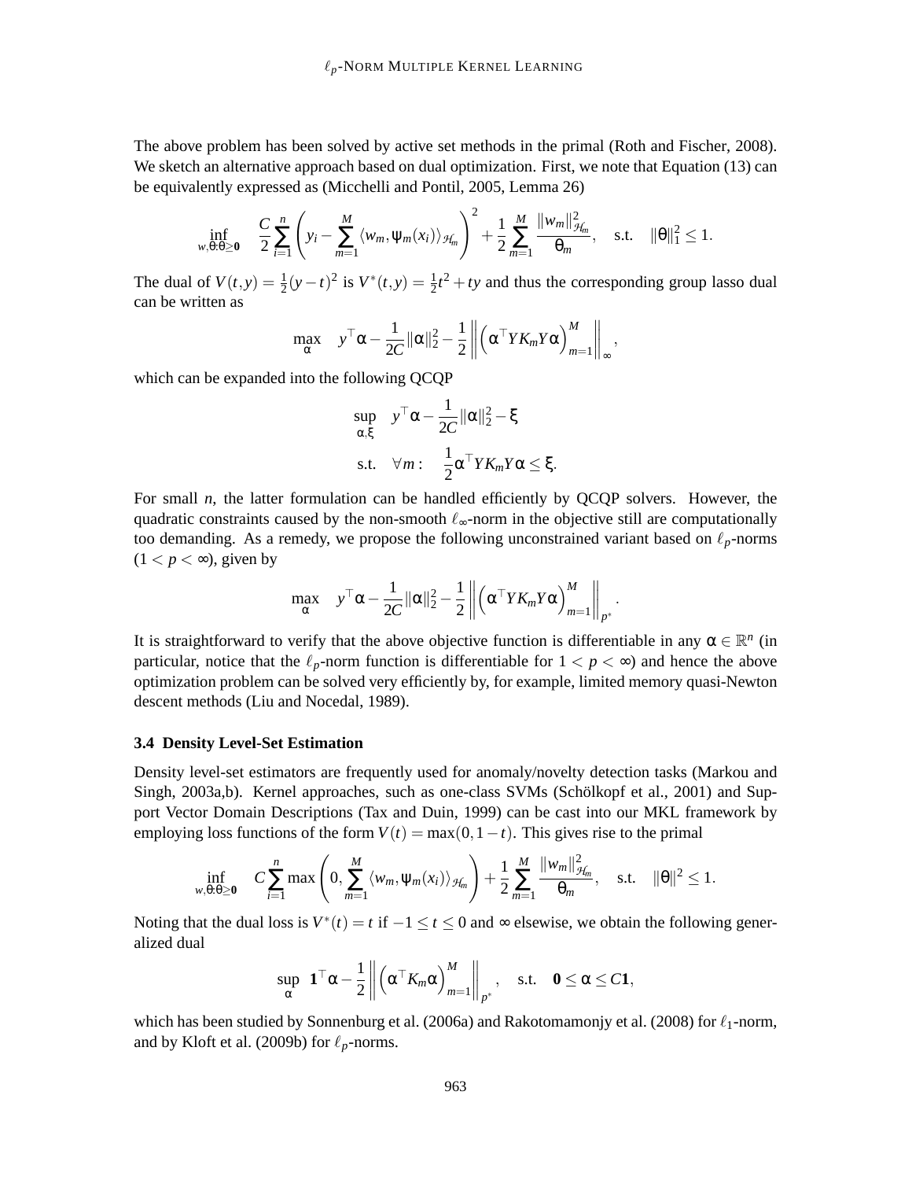The above problem has been solved by active set methods in the primal (Roth and Fischer, 2008). We sketch an alternative approach based on dual optimization. First, we note that Equation (13) can be equivalently expressed as (Micchelli and Pontil, 2005, Lemma 26)

$$\inf_{w,\theta:\theta\geq\mathbf{0}} \quad \frac{C}{2}\sum_{i=1}^{n}\left(y_i - \sum_{m=1}^{M}\langle w_m, \psi_m(x_i)\rangle_{\mathcal{H}_m}\right)^2 + \frac{1}{2}\sum_{m=1}^{M}\frac{\|w_m\|_{\mathcal{H}_m}^2}{\theta_m}, \quad \text{s.t.} \quad \|\theta\|_1^2 \leq 1.$$

The dual of $V(t,y) = \frac{1}{2}(y-t)^2$ is $V^*(t,y) = \frac{1}{2}t^2 + ty$ and thus the corresponding group lasso dual can be written as

$$\max_{\alpha} \quad y^\top\alpha - \frac{1}{2C}\|\alpha\|_2^2 - \frac{1}{2}\left\|\left(\alpha^\top Y K_m Y \alpha\right)_{m=1}^{M}\right\|_\infty,$$

which can be expanded into the following QCQP

$$\begin{aligned}
\sup_{\alpha,\xi} \quad & y^\top\alpha - \frac{1}{2C}\|\alpha\|_2^2 - \xi \\
\text{s.t.} \quad & \forall m: \quad \frac{1}{2}\alpha^\top Y K_m Y \alpha \leq \xi.
\end{aligned}$$

For small $n$, the latter formulation can be handled efficiently by QCQP solvers. However, the quadratic constraints caused by the non-smooth $\ell_\infty$-norm in the objective still are computationally too demanding. As a remedy, we propose the following unconstrained variant based on $\ell_p$-norms ($1 < p < \infty$), given by

$$\max_{\alpha} \quad y^\top\alpha - \frac{1}{2C}\|\alpha\|_2^2 - \frac{1}{2}\left\|\left(\alpha^\top Y K_m Y \alpha\right)_{m=1}^{M}\right\|_{p^*}.$$

It is straightforward to verify that the above objective function is differentiable in any $\alpha \in \mathbb{R}^n$ (in particular, notice that the $\ell_p$-norm function is differentiable for $1 < p < \infty$) and hence the above optimization problem can be solved very efficiently by, for example, limited memory quasi-Newton descent methods (Liu and Nocedal, 1989).

### 3.4 Density Level-Set Estimation

Density level-set estimators are frequently used for anomaly/novelty detection tasks (Markou and Singh, 2003a,b). Kernel approaches, such as one-class SVMs (Schölkopf et al., 2001) and Support Vector Domain Descriptions (Tax and Duin, 1999) can be cast into our MKL framework by employing loss functions of the form $V(t) = \max(0, 1-t)$. This gives rise to the primal

$$\inf_{w,\theta:\theta\geq\mathbf{0}} \quad C\sum_{i=1}^{n}\max\left(0, \sum_{m=1}^{M}\langle w_m, \psi_m(x_i)\rangle_{\mathcal{H}_m}\right) + \frac{1}{2}\sum_{m=1}^{M}\frac{\|w_m\|_{\mathcal{H}_m}^2}{\theta_m}, \quad \text{s.t.} \quad \|\theta\|^2 \leq 1.$$

Noting that the dual loss is $V^*(t) = t$ if $-1 \leq t \leq 0$ and $\infty$ elsewise, we obtain the following generalized dual

$$\sup_{\alpha} \quad \mathbf{1}^\top\alpha - \frac{1}{2}\left\|\left(\alpha^\top K_m \alpha\right)_{m=1}^{M}\right\|_{p^*}, \quad \text{s.t.} \quad \mathbf{0} \leq \alpha \leq C\mathbf{1},$$

which has been studied by Sonnenburg et al. (2006a) and Rakotomamonjy et al. (2008) for $\ell_1$-norm, and by Kloft et al. (2009b) for $\ell_p$-norms.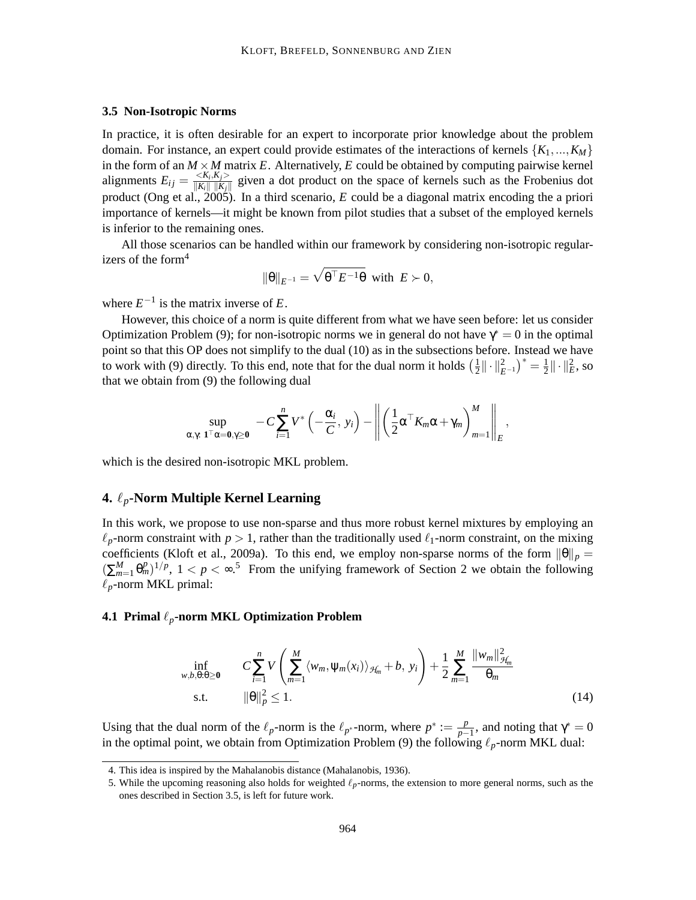### 3.5 Non-Isotropic Norms

In practice, it is often desirable for an expert to incorporate prior knowledge about the problem domain. For instance, an expert could provide estimates of the interactions of kernels $\{K_1, ..., K_M\}$ in the form of an $M \times M$ matrix $E$. Alternatively, $E$ could be obtained by computing pairwise kernel alignments $E_{ij} = \frac{<K_i, K_j>}{\|K_i\| \, \|K_j\|}$ given a dot product on the space of kernels such as the Frobenius dot product (Ong et al., 2005). In a third scenario, $E$ could be a diagonal matrix encoding the a priori importance of kernels—it might be known from pilot studies that a subset of the employed kernels is inferior to the remaining ones.

All those scenarios can be handled within our framework by considering non-isotropic regularizers of the form[4]

$$\|\theta\|_{E^{-1}} = \sqrt{\theta^\top E^{-1} \theta} \text{ with } E \succ 0,$$

where $E^{-1}$ is the matrix inverse of $E$.

However, this choice of a norm is quite different from what we have seen before: let us consider Optimization Problem (9); for non-isotropic norms we in general do not have $\gamma^* = 0$ in the optimal point so that this OP does not simplify to the dual (10) as in the subsections before. Instead we have to work with (9) directly. To this end, note that for the dual norm it holds $\left(\frac{1}{2}\|\cdot\|_{E^{-1}}^2\right)^* = \frac{1}{2}\|\cdot\|_E^2$, so that we obtain from (9) the following dual

$$\sup_{\alpha, \gamma:\, \mathbf{1}^\top \alpha = \mathbf{0}, \gamma \geq \mathbf{0}} \quad -C \sum_{i=1}^n V^* \left( -\frac{\alpha_i}{C}, \, y_i \right) - \left\| \left( \frac{1}{2} \alpha^\top K_m \alpha + \gamma_m \right)_{m=1}^M \right\|_E,$$

which is the desired non-isotropic MKL problem.

## 4. $\ell_p$-Norm Multiple Kernel Learning

In this work, we propose to use non-sparse and thus more robust kernel mixtures by employing an $\ell_p$-norm constraint with $p > 1$, rather than the traditionally used $\ell_1$-norm constraint, on the mixing coefficients (Kloft et al., 2009a). To this end, we employ non-sparse norms of the form $\|\theta\|_p = (\sum_{m=1}^M \theta_m^p)^{1/p}$, $1 < p < \infty$.[5] From the unifying framework of Section 2 we obtain the following $\ell_p$-norm MKL primal:

### 4.1 Primal $\ell_p$-norm MKL Optimization Problem

$$\begin{aligned} \inf_{w, b, \theta: \theta \geq \mathbf{0}} \quad & C \sum_{i=1}^n V\left( \sum_{m=1}^M \langle w_m, \psi_m(x_i) \rangle_{\mathcal{H}_m} + b, \; y_i \right) + \frac{1}{2} \sum_{m=1}^M \frac{\|w_m\|_{\mathcal{H}_m}^2}{\theta_m} \\ \text{s.t.} \quad & \|\theta\|_p^2 \leq 1. \end{aligned} \tag{14}$$

Using that the dual norm of the $\ell_p$-norm is the $\ell_{p^*}$-norm, where $p^* := \frac{p}{p-1}$, and noting that $\gamma^* = 0$ in the optimal point, we obtain from Optimization Problem (9) the following $\ell_p$-norm MKL dual:

---

4. This idea is inspired by the Mahalanobis distance (Mahalanobis, 1936).

5. While the upcoming reasoning also holds for weighted $\ell_p$-norms, the extension to more general norms, such as the ones described in Section 3.5, is left for future work.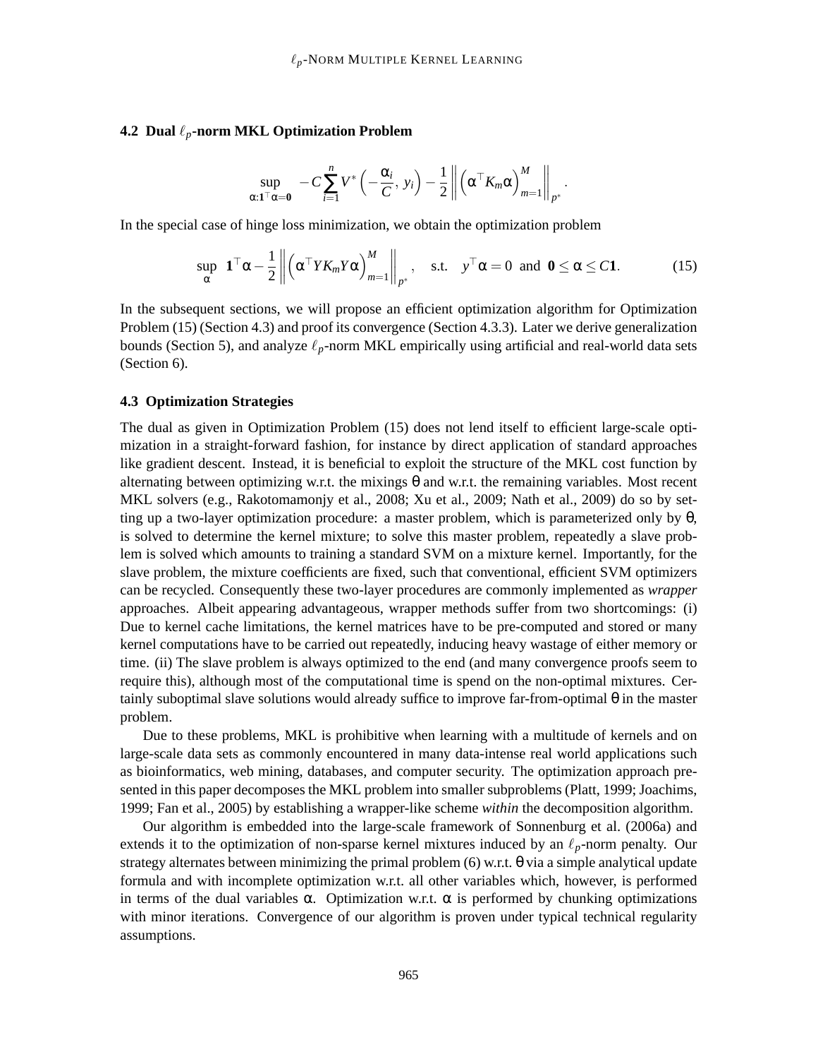### 4.2 Dual $\ell_p$-norm MKL Optimization Problem

$$\sup_{\alpha:\mathbf{1}^\top\alpha=\mathbf{0}} \quad -C\sum_{i=1}^{n} V^*\left(-\frac{\alpha_i}{C},\, y_i\right) - \frac{1}{2}\left\|\left(\alpha^\top K_m \alpha\right)_{m=1}^{M}\right\|_{p^*}.$$

In the special case of hinge loss minimization, we obtain the optimization problem

$$\sup_{\alpha} \quad \mathbf{1}^\top\alpha - \frac{1}{2}\left\|\left(\alpha^\top Y K_m Y \alpha\right)_{m=1}^{M}\right\|_{p^*}, \quad \text{s.t.} \quad y^\top\alpha = 0 \ \text{ and } \ \mathbf{0} \leq \alpha \leq C\mathbf{1}. \tag{15}$$

In the subsequent sections, we will propose an efficient optimization algorithm for Optimization Problem (15) (Section 4.3) and proof its convergence (Section 4.3.3). Later we derive generalization bounds (Section 5), and analyze $\ell_p$-norm MKL empirically using artificial and real-world data sets (Section 6).

### 4.3 Optimization Strategies

The dual as given in Optimization Problem (15) does not lend itself to efficient large-scale optimization in a straight-forward fashion, for instance by direct application of standard approaches like gradient descent. Instead, it is beneficial to exploit the structure of the MKL cost function by alternating between optimizing w.r.t. the mixings $\theta$ and w.r.t. the remaining variables. Most recent MKL solvers (e.g., Rakotomamonjy et al., 2008; Xu et al., 2009; Nath et al., 2009) do so by setting up a two-layer optimization procedure: a master problem, which is parameterized only by $\theta$, is solved to determine the kernel mixture; to solve this master problem, repeatedly a slave problem is solved which amounts to training a standard SVM on a mixture kernel. Importantly, for the slave problem, the mixture coefficients are fixed, such that conventional, efficient SVM optimizers can be recycled. Consequently these two-layer procedures are commonly implemented as *wrapper* approaches. Albeit appearing advantageous, wrapper methods suffer from two shortcomings: (i) Due to kernel cache limitations, the kernel matrices have to be pre-computed and stored or many kernel computations have to be carried out repeatedly, inducing heavy wastage of either memory or time. (ii) The slave problem is always optimized to the end (and many convergence proofs seem to require this), although most of the computational time is spend on the non-optimal mixtures. Certainly suboptimal slave solutions would already suffice to improve far-from-optimal $\theta$ in the master problem.

Due to these problems, MKL is prohibitive when learning with a multitude of kernels and on large-scale data sets as commonly encountered in many data-intense real world applications such as bioinformatics, web mining, databases, and computer security. The optimization approach presented in this paper decomposes the MKL problem into smaller subproblems (Platt, 1999; Joachims, 1999; Fan et al., 2005) by establishing a wrapper-like scheme *within* the decomposition algorithm.

Our algorithm is embedded into the large-scale framework of Sonnenburg et al. (2006a) and extends it to the optimization of non-sparse kernel mixtures induced by an $\ell_p$-norm penalty. Our strategy alternates between minimizing the primal problem (6) w.r.t. $\theta$ via a simple analytical update formula and with incomplete optimization w.r.t. all other variables which, however, is performed in terms of the dual variables $\alpha$. Optimization w.r.t. $\alpha$ is performed by chunking optimizations with minor iterations. Convergence of our algorithm is proven under typical technical regularity assumptions.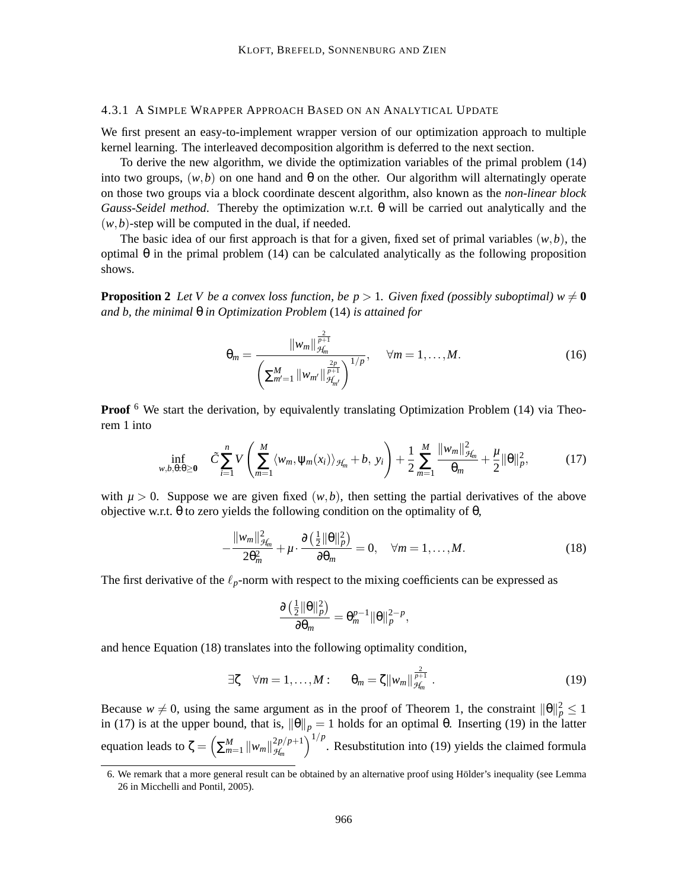#### 4.3.1 A Simple Wrapper Approach Based on an Analytical Update

We first present an easy-to-implement wrapper version of our optimization approach to multiple kernel learning. The interleaved decomposition algorithm is deferred to the next section.

To derive the new algorithm, we divide the optimization variables of the primal problem (14) into two groups, $(w,b)$ on one hand and $\theta$ on the other. Our algorithm will alternatingly operate on those two groups via a block coordinate descent algorithm, also known as the *non-linear block Gauss-Seidel method*. Thereby the optimization w.r.t. $\theta$ will be carried out analytically and the $(w,b)$-step will be computed in the dual, if needed.

The basic idea of our first approach is that for a given, fixed set of primal variables $(w,b)$, the optimal $\theta$ in the primal problem (14) can be calculated analytically as the following proposition shows.

**Proposition 2** *Let $V$ be a convex loss function, be $p > 1$. Given fixed (possibly suboptimal) $w \neq \mathbf{0}$ and $b$, the minimal $\theta$ in Optimization Problem* (14) *is attained for*

$$\theta_m = \frac{\|w_m\|_{\mathcal{H}_m}^{\frac{2}{p+1}}}{\left(\sum_{m'=1}^{M} \|w_{m'}\|_{\mathcal{H}_{m'}}^{\frac{2p}{p+1}}\right)^{1/p}}, \quad \forall m = 1, \ldots, M. \tag{16}$$

**Proof** [6] We start the derivation, by equivalently translating Optimization Problem (14) via Theorem 1 into

$$\inf_{w,b,\theta:\theta \geq \mathbf{0}} \quad \tilde{C} \sum_{i=1}^{n} V\left(\sum_{m=1}^{M} \langle w_m, \psi_m(x_i)\rangle_{\mathcal{H}_m} + b,\ y_i\right) + \frac{1}{2}\sum_{m=1}^{M} \frac{\|w_m\|_{\mathcal{H}_m}^2}{\theta_m} + \frac{\mu}{2}\|\theta\|_p^2, \tag{17}$$

with $\mu > 0$. Suppose we are given fixed $(w,b)$, then setting the partial derivatives of the above objective w.r.t. $\theta$ to zero yields the following condition on the optimality of $\theta$,

$$-\frac{\|w_m\|_{\mathcal{H}_m}^2}{2\theta_m^2} + \mu \cdot \frac{\partial\left(\frac{1}{2}\|\theta\|_p^2\right)}{\partial \theta_m} = 0, \quad \forall m = 1, \ldots, M. \tag{18}$$

The first derivative of the $\ell_p$-norm with respect to the mixing coefficients can be expressed as

$$\frac{\partial\left(\frac{1}{2}\|\theta\|_p^2\right)}{\partial \theta_m} = \theta_m^{p-1}\|\theta\|_p^{2-p},$$

and hence Equation (18) translates into the following optimality condition,

$$\exists \zeta \quad \forall m = 1, \ldots, M: \qquad \theta_m = \zeta \|w_m\|_{\mathcal{H}_m}^{\frac{2}{p+1}}. \tag{19}$$

Because $w \neq 0$, using the same argument as in the proof of Theorem 1, the constraint $\|\theta\|_p^2 \leq 1$ in (17) is at the upper bound, that is, $\|\theta\|_p = 1$ holds for an optimal $\theta$. Inserting (19) in the latter equation leads to $\zeta = \left(\sum_{m=1}^{M} \|w_m\|_{\mathcal{H}_m}^{2p/p+1}\right)^{1/p}$. Resubstitution into (19) yields the claimed formula

6. We remark that a more general result can be obtained by an alternative proof using Hölder's inequality (see Lemma 26 in Micchelli and Pontil, 2005).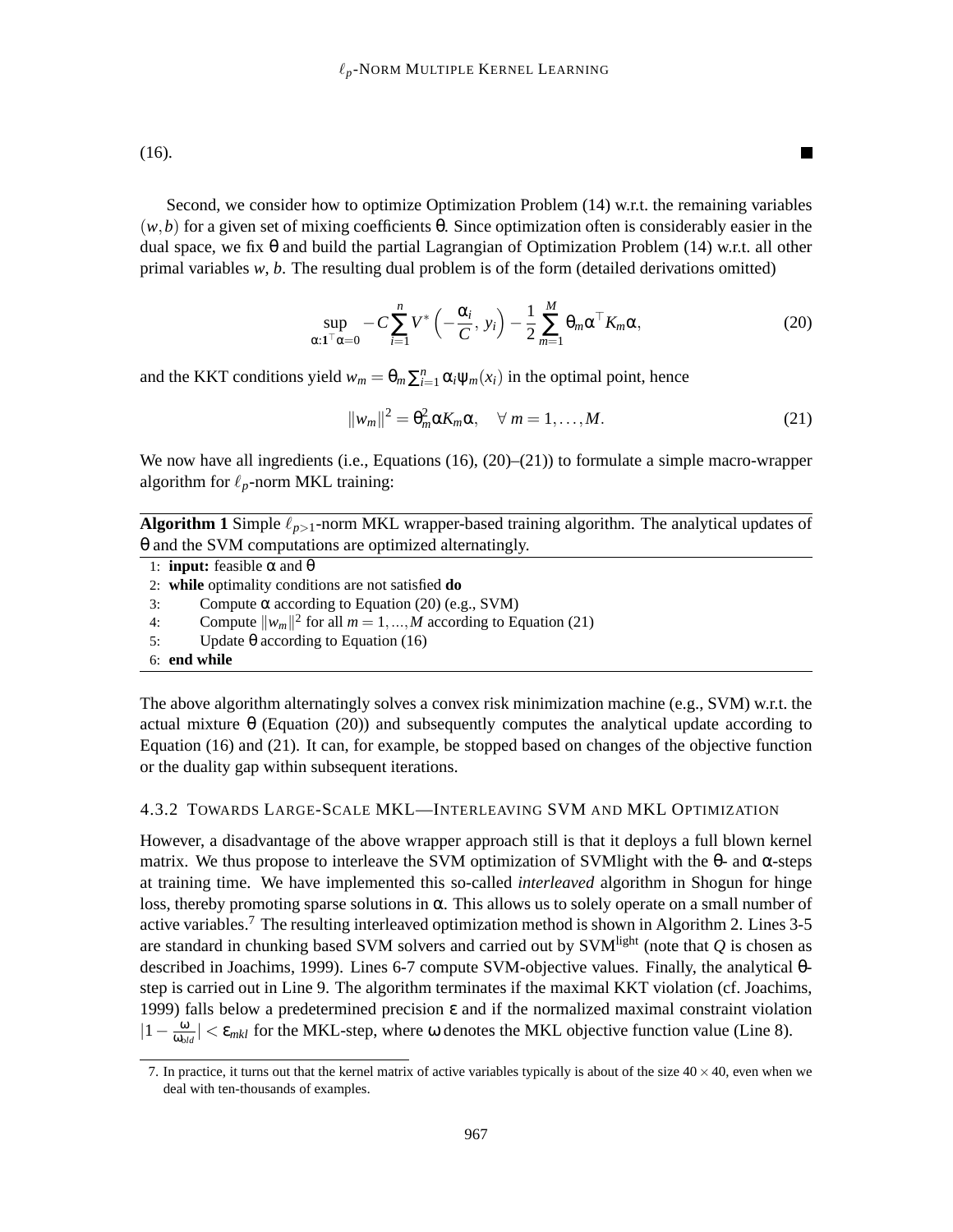(16). ■

Second, we consider how to optimize Optimization Problem (14) w.r.t. the remaining variables $(w,b)$ for a given set of mixing coefficients $\theta$. Since optimization often is considerably easier in the dual space, we fix $\theta$ and build the partial Lagrangian of Optimization Problem (14) w.r.t. all other primal variables $w$, $b$. The resulting dual problem is of the form (detailed derivations omitted)

$$\sup_{\alpha:\mathbf{1}^\top\alpha=0} -C\sum_{i=1}^{n} V^*\left(-\frac{\alpha_i}{C},\, y_i\right) - \frac{1}{2}\sum_{m=1}^{M}\theta_m\alpha^\top K_m\alpha, \tag{20}$$

and the KKT conditions yield $w_m = \theta_m\sum_{i=1}^{n}\alpha_i\psi_m(x_i)$ in the optimal point, hence

$$\|w_m\|^2 = \theta_m^2\alpha K_m\alpha, \quad \forall\, m = 1,\ldots,M. \tag{21}$$

We now have all ingredients (i.e., Equations (16), (20)–(21)) to formulate a simple macro-wrapper algorithm for $\ell_p$-norm MKL training:

**Algorithm 1** Simple $\ell_{p>1}$-norm MKL wrapper-based training algorithm. The analytical updates of $\theta$ and the SVM computations are optimized alternatingly.

```
1: input: feasible α and θ
2: while optimality conditions are not satisfied do
3:     Compute α according to Equation (20) (e.g., SVM)
4:     Compute ||w_m||^2 for all m = 1,...,M according to Equation (21)
5:     Update θ according to Equation (16)
6: end while
```

The above algorithm alternatingly solves a convex risk minimization machine (e.g., SVM) w.r.t. the actual mixture $\theta$ (Equation (20)) and subsequently computes the analytical update according to Equation (16) and (21). It can, for example, be stopped based on changes of the objective function or the duality gap within subsequent iterations.

#### 4.3.2 Towards Large-Scale MKL—Interleaving SVM and MKL Optimization

However, a disadvantage of the above wrapper approach still is that it deploys a full blown kernel matrix. We thus propose to interleave the SVM optimization of SVMlight with the $\theta$- and $\alpha$-steps at training time. We have implemented this so-called *interleaved* algorithm in Shogun for hinge loss, thereby promoting sparse solutions in $\alpha$. This allows us to solely operate on a small number of active variables.[7] The resulting interleaved optimization method is shown in Algorithm 2. Lines 3-5 are standard in chunking based SVM solvers and carried out by SVM$^{\text{light}}$ (note that $Q$ is chosen as described in Joachims, 1999). Lines 6-7 compute SVM-objective values. Finally, the analytical $\theta$-step is carried out in Line 9. The algorithm terminates if the maximal KKT violation (cf. Joachims, 1999) falls below a predetermined precision $\varepsilon$ and if the normalized maximal constraint violation $|1-\frac{\omega}{\omega_{old}}| < \varepsilon_{mkl}$ for the MKL-step, where $\omega$ denotes the MKL objective function value (Line 8).

7. In practice, it turns out that the kernel matrix of active variables typically is about of the size $40 \times 40$, even when we deal with ten-thousands of examples.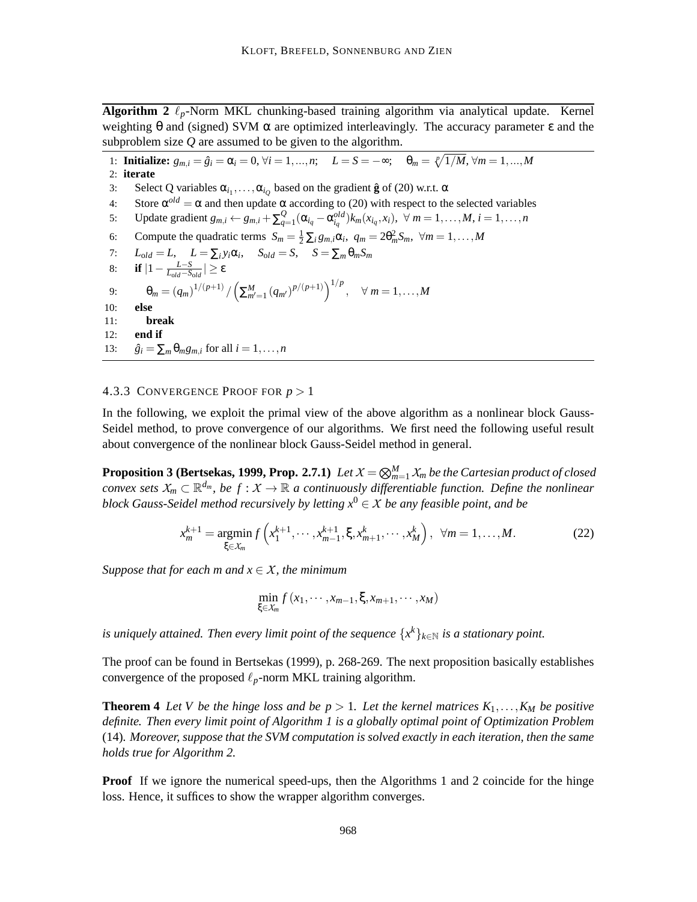**Algorithm 2** $\ell_p$-Norm MKL chunking-based training algorithm via analytical update. Kernel weighting $\theta$ and (signed) SVM $\alpha$ are optimized interleavingly. The accuracy parameter $\varepsilon$ and the subproblem size $Q$ are assumed to be given to the algorithm.

1: **Initialize:** $g_{m,i} = \hat{g}_i = \alpha_i = 0, \forall i = 1,...,n$; $\quad L = S = -\infty$; $\quad \theta_m = \sqrt[p]{1/M}, \forall m = 1,...,M$
2: **iterate**
3: Select Q variables $\alpha_{i_1},\ldots,\alpha_{i_Q}$ based on the gradient $\hat{\mathbf{g}}$ of (20) w.r.t. $\alpha$
4: Store $\alpha^{old} = \alpha$ and then update $\alpha$ according to (20) with respect to the selected variables
5: Update gradient $g_{m,i} \leftarrow g_{m,i} + \sum_{q=1}^{Q}(\alpha_{i_q} - \alpha_{i_q}^{old})k_m(x_{i_q}, x_i), \ \forall\ m = 1,\ldots,M, i = 1,\ldots,n$
6: Compute the quadratic terms $S_m = \frac{1}{2}\sum_i g_{m,i}\alpha_i,\ q_m = 2\theta_m^2 S_m,\ \forall m = 1,\ldots,M$
7: $L_{old} = L, \quad L = \sum_i y_i \alpha_i, \quad S_{old} = S, \quad S = \sum_m \theta_m S_m$
8: **if** $|1 - \frac{L-S}{L_{old}-S_{old}}| \geq \varepsilon$
9: $\quad \theta_m = (q_m)^{1/(p+1)} / \left(\sum_{m'=1}^{M} (q_{m'})^{p/(p+1)}\right)^{1/p}, \quad \forall\ m = 1,\ldots,M$
10: **else**
11: $\quad$ **break**
12: **end if**
13: $\hat{g}_i = \sum_m \theta_m g_{m,i}$ for all $i = 1,\ldots,n$

#### 4.3.3 Convergence Proof for $p > 1$

In the following, we exploit the primal view of the above algorithm as a nonlinear block Gauss-Seidel method, to prove convergence of our algorithms. We first need the following useful result about convergence of the nonlinear block Gauss-Seidel method in general.

**Proposition 3 (Bertsekas, 1999, Prop. 2.7.1)** *Let $\mathcal{X} = \bigotimes_{m=1}^{M} \mathcal{X}_m$ be the Cartesian product of closed convex sets $\mathcal{X}_m \subset \mathbb{R}^{d_m}$, be $f : \mathcal{X} \to \mathbb{R}$ a continuously differentiable function. Define the nonlinear block Gauss-Seidel method recursively by letting $x^0 \in \mathcal{X}$ be any feasible point, and be*

$$x_m^{k+1} = \operatorname*{argmin}_{\xi \in \mathcal{X}_m} f\left(x_1^{k+1}, \cdots, x_{m-1}^{k+1}, \xi, x_{m+1}^{k}, \cdots, x_M^{k}\right), \ \ \forall m = 1,\ldots,M. \tag{22}$$

*Suppose that for each m and $x \in \mathcal{X}$, the minimum*

$$\min_{\xi \in \mathcal{X}_m} f\left(x_1, \cdots, x_{m-1}, \xi, x_{m+1}, \cdots, x_M\right)$$

*is uniquely attained. Then every limit point of the sequence $\{x^k\}_{k\in\mathbb{N}}$ is a stationary point.*

The proof can be found in Bertsekas (1999), p. 268-269. The next proposition basically establishes convergence of the proposed $\ell_p$-norm MKL training algorithm.

**Theorem 4** *Let V be the hinge loss and be $p > 1$. Let the kernel matrices $K_1,\ldots,K_M$ be positive definite. Then every limit point of Algorithm 1 is a globally optimal point of Optimization Problem* (14)*. Moreover, suppose that the SVM computation is solved exactly in each iteration, then the same holds true for Algorithm 2.*

**Proof** If we ignore the numerical speed-ups, then the Algorithms 1 and 2 coincide for the hinge loss. Hence, it suffices to show the wrapper algorithm converges.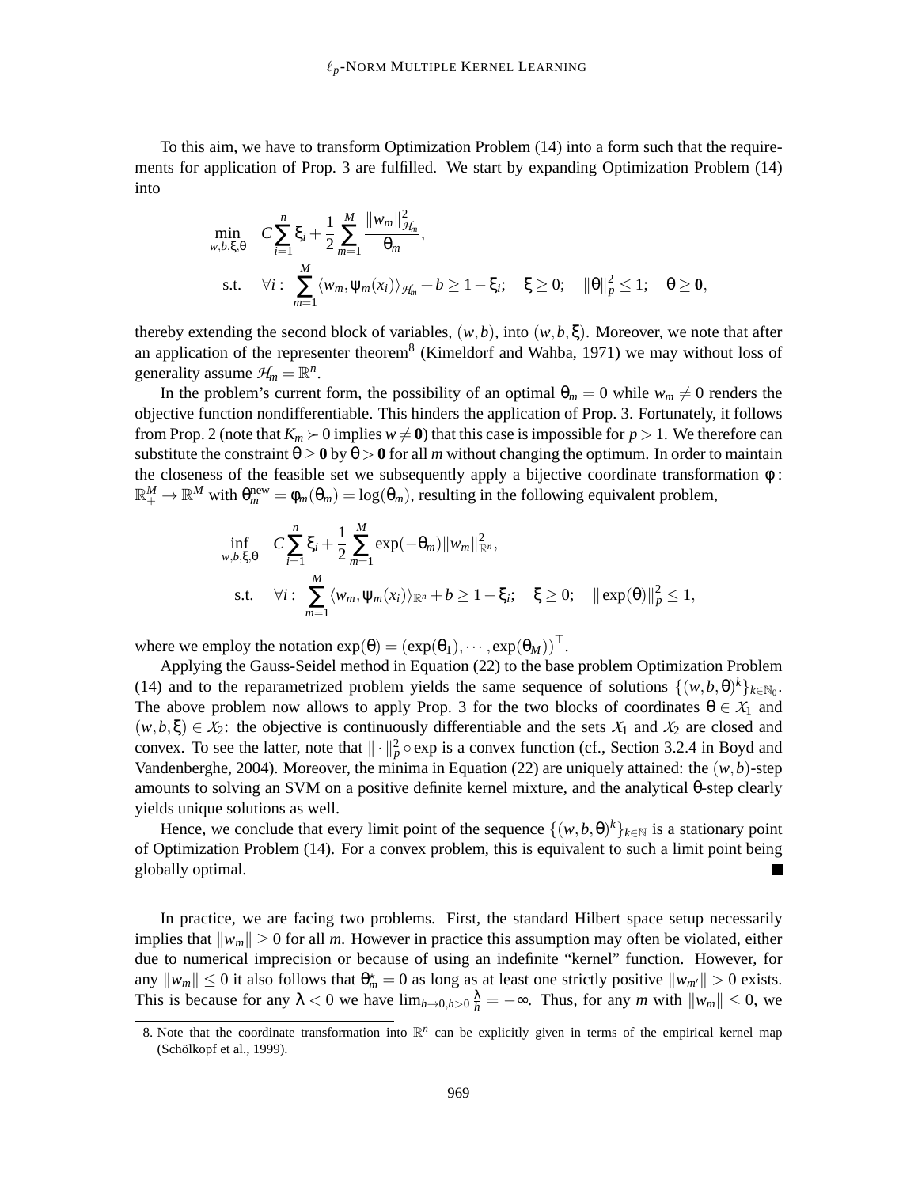To this aim, we have to transform Optimization Problem (14) into a form such that the requirements for application of Prop. 3 are fulfilled. We start by expanding Optimization Problem (14) into

$$
\begin{aligned}
\min_{w,b,\xi,\theta} \quad & C\sum_{i=1}^{n}\xi_i + \frac{1}{2}\sum_{m=1}^{M}\frac{\|w_m\|^2_{\mathcal{H}_m}}{\theta_m}, \\
\text{s.t.} \quad & \forall i: \sum_{m=1}^{M}\langle w_m, \psi_m(x_i)\rangle_{\mathcal{H}_m} + b \geq 1 - \xi_i; \quad \xi \geq 0; \quad \|\theta\|_p^2 \leq 1; \quad \theta \geq \mathbf{0},
\end{aligned}
$$

thereby extending the second block of variables, $(w,b)$, into $(w,b,\xi)$. Moreover, we note that after an application of the representer theorem[8] (Kimeldorf and Wahba, 1971) we may without loss of generality assume $\mathcal{H}_m = \mathbb{R}^n$.

In the problem's current form, the possibility of an optimal $\theta_m = 0$ while $w_m \neq 0$ renders the objective function nondifferentiable. This hinders the application of Prop. 3. Fortunately, it follows from Prop. 2 (note that $K_m \succ 0$ implies $w \neq \mathbf{0}$) that this case is impossible for $p > 1$. We therefore can substitute the constraint $\theta \geq \mathbf{0}$ by $\theta > \mathbf{0}$ for all $m$ without changing the optimum. In order to maintain the closeness of the feasible set we subsequently apply a bijective coordinate transformation $\phi : \mathbb{R}^M_+ \to \mathbb{R}^M$ with $\theta_m^{\text{new}} = \phi_m(\theta_m) = \log(\theta_m)$, resulting in the following equivalent problem,

$$
\begin{aligned}
\inf_{w,b,\xi,\theta} \quad & C\sum_{i=1}^{n}\xi_i + \frac{1}{2}\sum_{m=1}^{M}\exp(-\theta_m)\|w_m\|^2_{\mathbb{R}^n}, \\
\text{s.t.} \quad & \forall i: \sum_{m=1}^{M}\langle w_m, \psi_m(x_i)\rangle_{\mathbb{R}^n} + b \geq 1 - \xi_i; \quad \xi \geq 0; \quad \|\exp(\theta)\|_p^2 \leq 1,
\end{aligned}
$$

where we employ the notation $\exp(\theta) = (\exp(\theta_1), \cdots, \exp(\theta_M))^\top$.

Applying the Gauss-Seidel method in Equation (22) to the base problem Optimization Problem (14) and to the reparametrized problem yields the same sequence of solutions $\{(w,b,\theta)^k\}_{k\in\mathbb{N}_0}$. The above problem now allows to apply Prop. 3 for the two blocks of coordinates $\theta \in \mathcal{X}_1$ and $(w,b,\xi) \in \mathcal{X}_2$: the objective is continuously differentiable and the sets $\mathcal{X}_1$ and $\mathcal{X}_2$ are closed and convex. To see the latter, note that $\|\cdot\|_p^2 \circ \exp$ is a convex function (cf., Section 3.2.4 in Boyd and Vandenberghe, 2004). Moreover, the minima in Equation (22) are uniquely attained: the $(w,b)$-step amounts to solving an SVM on a positive definite kernel mixture, and the analytical $\theta$-step clearly yields unique solutions as well.

Hence, we conclude that every limit point of the sequence $\{(w,b,\theta)^k\}_{k\in\mathbb{N}}$ is a stationary point of Optimization Problem (14). For a convex problem, this is equivalent to such a limit point being globally optimal. ∎

In practice, we are facing two problems. First, the standard Hilbert space setup necessarily implies that $\|w_m\| \geq 0$ for all $m$. However in practice this assumption may often be violated, either due to numerical imprecision or because of using an indefinite "kernel" function. However, for any $\|w_m\| \leq 0$ it also follows that $\theta_m^\star = 0$ as long as at least one strictly positive $\|w_{m'}\| > 0$ exists. This is because for any $\lambda < 0$ we have $\lim_{h\to 0, h>0} \frac{\lambda}{h} = -\infty$. Thus, for any $m$ with $\|w_m\| \leq 0$, we

8. Note that the coordinate transformation into $\mathbb{R}^n$ can be explicitly given in terms of the empirical kernel map (Schölkopf et al., 1999).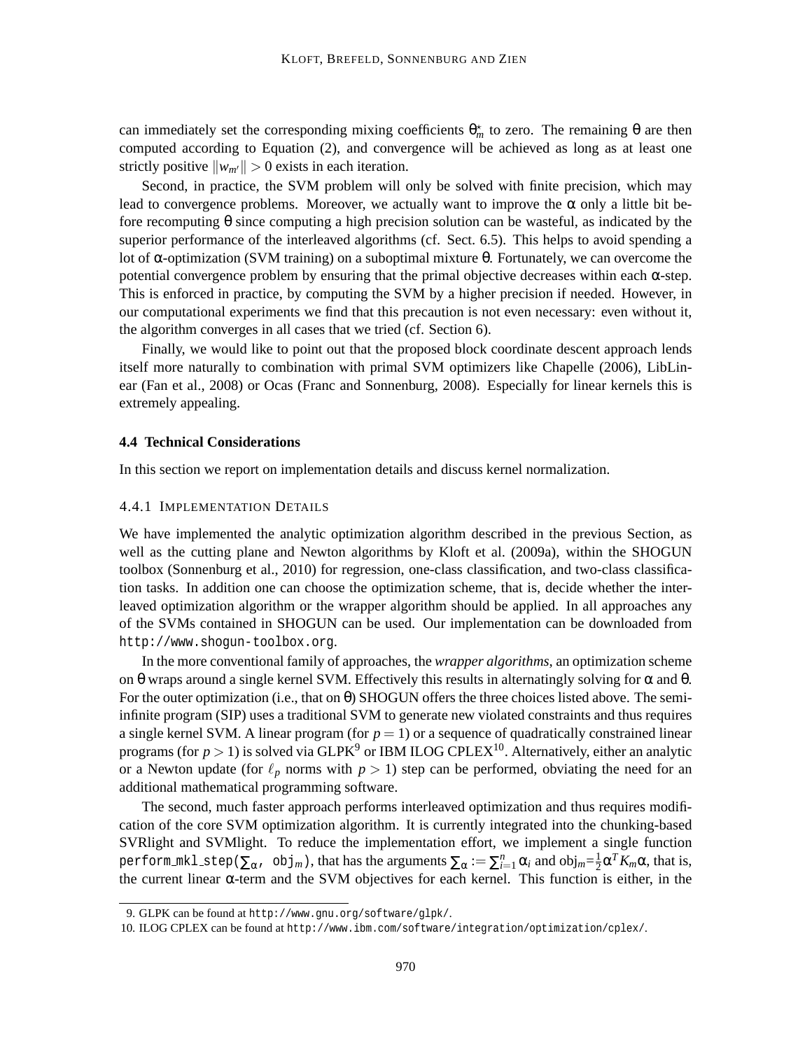can immediately set the corresponding mixing coefficients $\theta_m^*$ to zero. The remaining $\theta$ are then computed according to Equation (2), and convergence will be achieved as long as at least one strictly positive $\|w_{m'}\| > 0$ exists in each iteration.

Second, in practice, the SVM problem will only be solved with finite precision, which may lead to convergence problems. Moreover, we actually want to improve the $\alpha$ only a little bit before recomputing $\theta$ since computing a high precision solution can be wasteful, as indicated by the superior performance of the interleaved algorithms (cf. Sect. 6.5). This helps to avoid spending a lot of $\alpha$-optimization (SVM training) on a suboptimal mixture $\theta$. Fortunately, we can overcome the potential convergence problem by ensuring that the primal objective decreases within each $\alpha$-step. This is enforced in practice, by computing the SVM by a higher precision if needed. However, in our computational experiments we find that this precaution is not even necessary: even without it, the algorithm converges in all cases that we tried (cf. Section 6).

Finally, we would like to point out that the proposed block coordinate descent approach lends itself more naturally to combination with primal SVM optimizers like Chapelle (2006), LibLinear (Fan et al., 2008) or Ocas (Franc and Sonnenburg, 2008). Especially for linear kernels this is extremely appealing.

### 4.4 Technical Considerations

In this section we report on implementation details and discuss kernel normalization.

#### 4.4.1 Implementation Details

We have implemented the analytic optimization algorithm described in the previous Section, as well as the cutting plane and Newton algorithms by Kloft et al. (2009a), within the SHOGUN toolbox (Sonnenburg et al., 2010) for regression, one-class classification, and two-class classification tasks. In addition one can choose the optimization scheme, that is, decide whether the interleaved optimization algorithm or the wrapper algorithm should be applied. In all approaches any of the SVMs contained in SHOGUN can be used. Our implementation can be downloaded from `http://www.shogun-toolbox.org`.

In the more conventional family of approaches, the *wrapper algorithms*, an optimization scheme on $\theta$ wraps around a single kernel SVM. Effectively this results in alternatingly solving for $\alpha$ and $\theta$. For the outer optimization (i.e., that on $\theta$) SHOGUN offers the three choices listed above. The semi-infinite program (SIP) uses a traditional SVM to generate new violated constraints and thus requires a single kernel SVM. A linear program (for $p = 1$) or a sequence of quadratically constrained linear programs (for $p > 1$) is solved via GLPK[9] or IBM ILOG CPLEX[10]. Alternatively, either an analytic or a Newton update (for $\ell_p$ norms with $p > 1$) step can be performed, obviating the need for an additional mathematical programming software.

The second, much faster approach performs interleaved optimization and thus requires modification of the core SVM optimization algorithm. It is currently integrated into the chunking-based SVRlight and SVMlight. To reduce the implementation effort, we implement a single function `perform_mkl_step(`$\sum_\alpha$`, obj`$_m$`)`, that has the arguments $\sum_\alpha := \sum_{i=1}^n \alpha_i$ and $\text{obj}_m = \frac{1}{2}\alpha^T K_m \alpha$, that is, the current linear $\alpha$-term and the SVM objectives for each kernel. This function is either, in the

9. GLPK can be found at `http://www.gnu.org/software/glpk/`.

10. ILOG CPLEX can be found at `http://www.ibm.com/software/integration/optimization/cplex/`.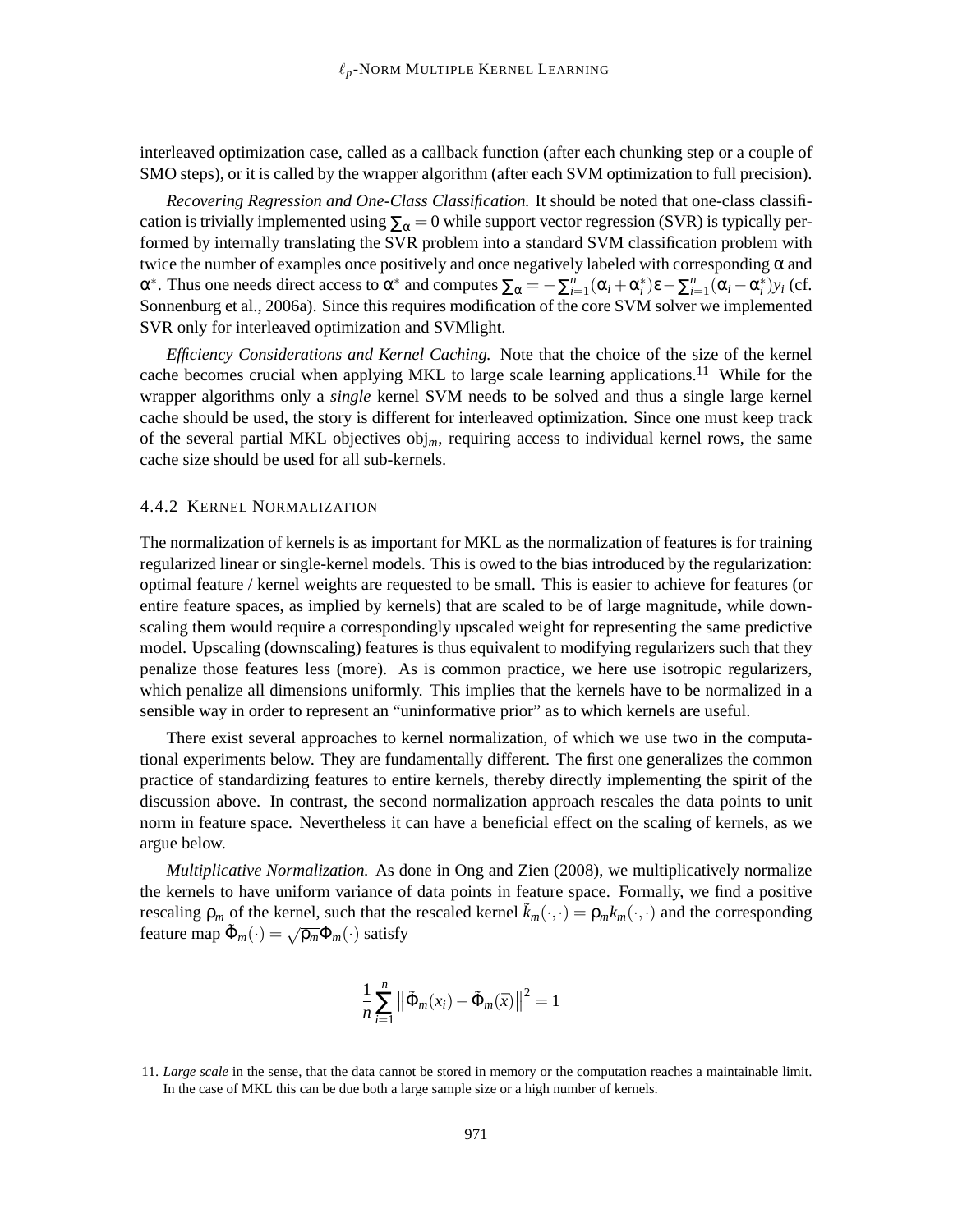interleaved optimization case, called as a callback function (after each chunking step or a couple of SMO steps), or it is called by the wrapper algorithm (after each SVM optimization to full precision).

*Recovering Regression and One-Class Classification.* It should be noted that one-class classification is trivially implemented using $\sum_\alpha = 0$ while support vector regression (SVR) is typically performed by internally translating the SVR problem into a standard SVM classification problem with twice the number of examples once positively and once negatively labeled with corresponding $\alpha$ and $\alpha^*$. Thus one needs direct access to $\alpha^*$ and computes $\sum_\alpha = -\sum_{i=1}^n (\alpha_i + \alpha_i^*)\varepsilon - \sum_{i=1}^n (\alpha_i - \alpha_i^*) y_i$ (cf. Sonnenburg et al., 2006a). Since this requires modification of the core SVM solver we implemented SVR only for interleaved optimization and SVMlight.

*Efficiency Considerations and Kernel Caching.* Note that the choice of the size of the kernel cache becomes crucial when applying MKL to large scale learning applications.[11] While for the wrapper algorithms only a *single* kernel SVM needs to be solved and thus a single large kernel cache should be used, the story is different for interleaved optimization. Since one must keep track of the several partial MKL objectives $\text{obj}_m$, requiring access to individual kernel rows, the same cache size should be used for all sub-kernels.

#### 4.4.2 Kernel Normalization

The normalization of kernels is as important for MKL as the normalization of features is for training regularized linear or single-kernel models. This is owed to the bias introduced by the regularization: optimal feature / kernel weights are requested to be small. This is easier to achieve for features (or entire feature spaces, as implied by kernels) that are scaled to be of large magnitude, while downscaling them would require a correspondingly upscaled weight for representing the same predictive model. Upscaling (downscaling) features is thus equivalent to modifying regularizers such that they penalize those features less (more). As is common practice, we here use isotropic regularizers, which penalize all dimensions uniformly. This implies that the kernels have to be normalized in a sensible way in order to represent an "uninformative prior" as to which kernels are useful.

There exist several approaches to kernel normalization, of which we use two in the computational experiments below. They are fundamentally different. The first one generalizes the common practice of standardizing features to entire kernels, thereby directly implementing the spirit of the discussion above. In contrast, the second normalization approach rescales the data points to unit norm in feature space. Nevertheless it can have a beneficial effect on the scaling of kernels, as we argue below.

*Multiplicative Normalization.* As done in Ong and Zien (2008), we multiplicatively normalize the kernels to have uniform variance of data points in feature space. Formally, we find a positive rescaling $\rho_m$ of the kernel, such that the rescaled kernel $\tilde{k}_m(\cdot,\cdot) = \rho_m k_m(\cdot,\cdot)$ and the corresponding feature map $\tilde{\Phi}_m(\cdot) = \sqrt{\rho_m}\Phi_m(\cdot)$ satisfy

$$\frac{1}{n}\sum_{i=1}^n \left\| \tilde{\Phi}_m(x_i) - \tilde{\Phi}_m(\overline{x}) \right\|^2 = 1$$

11. *Large scale* in the sense, that the data cannot be stored in memory or the computation reaches a maintainable limit. In the case of MKL this can be due both a large sample size or a high number of kernels.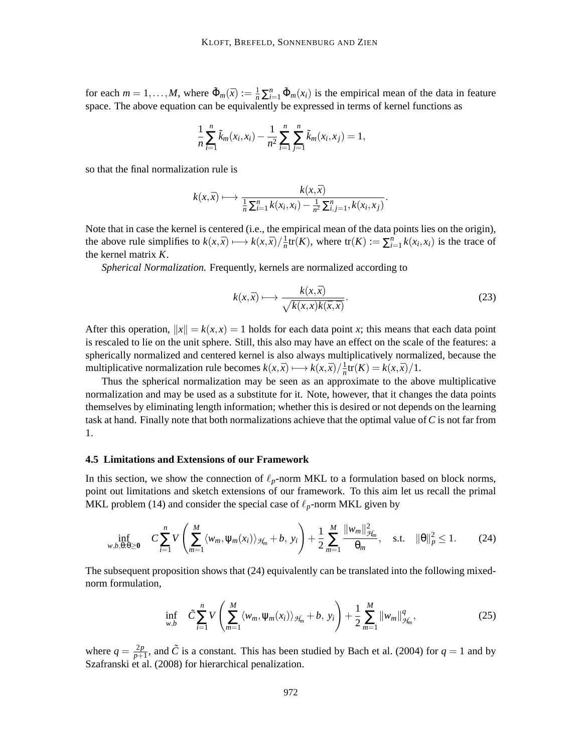for each $m = 1, \ldots, M$, where $\tilde{\Phi}_m(\bar{x}) := \frac{1}{n}\sum_{i=1}^n \tilde{\Phi}_m(x_i)$ is the empirical mean of the data in feature space. The above equation can be equivalently be expressed in terms of kernel functions as

$$\frac{1}{n}\sum_{i=1}^n \tilde{k}_m(x_i, x_i) - \frac{1}{n^2}\sum_{i=1}^n\sum_{j=1}^n \tilde{k}_m(x_i, x_j) = 1,$$

so that the final normalization rule is

$$k(x, \bar{x}) \longmapsto \frac{k(x, \bar{x})}{\frac{1}{n}\sum_{i=1}^n k(x_i, x_i) - \frac{1}{n^2}\sum_{i,j=1}^n, k(x_i, x_j)}.$$

Note that in case the kernel is centered (i.e., the empirical mean of the data points lies on the origin), the above rule simplifies to $k(x, \bar{x}) \longmapsto k(x, \bar{x}) / \frac{1}{n}\text{tr}(K)$, where $\text{tr}(K) := \sum_{i=1}^n k(x_i, x_i)$ is the trace of the kernel matrix $K$.

*Spherical Normalization.* Frequently, kernels are normalized according to

$$k(x, \bar{x}) \longmapsto \frac{k(x, \bar{x})}{\sqrt{k(x, x)k(\bar{x}, \bar{x})}}. \tag{23}$$

After this operation, $\|x\| = k(x, x) = 1$ holds for each data point $x$; this means that each data point is rescaled to lie on the unit sphere. Still, this also may have an effect on the scale of the features: a spherically normalized and centered kernel is also always multiplicatively normalized, because the multiplicative normalization rule becomes $k(x, \bar{x}) \longmapsto k(x, \bar{x}) / \frac{1}{n}\text{tr}(K) = k(x, \bar{x})/1$.

Thus the spherical normalization may be seen as an approximate to the above multiplicative normalization and may be used as a substitute for it. Note, however, that it changes the data points themselves by eliminating length information; whether this is desired or not depends on the learning task at hand. Finally note that both normalizations achieve that the optimal value of $C$ is not far from 1.

### 4.5 Limitations and Extensions of our Framework

In this section, we show the connection of $\ell_p$-norm MKL to a formulation based on block norms, point out limitations and sketch extensions of our framework. To this aim let us recall the primal MKL problem (14) and consider the special case of $\ell_p$-norm MKL given by

$$\inf_{w,b,\theta:\theta\geq\mathbf{0}} \quad C\sum_{i=1}^n V\left(\sum_{m=1}^M \langle w_m, \psi_m(x_i)\rangle_{\mathcal{H}_m} + b,\ y_i\right) + \frac{1}{2}\sum_{m=1}^M \frac{\|w_m\|^2_{\mathcal{H}_m}}{\theta_m}, \quad \text{s.t.} \quad \|\theta\|_p^2 \leq 1. \tag{24}$$

The subsequent proposition shows that (24) equivalently can be translated into the following mixed-norm formulation,

$$\inf_{w,b} \quad \tilde{C}\sum_{i=1}^n V\left(\sum_{m=1}^M \langle w_m, \psi_m(x_i)\rangle_{\mathcal{H}_m} + b,\ y_i\right) + \frac{1}{2}\sum_{m=1}^M \|w_m\|^q_{\mathcal{H}_m}, \tag{25}$$

where $q = \frac{2p}{p+1}$, and $\tilde{C}$ is a constant. This has been studied by Bach et al. (2004) for $q = 1$ and by Szafranski et al. (2008) for hierarchical penalization.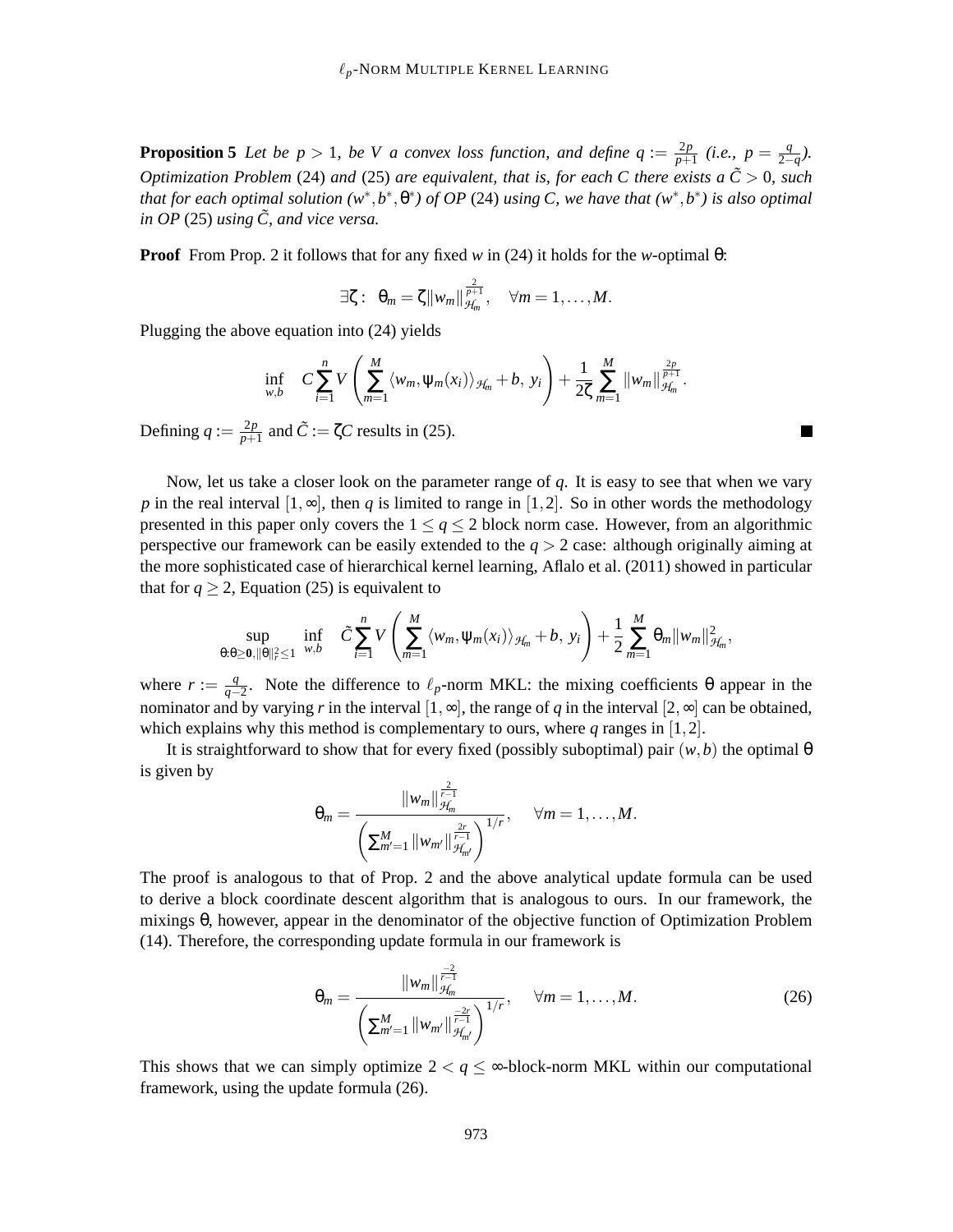**Proposition 5** *Let be $p > 1$, be $V$ a convex loss function, and define $q := \frac{2p}{p+1}$ (i.e., $p = \frac{q}{2-q}$). Optimization Problem* (24) *and* (25) *are equivalent, that is, for each $C$ there exists a $\tilde{C} > 0$, such that for each optimal solution $(w^*, b^*, \theta^*)$ of OP* (24) *using $C$, we have that $(w^*, b^*)$ is also optimal in OP* (25) *using $\tilde{C}$, and vice versa.*

**Proof** From Prop. 2 it follows that for any fixed $w$ in (24) it holds for the $w$-optimal $\theta$:

$$\exists \zeta : \quad \theta_m = \zeta \|w_m\|_{\mathcal{H}_m}^{\frac{2}{p+1}}, \quad \forall m = 1, \ldots, M.$$

Plugging the above equation into (24) yields

$$\inf_{w,b} \quad C \sum_{i=1}^{n} V\left(\sum_{m=1}^{M} \langle w_m, \psi_m(x_i)\rangle_{\mathcal{H}_m} + b,\ y_i\right) + \frac{1}{2\zeta} \sum_{m=1}^{M} \|w_m\|_{\mathcal{H}_m}^{\frac{2p}{p+1}}.$$

Defining $q := \frac{2p}{p+1}$ and $\tilde{C} := \zeta C$ results in (25). ■

Now, let us take a closer look on the parameter range of $q$. It is easy to see that when we vary $p$ in the real interval $[1, \infty]$, then $q$ is limited to range in $[1, 2]$. So in other words the methodology presented in this paper only covers the $1 \leq q \leq 2$ block norm case. However, from an algorithmic perspective our framework can be easily extended to the $q > 2$ case: although originally aiming at the more sophisticated case of hierarchical kernel learning, Aflalo et al. (2011) showed in particular that for $q \geq 2$, Equation (25) is equivalent to

$$\sup_{\theta:\theta \geq \mathbf{0}, \|\theta\|_r^2 \leq 1} \ \inf_{w,b} \quad \tilde{C} \sum_{i=1}^{n} V\left(\sum_{m=1}^{M} \langle w_m, \psi_m(x_i)\rangle_{\mathcal{H}_m} + b,\ y_i\right) + \frac{1}{2} \sum_{m=1}^{M} \theta_m \|w_m\|_{\mathcal{H}_m}^2,$$

where $r := \frac{q}{q-2}$. Note the difference to $\ell_p$-norm MKL: the mixing coefficients $\theta$ appear in the nominator and by varying $r$ in the interval $[1, \infty]$, the range of $q$ in the interval $[2, \infty]$ can be obtained, which explains why this method is complementary to ours, where $q$ ranges in $[1, 2]$.

It is straightforward to show that for every fixed (possibly suboptimal) pair $(w, b)$ the optimal $\theta$ is given by

$$\theta_m = \frac{\|w_m\|_{\mathcal{H}_m}^{\frac{2}{r-1}}}{\left(\sum_{m'=1}^{M} \|w_{m'}\|_{\mathcal{H}_{m'}}^{\frac{2r}{r-1}}\right)^{1/r}}, \quad \forall m = 1, \ldots, M.$$

The proof is analogous to that of Prop. 2 and the above analytical update formula can be used to derive a block coordinate descent algorithm that is analogous to ours. In our framework, the mixings $\theta$, however, appear in the denominator of the objective function of Optimization Problem (14). Therefore, the corresponding update formula in our framework is

$$\theta_m = \frac{\|w_m\|_{\mathcal{H}_m}^{\frac{-2}{r-1}}}{\left(\sum_{m'=1}^{M} \|w_{m'}\|_{\mathcal{H}_{m'}}^{\frac{-2r}{r-1}}\right)^{1/r}}, \quad \forall m = 1, \ldots, M. \tag{26}$$

This shows that we can simply optimize $2 < q \leq \infty$-block-norm MKL within our computational framework, using the update formula (26).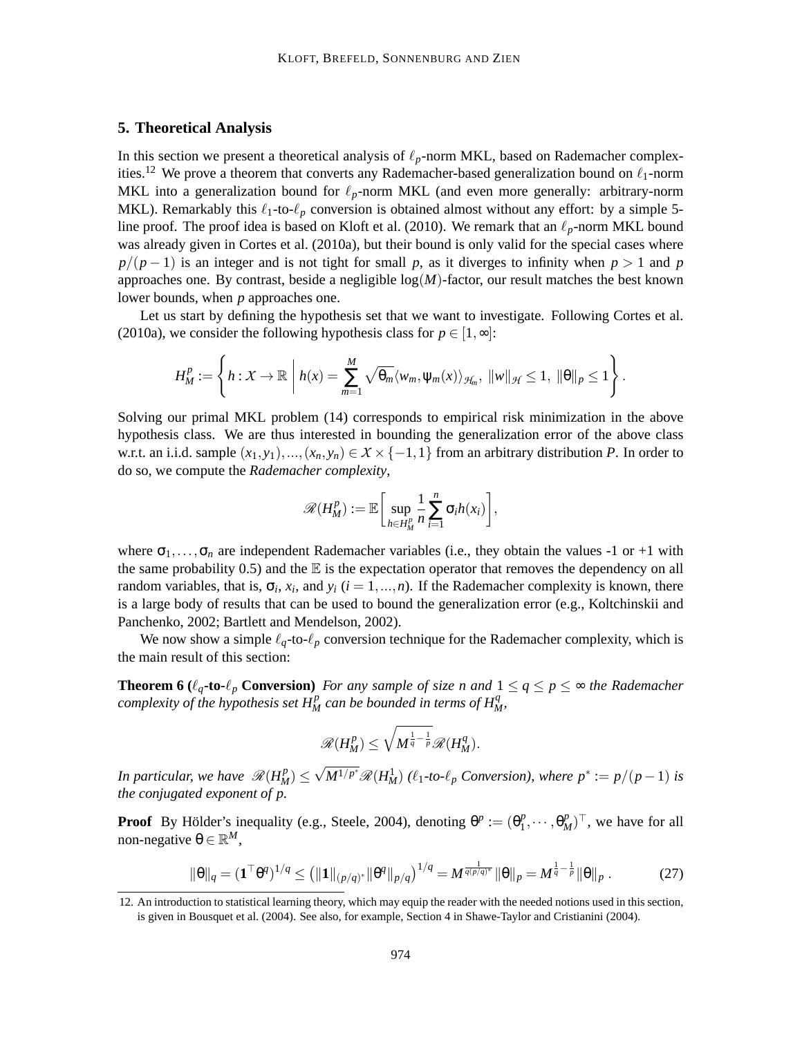## 5. Theoretical Analysis

In this section we present a theoretical analysis of $\ell_p$-norm MKL, based on Rademacher complexities.[12] We prove a theorem that converts any Rademacher-based generalization bound on $\ell_1$-norm MKL into a generalization bound for $\ell_p$-norm MKL (and even more generally: arbitrary-norm MKL). Remarkably this $\ell_1$-to-$\ell_p$ conversion is obtained almost without any effort: by a simple 5-line proof. The proof idea is based on Kloft et al. (2010). We remark that an $\ell_p$-norm MKL bound was already given in Cortes et al. (2010a), but their bound is only valid for the special cases where $p/(p-1)$ is an integer and is not tight for small $p$, as it diverges to infinity when $p > 1$ and $p$ approaches one. By contrast, beside a negligible $\log(M)$-factor, our result matches the best known lower bounds, when $p$ approaches one.

Let us start by defining the hypothesis set that we want to investigate. Following Cortes et al. (2010a), we consider the following hypothesis class for $p \in [1, \infty]$:

$$H_M^p := \left\{ h : \mathcal{X} \to \mathbb{R} \;\middle|\; h(x) = \sum_{m=1}^{M} \sqrt{\theta_m} \langle w_m, \psi_m(x) \rangle_{\mathcal{H}_m},\ \|w\|_{\mathcal{H}} \leq 1,\ \|\theta\|_p \leq 1 \right\}.$$

Solving our primal MKL problem (14) corresponds to empirical risk minimization in the above hypothesis class. We are thus interested in bounding the generalization error of the above class w.r.t. an i.i.d. sample $(x_1, y_1), ..., (x_n, y_n) \in \mathcal{X} \times \{-1, 1\}$ from an arbitrary distribution $P$. In order to do so, we compute the *Rademacher complexity*,

$$\mathcal{R}(H_M^p) := \mathbb{E}\left[ \sup_{h \in H_M^p} \frac{1}{n} \sum_{i=1}^{n} \sigma_i h(x_i) \right],$$

where $\sigma_1, \ldots, \sigma_n$ are independent Rademacher variables (i.e., they obtain the values -1 or +1 with the same probability 0.5) and the $\mathbb{E}$ is the expectation operator that removes the dependency on all random variables, that is, $\sigma_i$, $x_i$, and $y_i$ ($i = 1, ..., n$). If the Rademacher complexity is known, there is a large body of results that can be used to bound the generalization error (e.g., Koltchinskii and Panchenko, 2002; Bartlett and Mendelson, 2002).

We now show a simple $\ell_q$-to-$\ell_p$ conversion technique for the Rademacher complexity, which is the main result of this section:

**Theorem 6 ($\ell_q$-to-$\ell_p$ Conversion)** *For any sample of size $n$ and $1 \leq q \leq p \leq \infty$ the Rademacher complexity of the hypothesis set $H_M^p$ can be bounded in terms of $H_M^q$,*

$$\mathcal{R}(H_M^p) \leq \sqrt{M^{\frac{1}{q} - \frac{1}{p}}} \mathcal{R}(H_M^q).$$

*In particular, we have $\mathcal{R}(H_M^p) \leq \sqrt{M^{1/p^*}} \mathcal{R}(H_M^1)$ ($\ell_1$-to-$\ell_p$ Conversion), where $p^* := p/(p-1)$ is the conjugated exponent of $p$.*

**Proof** By Hölder's inequality (e.g., Steele, 2004), denoting $\theta^p := (\theta_1^p, \cdots, \theta_M^p)^\top$, we have for all non-negative $\theta \in \mathbb{R}^M$,

$$\|\theta\|_q = (\mathbf{1}^\top \theta^q)^{1/q} \leq \left( \|\mathbf{1}\|_{(p/q)^*} \|\theta^q\|_{p/q} \right)^{1/q} = M^{\frac{1}{q(p/q)^*}} \|\theta\|_p = M^{\frac{1}{q} - \frac{1}{p}} \|\theta\|_p \,. \tag{27}$$

12. An introduction to statistical learning theory, which may equip the reader with the needed notions used in this section, is given in Bousquet et al. (2004). See also, for example, Section 4 in Shawe-Taylor and Cristianini (2004).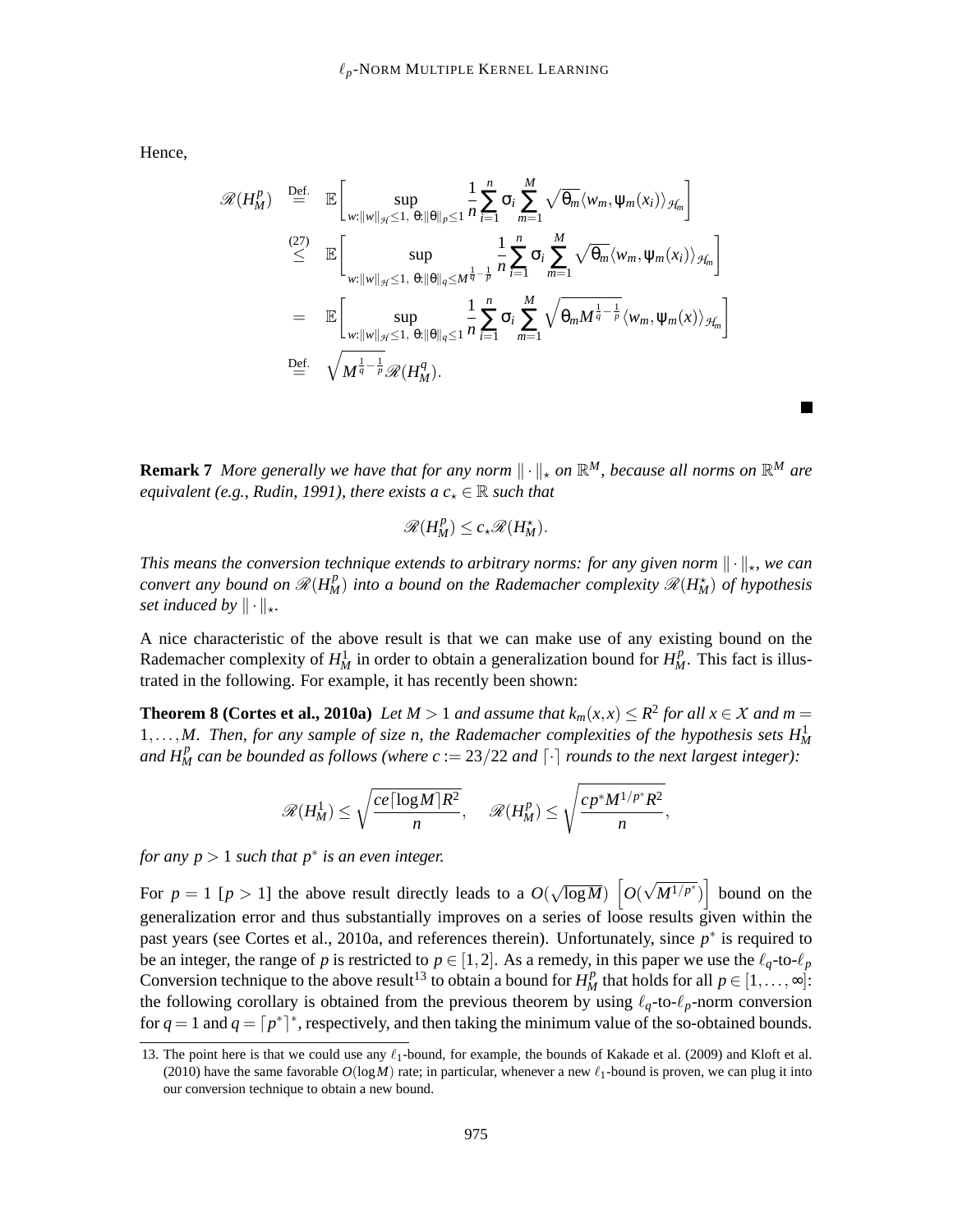Hence,

$$
\begin{aligned}
\mathscr{R}(H_M^p) &\overset{\text{Def.}}{=} \mathbb{E}\left[\sup_{w:\|w\|_{\mathcal{H}}\leq 1,\ \theta:\|\theta\|_p\leq 1} \frac{1}{n}\sum_{i=1}^{n}\sigma_i \sum_{m=1}^{M}\sqrt{\theta_m}\langle w_m, \psi_m(x_i)\rangle_{\mathcal{H}_m}\right] \\
&\overset{(27)}{\leq} \mathbb{E}\left[\sup_{w:\|w\|_{\mathcal{H}}\leq 1,\ \theta:\|\theta\|_q\leq M^{\frac{1}{q}-\frac{1}{p}}} \frac{1}{n}\sum_{i=1}^{n}\sigma_i \sum_{m=1}^{M}\sqrt{\theta_m}\langle w_m, \psi_m(x_i)\rangle_{\mathcal{H}_m}\right] \\
&= \mathbb{E}\left[\sup_{w:\|w\|_{\mathcal{H}}\leq 1,\ \theta:\|\theta\|_q\leq 1} \frac{1}{n}\sum_{i=1}^{n}\sigma_i \sum_{m=1}^{M}\sqrt{\theta_m M^{\frac{1}{q}-\frac{1}{p}}}\langle w_m, \psi_m(x)\rangle_{\mathcal{H}_m}\right] \\
&\overset{\text{Def.}}{=} \sqrt{M^{\frac{1}{q}-\frac{1}{p}}}\,\mathscr{R}(H_M^q).
\end{aligned}
$$

■

**Remark 7** *More generally we have that for any norm $\|\cdot\|_\star$ on $\mathbb{R}^M$, because all norms on $\mathbb{R}^M$ are equivalent (e.g., Rudin, 1991), there exists a $c_\star \in \mathbb{R}$ such that*

$$
\mathscr{R}(H_M^p) \leq c_\star \mathscr{R}(H_M^\star).
$$

*This means the conversion technique extends to arbitrary norms: for any given norm $\|\cdot\|_\star$, we can convert any bound on $\mathscr{R}(H_M^p)$ into a bound on the Rademacher complexity $\mathscr{R}(H_M^\star)$ of hypothesis set induced by $\|\cdot\|_\star$.*

A nice characteristic of the above result is that we can make use of any existing bound on the Rademacher complexity of $H_M^1$ in order to obtain a generalization bound for $H_M^p$. This fact is illustrated in the following. For example, it has recently been shown:

**Theorem 8 (Cortes et al., 2010a)** *Let $M > 1$ and assume that $k_m(x,x) \leq R^2$ for all $x \in \mathcal{X}$ and $m = 1,\ldots,M$. Then, for any sample of size $n$, the Rademacher complexities of the hypothesis sets $H_M^1$ and $H_M^p$ can be bounded as follows (where $c := 23/22$ and $\lceil\cdot\rceil$ rounds to the next largest integer):*

$$
\mathscr{R}(H_M^1) \leq \sqrt{\frac{ce\lceil \log M\rceil R^2}{n}}, \quad \mathscr{R}(H_M^p) \leq \sqrt{\frac{cp^* M^{1/p^*} R^2}{n}},
$$

*for any $p > 1$ such that $p^*$ is an even integer.*

For $p = 1$ [$p > 1$] the above result directly leads to a $O(\sqrt{\log M})$ $\left[O(\sqrt{M^{1/p^*}})\right]$ bound on the generalization error and thus substantially improves on a series of loose results given within the past years (see Cortes et al., 2010a, and references therein). Unfortunately, since $p^*$ is required to be an integer, the range of $p$ is restricted to $p \in [1,2]$. As a remedy, in this paper we use the $\ell_q$-to-$\ell_p$ Conversion technique to the above result[13] to obtain a bound for $H_M^p$ that holds for all $p \in [1,\ldots,\infty]$: the following corollary is obtained from the previous theorem by using $\ell_q$-to-$\ell_p$-norm conversion for $q = 1$ and $q = \lceil p^*\rceil^*$, respectively, and then taking the minimum value of the so-obtained bounds.

13. The point here is that we could use any $\ell_1$-bound, for example, the bounds of Kakade et al. (2009) and Kloft et al. (2010) have the same favorable $O(\log M)$ rate; in particular, whenever a new $\ell_1$-bound is proven, we can plug it into our conversion technique to obtain a new bound.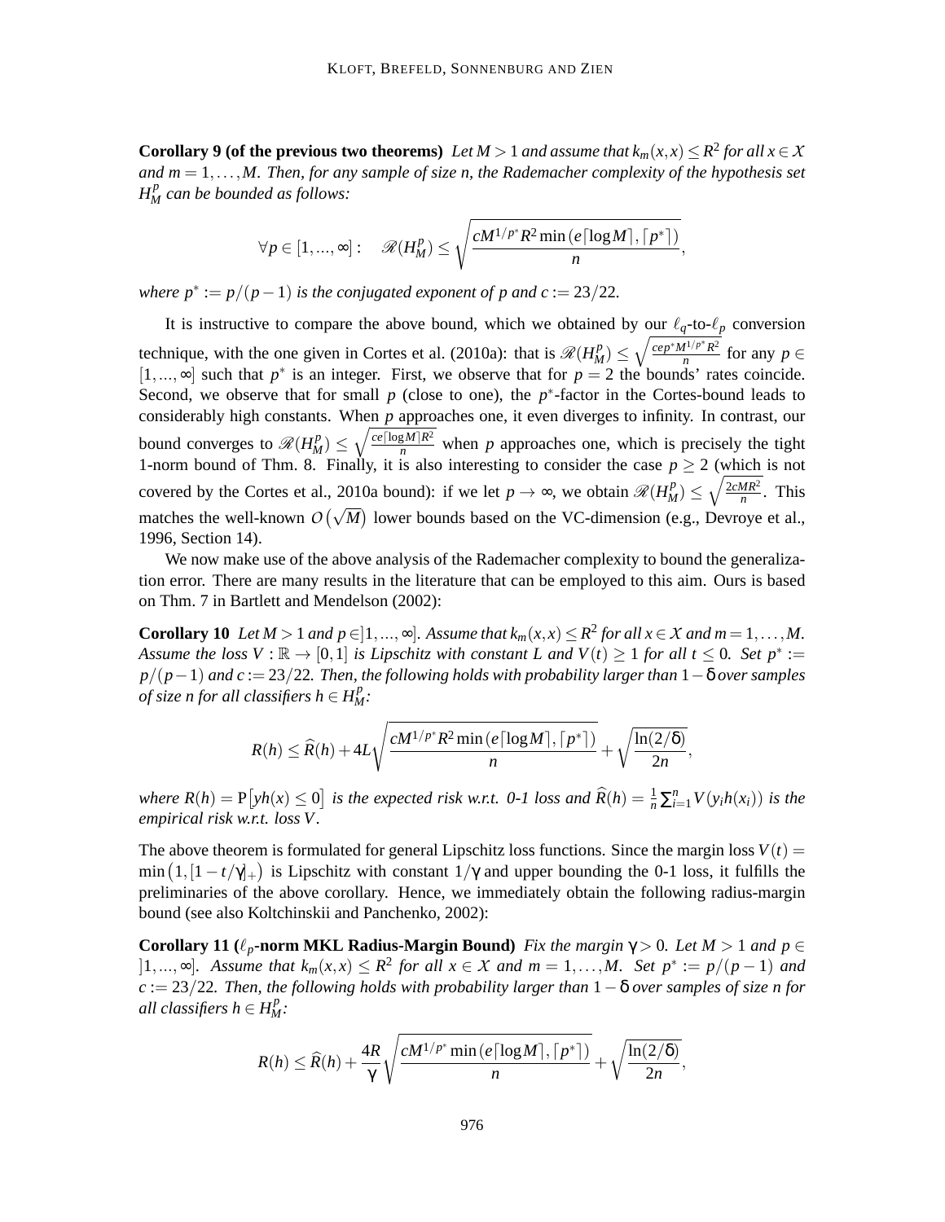**Corollary 9 (of the previous two theorems)** *Let $M > 1$ and assume that $k_m(x,x) \leq R^2$ for all $x \in \mathcal{X}$ and $m = 1, \ldots, M$. Then, for any sample of size $n$, the Rademacher complexity of the hypothesis set $H_M^p$ can be bounded as follows:*

$$\forall p \in [1, ..., \infty]: \quad \mathscr{R}(H_M^p) \leq \sqrt{\frac{cM^{1/p^*} R^2 \min\left(e\lceil \log M \rceil, \lceil p^* \rceil\right)}{n}},$$

*where $p^* := p/(p-1)$ is the conjugated exponent of $p$ and $c := 23/22$.*

It is instructive to compare the above bound, which we obtained by our $\ell_q$-to-$\ell_p$ conversion technique, with the one given in Cortes et al. (2010a): that is $\mathscr{R}(H_M^p) \leq \sqrt{\frac{cep^* M^{1/p^*} R^2}{n}}$ for any $p \in [1, ..., \infty]$ such that $p^*$ is an integer. First, we observe that for $p = 2$ the bounds' rates coincide. Second, we observe that for small $p$ (close to one), the $p^*$-factor in the Cortes-bound leads to considerably high constants. When $p$ approaches one, it even diverges to infinity. In contrast, our bound converges to $\mathscr{R}(H_M^p) \leq \sqrt{\frac{ce\lceil \log M \rceil R^2}{n}}$ when $p$ approaches one, which is precisely the tight 1-norm bound of Thm. 8. Finally, it is also interesting to consider the case $p \geq 2$ (which is not covered by the Cortes et al., 2010a bound): if we let $p \to \infty$, we obtain $\mathscr{R}(H_M^p) \leq \sqrt{\frac{2cMR^2}{n}}$. This matches the well-known $O\left(\sqrt{M}\right)$ lower bounds based on the VC-dimension (e.g., Devroye et al., 1996, Section 14).

We now make use of the above analysis of the Rademacher complexity to bound the generalization error. There are many results in the literature that can be employed to this aim. Ours is based on Thm. 7 in Bartlett and Mendelson (2002):

**Corollary 10** *Let $M > 1$ and $p \in ]1, ..., \infty]$. Assume that $k_m(x,x) \leq R^2$ for all $x \in \mathcal{X}$ and $m = 1, \ldots, M$. Assume the loss $V : \mathbb{R} \to [0,1]$ is Lipschitz with constant $L$ and $V(t) \geq 1$ for all $t \leq 0$. Set $p^* := p/(p-1)$ and $c := 23/22$. Then, the following holds with probability larger than $1 - \delta$ over samples of size $n$ for all classifiers $h \in H_M^p$:*

$$R(h) \leq \widehat{R}(h) + 4L\sqrt{\frac{cM^{1/p^*} R^2 \min\left(e\lceil \log M \rceil, \lceil p^* \rceil\right)}{n}} + \sqrt{\frac{\ln(2/\delta)}{2n}},$$

*where $R(h) = \mathrm{P}\left[yh(x) \leq 0\right]$ is the expected risk w.r.t. 0-1 loss and $\widehat{R}(h) = \frac{1}{n}\sum_{i=1}^n V(y_i h(x_i))$ is the empirical risk w.r.t. loss $V$.*

The above theorem is formulated for general Lipschitz loss functions. Since the margin loss $V(t) = \min\left(1, [1 - t/\gamma]_+\right)$ is Lipschitz with constant $1/\gamma$ and upper bounding the 0-1 loss, it fulfills the preliminaries of the above corollary. Hence, we immediately obtain the following radius-margin bound (see also Koltchinskii and Panchenko, 2002):

**Corollary 11 ($\ell_p$-norm MKL Radius-Margin Bound)** *Fix the margin $\gamma > 0$. Let $M > 1$ and $p \in ]1, ..., \infty]$. Assume that $k_m(x,x) \leq R^2$ for all $x \in \mathcal{X}$ and $m = 1, \ldots, M$. Set $p^* := p/(p-1)$ and $c := 23/22$. Then, the following holds with probability larger than $1 - \delta$ over samples of size $n$ for all classifiers $h \in H_M^p$:*

$$R(h) \leq \widehat{R}(h) + \frac{4R}{\gamma}\sqrt{\frac{cM^{1/p^*} \min\left(e\lceil \log M \rceil, \lceil p^* \rceil\right)}{n}} + \sqrt{\frac{\ln(2/\delta)}{2n}},$$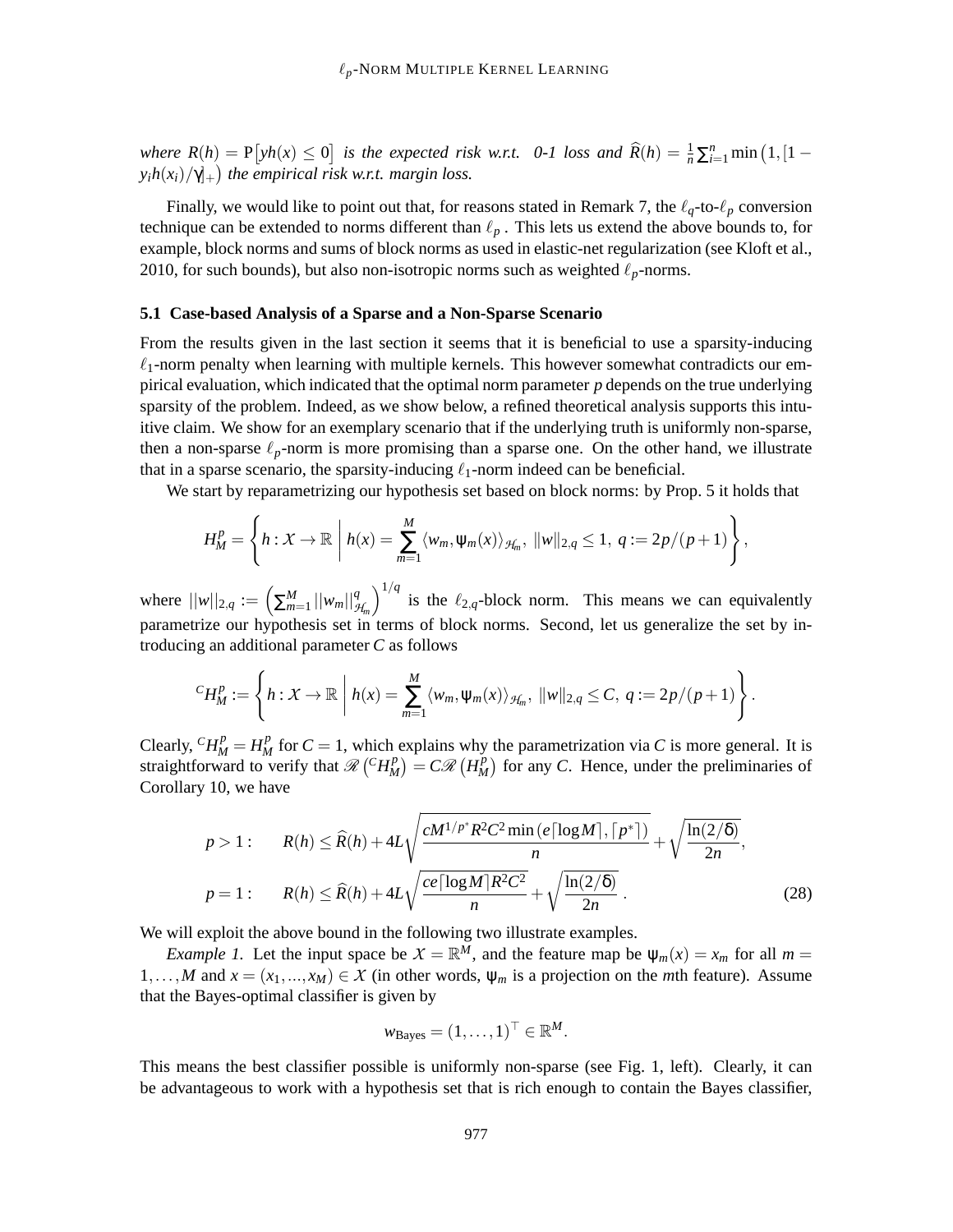*where* $R(h) = \mathrm{P}\big[yh(x) \leq 0\big]$ *is the expected risk w.r.t. 0-1 loss and* $\widehat{R}(h) = \frac{1}{n}\sum_{i=1}^{n} \min\big(1, [1 - y_i h(x_i)/\gamma]_+\big)$ *the empirical risk w.r.t. margin loss.*

Finally, we would like to point out that, for reasons stated in Remark 7, the $\ell_q$-to-$\ell_p$ conversion technique can be extended to norms different than $\ell_p$ . This lets us extend the above bounds to, for example, block norms and sums of block norms as used in elastic-net regularization (see Kloft et al., 2010, for such bounds), but also non-isotropic norms such as weighted $\ell_p$-norms.

### 5.1 Case-based Analysis of a Sparse and a Non-Sparse Scenario

From the results given in the last section it seems that it is beneficial to use a sparsity-inducing $\ell_1$-norm penalty when learning with multiple kernels. This however somewhat contradicts our empirical evaluation, which indicated that the optimal norm parameter $p$ depends on the true underlying sparsity of the problem. Indeed, as we show below, a refined theoretical analysis supports this intuitive claim. We show for an exemplary scenario that if the underlying truth is uniformly non-sparse, then a non-sparse $\ell_p$-norm is more promising than a sparse one. On the other hand, we illustrate that in a sparse scenario, the sparsity-inducing $\ell_1$-norm indeed can be beneficial.

We start by reparametrizing our hypothesis set based on block norms: by Prop. 5 it holds that

$$H_M^p = \left\{ h : \mathcal{X} \to \mathbb{R} \;\middle|\; h(x) = \sum_{m=1}^{M} \langle w_m, \psi_m(x) \rangle_{\mathcal{H}_m},\ \|w\|_{2,q} \leq 1,\ q := 2p/(p+1) \right\},$$

where $||w||_{2,q} := \left(\sum_{m=1}^{M} ||w_m||_{\mathcal{H}_m}^{q}\right)^{1/q}$ is the $\ell_{2,q}$-block norm. This means we can equivalently parametrize our hypothesis set in terms of block norms. Second, let us generalize the set by introducing an additional parameter $C$ as follows

$${}^{C}H_M^p := \left\{ h : \mathcal{X} \to \mathbb{R} \;\middle|\; h(x) = \sum_{m=1}^{M} \langle w_m, \psi_m(x) \rangle_{\mathcal{H}_m},\ \|w\|_{2,q} \leq C,\ q := 2p/(p+1) \right\}.$$

Clearly, ${}^{C}H_M^p = H_M^p$ for $C = 1$, which explains why the parametrization via $C$ is more general. It is straightforward to verify that $\mathscr{R}\left({}^{C}H_M^p\right) = C\mathscr{R}\left(H_M^p\right)$ for any $C$. Hence, under the preliminaries of Corollary 10, we have

$$\begin{aligned}
p > 1: \qquad & R(h) \leq \widehat{R}(h) + 4L\sqrt{\frac{cM^{1/p^*}R^2C^2\min\left(e\lceil \log M\rceil, \lceil p^*\rceil\right)}{n}} + \sqrt{\frac{\ln(2/\delta)}{2n}}, \\
p = 1: \qquad & R(h) \leq \widehat{R}(h) + 4L\sqrt{\frac{ce\lceil \log M\rceil R^2C^2}{n}} + \sqrt{\frac{\ln(2/\delta)}{2n}}\ .
\end{aligned} \tag{28}$$

We will exploit the above bound in the following two illustrate examples.

*Example 1.* Let the input space be $\mathcal{X} = \mathbb{R}^M$, and the feature map be $\psi_m(x) = x_m$ for all $m = 1, \ldots, M$ and $x = (x_1, \ldots, x_M) \in \mathcal{X}$ (in other words, $\psi_m$ is a projection on the $m$th feature). Assume that the Bayes-optimal classifier is given by

$$w_{\text{Bayes}} = (1, \ldots, 1)^\top \in \mathbb{R}^M.$$

This means the best classifier possible is uniformly non-sparse (see Fig. 1, left). Clearly, it can be advantageous to work with a hypothesis set that is rich enough to contain the Bayes classifier,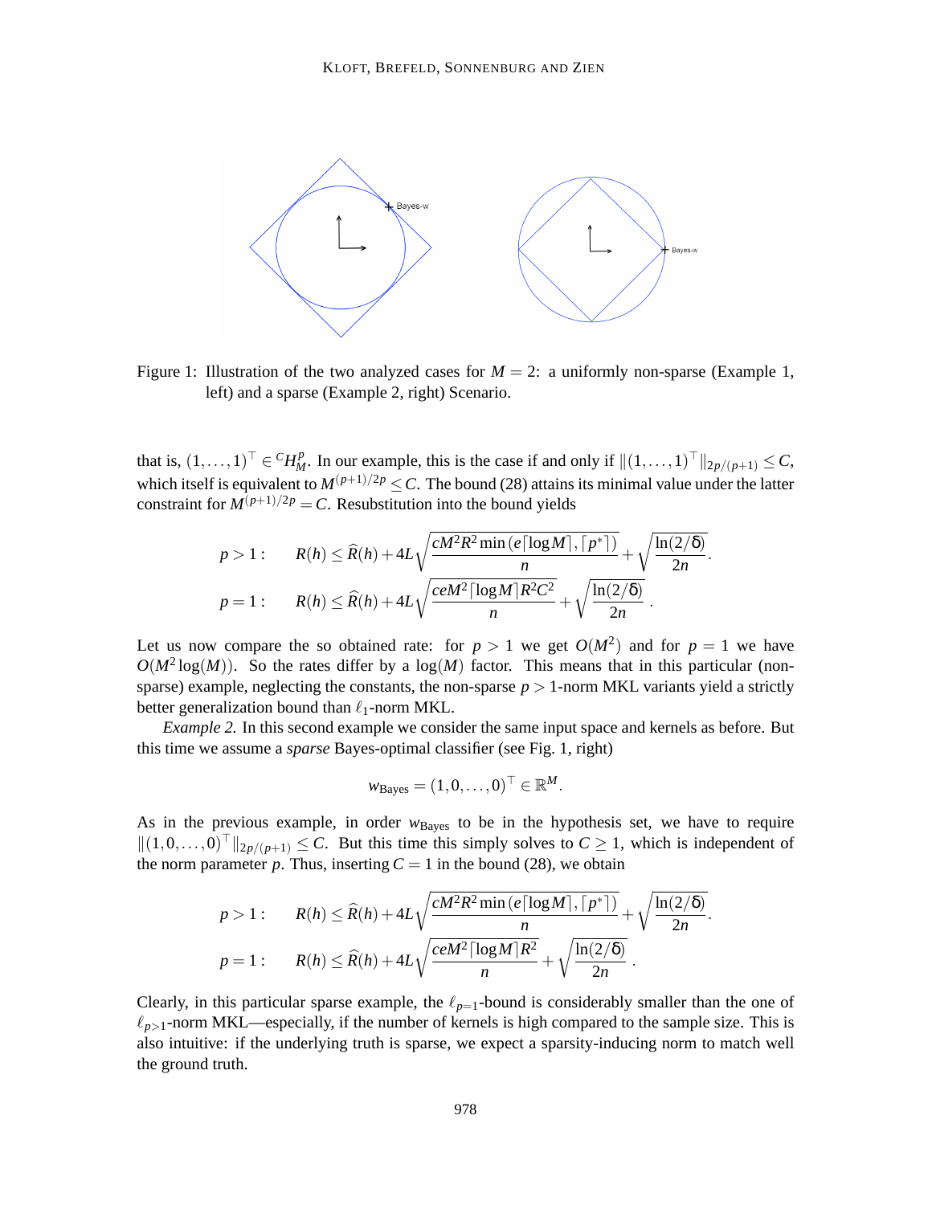Figure 1: Illustration of the two analyzed cases for $M = 2$: a uniformly non-sparse (Example 1, left) and a sparse (Example 2, right) Scenario.

that is, $(1,\ldots,1)^\top \in {}^C H_M^p$. In our example, this is the case if and only if $\|(1,\ldots,1)^\top\|_{2p/(p+1)} \leq C$, which itself is equivalent to $M^{(p+1)/2p} \leq C$. The bound (28) attains its minimal value under the latter constraint for $M^{(p+1)/2p} = C$. Resubstitution into the bound yields

$$
\begin{aligned}
p > 1: \qquad & R(h) \leq \widehat{R}(h) + 4L\sqrt{\frac{cM^2R^2 \min\left(e\lceil \log M \rceil, \lceil p^* \rceil\right)}{n}} + \sqrt{\frac{\ln(2/\delta)}{2n}}. \\
p = 1: \qquad & R(h) \leq \widehat{R}(h) + 4L\sqrt{\frac{ceM^2\lceil \log M \rceil R^2 C^2}{n}} + \sqrt{\frac{\ln(2/\delta)}{2n}}.
\end{aligned}
$$

Let us now compare the so obtained rate: for $p > 1$ we get $O(M^2)$ and for $p = 1$ we have $O(M^2 \log(M))$. So the rates differ by a $\log(M)$ factor. This means that in this particular (non-sparse) example, neglecting the constants, the non-sparse $p > 1$-norm MKL variants yield a strictly better generalization bound than $\ell_1$-norm MKL.

*Example 2.* In this second example we consider the same input space and kernels as before. But this time we assume a *sparse* Bayes-optimal classifier (see Fig. 1, right)

$$
w_{\text{Bayes}} = (1, 0, \ldots, 0)^\top \in \mathbb{R}^M.
$$

As in the previous example, in order $w_{\text{Bayes}}$ to be in the hypothesis set, we have to require $\|(1,0,\ldots,0)^\top\|_{2p/(p+1)} \leq C$. But this time this simply solves to $C \geq 1$, which is independent of the norm parameter $p$. Thus, inserting $C = 1$ in the bound (28), we obtain

$$
\begin{aligned}
p > 1: \qquad & R(h) \leq \widehat{R}(h) + 4L\sqrt{\frac{cM^2R^2 \min\left(e\lceil \log M \rceil, \lceil p^* \rceil\right)}{n}} + \sqrt{\frac{\ln(2/\delta)}{2n}}. \\
p = 1: \qquad & R(h) \leq \widehat{R}(h) + 4L\sqrt{\frac{ceM^2\lceil \log M \rceil R^2}{n}} + \sqrt{\frac{\ln(2/\delta)}{2n}}.
\end{aligned}
$$

Clearly, in this particular sparse example, the $\ell_{p=1}$-bound is considerably smaller than the one of $\ell_{p>1}$-norm MKL—especially, if the number of kernels is high compared to the sample size. This is also intuitive: if the underlying truth is sparse, we expect a sparsity-inducing norm to match well the ground truth.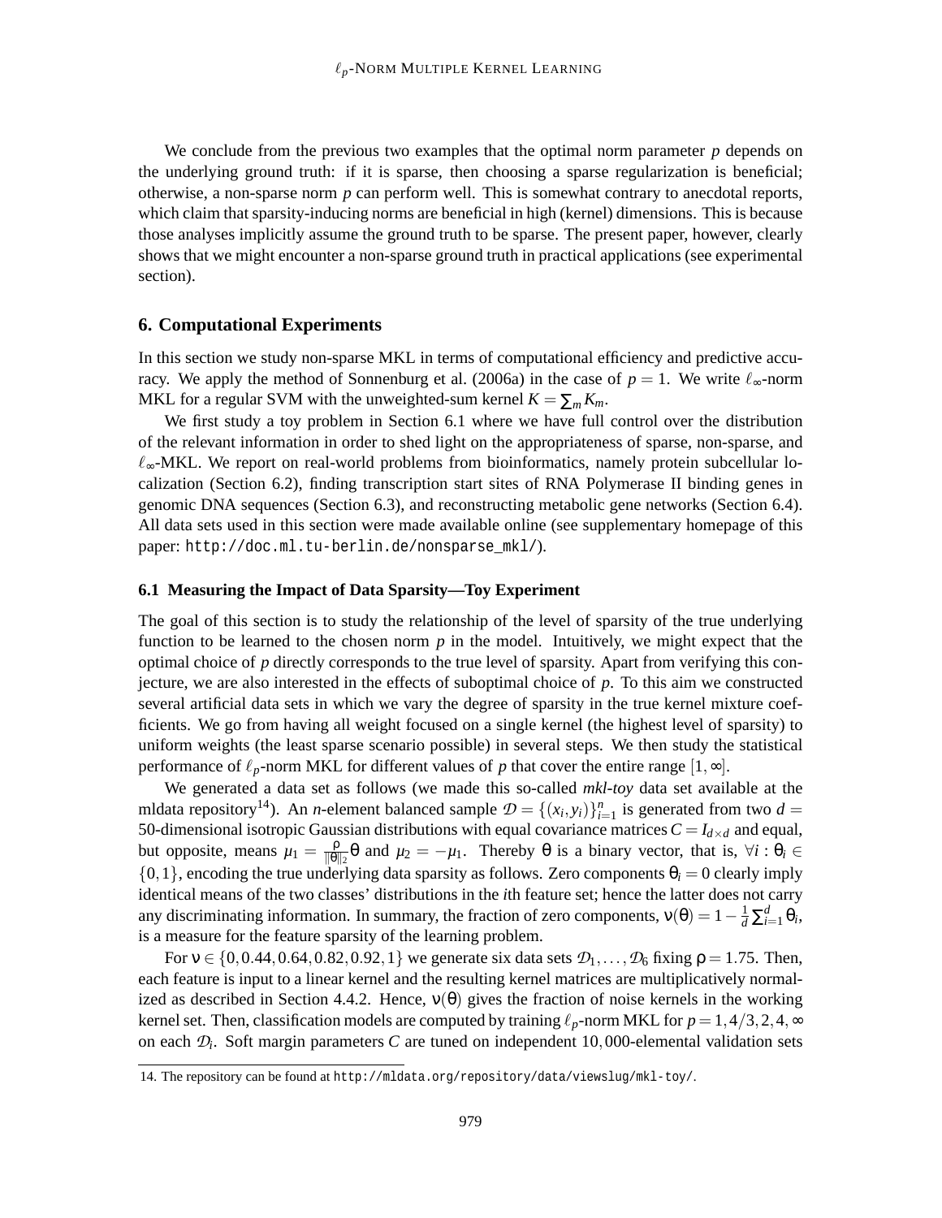We conclude from the previous two examples that the optimal norm parameter $p$ depends on the underlying ground truth: if it is sparse, then choosing a sparse regularization is beneficial; otherwise, a non-sparse norm $p$ can perform well. This is somewhat contrary to anecdotal reports, which claim that sparsity-inducing norms are beneficial in high (kernel) dimensions. This is because those analyses implicitly assume the ground truth to be sparse. The present paper, however, clearly shows that we might encounter a non-sparse ground truth in practical applications (see experimental section).

## 6. Computational Experiments

In this section we study non-sparse MKL in terms of computational efficiency and predictive accuracy. We apply the method of Sonnenburg et al. (2006a) in the case of $p = 1$. We write $\ell_\infty$-norm MKL for a regular SVM with the unweighted-sum kernel $K = \sum_m K_m$.

We first study a toy problem in Section 6.1 where we have full control over the distribution of the relevant information in order to shed light on the appropriateness of sparse, non-sparse, and $\ell_\infty$-MKL. We report on real-world problems from bioinformatics, namely protein subcellular localization (Section 6.2), finding transcription start sites of RNA Polymerase II binding genes in genomic DNA sequences (Section 6.3), and reconstructing metabolic gene networks (Section 6.4). All data sets used in this section were made available online (see supplementary homepage of this paper: `http://doc.ml.tu-berlin.de/nonsparse_mkl/`).

### 6.1 Measuring the Impact of Data Sparsity—Toy Experiment

The goal of this section is to study the relationship of the level of sparsity of the true underlying function to be learned to the chosen norm $p$ in the model. Intuitively, we might expect that the optimal choice of $p$ directly corresponds to the true level of sparsity. Apart from verifying this conjecture, we are also interested in the effects of suboptimal choice of $p$. To this aim we constructed several artificial data sets in which we vary the degree of sparsity in the true kernel mixture coefficients. We go from having all weight focused on a single kernel (the highest level of sparsity) to uniform weights (the least sparse scenario possible) in several steps. We then study the statistical performance of $\ell_p$-norm MKL for different values of $p$ that cover the entire range $[1,\infty]$.

We generated a data set as follows (we made this so-called *mkl-toy* data set available at the mldata repository[14]). An $n$-element balanced sample $\mathcal{D} = \{(x_i, y_i)\}_{i=1}^n$ is generated from two $d = 50$-dimensional isotropic Gaussian distributions with equal covariance matrices $C = I_{d\times d}$ and equal, but opposite, means $\mu_1 = \frac{\rho}{\|\theta\|_2}\theta$ and $\mu_2 = -\mu_1$. Thereby $\theta$ is a binary vector, that is, $\forall i : \theta_i \in \{0,1\}$, encoding the true underlying data sparsity as follows. Zero components $\theta_i = 0$ clearly imply identical means of the two classes' distributions in the $i$th feature set; hence the latter does not carry any discriminating information. In summary, the fraction of zero components, $\nu(\theta) = 1 - \frac{1}{d}\sum_{i=1}^d \theta_i$, is a measure for the feature sparsity of the learning problem.

For $\nu \in \{0, 0.44, 0.64, 0.82, 0.92, 1\}$ we generate six data sets $\mathcal{D}_1, \ldots, \mathcal{D}_6$ fixing $\rho = 1.75$. Then, each feature is input to a linear kernel and the resulting kernel matrices are multiplicatively normalized as described in Section 4.4.2. Hence, $\nu(\theta)$ gives the fraction of noise kernels in the working kernel set. Then, classification models are computed by training $\ell_p$-norm MKL for $p = 1, 4/3, 2, 4, \infty$ on each $\mathcal{D}_i$. Soft margin parameters $C$ are tuned on independent $10,000$-elemental validation sets

14. The repository can be found at `http://mldata.org/repository/data/viewslug/mkl-toy/`.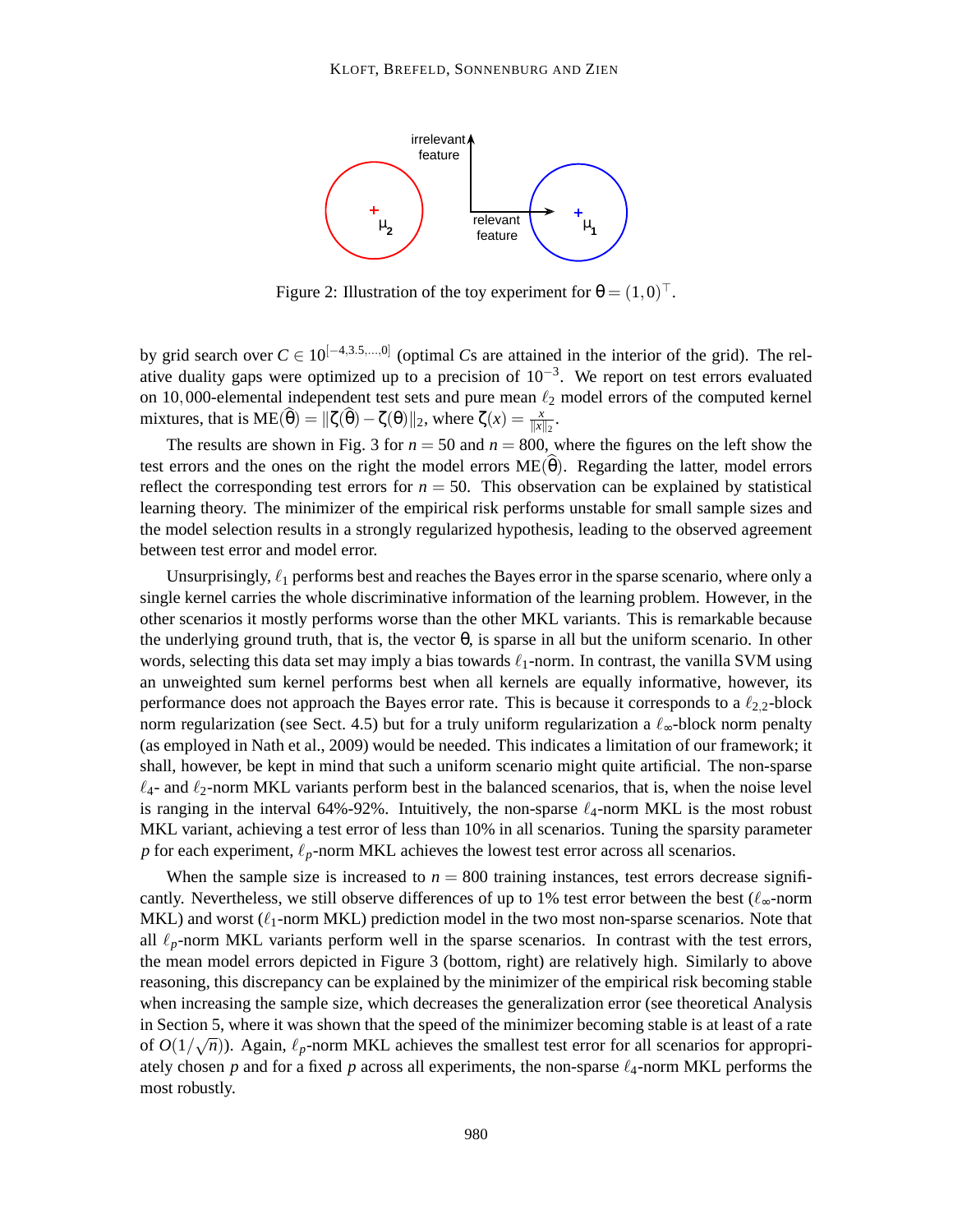Figure 2: Illustration of the toy experiment for $\theta = (1, 0)^\top$.

by grid search over $C \in 10^{[-4, 3.5, \ldots, 0]}$ (optimal $C$s are attained in the interior of the grid). The relative duality gaps were optimized up to a precision of $10^{-3}$. We report on test errors evaluated on 10,000-elemental independent test sets and pure mean $\ell_2$ model errors of the computed kernel mixtures, that is $\text{ME}(\widehat{\theta}) = \|\zeta(\widehat{\theta}) - \zeta(\theta)\|_2$, where $\zeta(x) = \frac{x}{\|x\|_2}$.

The results are shown in Fig. 3 for $n = 50$ and $n = 800$, where the figures on the left show the test errors and the ones on the right the model errors $\text{ME}(\widehat{\theta})$. Regarding the latter, model errors reflect the corresponding test errors for $n = 50$. This observation can be explained by statistical learning theory. The minimizer of the empirical risk performs unstable for small sample sizes and the model selection results in a strongly regularized hypothesis, leading to the observed agreement between test error and model error.

Unsurprisingly, $\ell_1$ performs best and reaches the Bayes error in the sparse scenario, where only a single kernel carries the whole discriminative information of the learning problem. However, in the other scenarios it mostly performs worse than the other MKL variants. This is remarkable because the underlying ground truth, that is, the vector $\theta$, is sparse in all but the uniform scenario. In other words, selecting this data set may imply a bias towards $\ell_1$-norm. In contrast, the vanilla SVM using an unweighted sum kernel performs best when all kernels are equally informative, however, its performance does not approach the Bayes error rate. This is because it corresponds to a $\ell_{2,2}$-block norm regularization (see Sect. 4.5) but for a truly uniform regularization a $\ell_\infty$-block norm penalty (as employed in Nath et al., 2009) would be needed. This indicates a limitation of our framework; it shall, however, be kept in mind that such a uniform scenario might quite artificial. The non-sparse $\ell_4$- and $\ell_2$-norm MKL variants perform best in the balanced scenarios, that is, when the noise level is ranging in the interval 64%-92%. Intuitively, the non-sparse $\ell_4$-norm MKL is the most robust MKL variant, achieving a test error of less than 10% in all scenarios. Tuning the sparsity parameter $p$ for each experiment, $\ell_p$-norm MKL achieves the lowest test error across all scenarios.

When the sample size is increased to $n = 800$ training instances, test errors decrease significantly. Nevertheless, we still observe differences of up to 1% test error between the best ($\ell_\infty$-norm MKL) and worst ($\ell_1$-norm MKL) prediction model in the two most non-sparse scenarios. Note that all $\ell_p$-norm MKL variants perform well in the sparse scenarios. In contrast with the test errors, the mean model errors depicted in Figure 3 (bottom, right) are relatively high. Similarly to above reasoning, this discrepancy can be explained by the minimizer of the empirical risk becoming stable when increasing the sample size, which decreases the generalization error (see theoretical Analysis in Section 5, where it was shown that the speed of the minimizer becoming stable is at least of a rate of $O(1/\sqrt{n})$). Again, $\ell_p$-norm MKL achieves the smallest test error for all scenarios for appropriately chosen $p$ and for a fixed $p$ across all experiments, the non-sparse $\ell_4$-norm MKL performs the most robustly.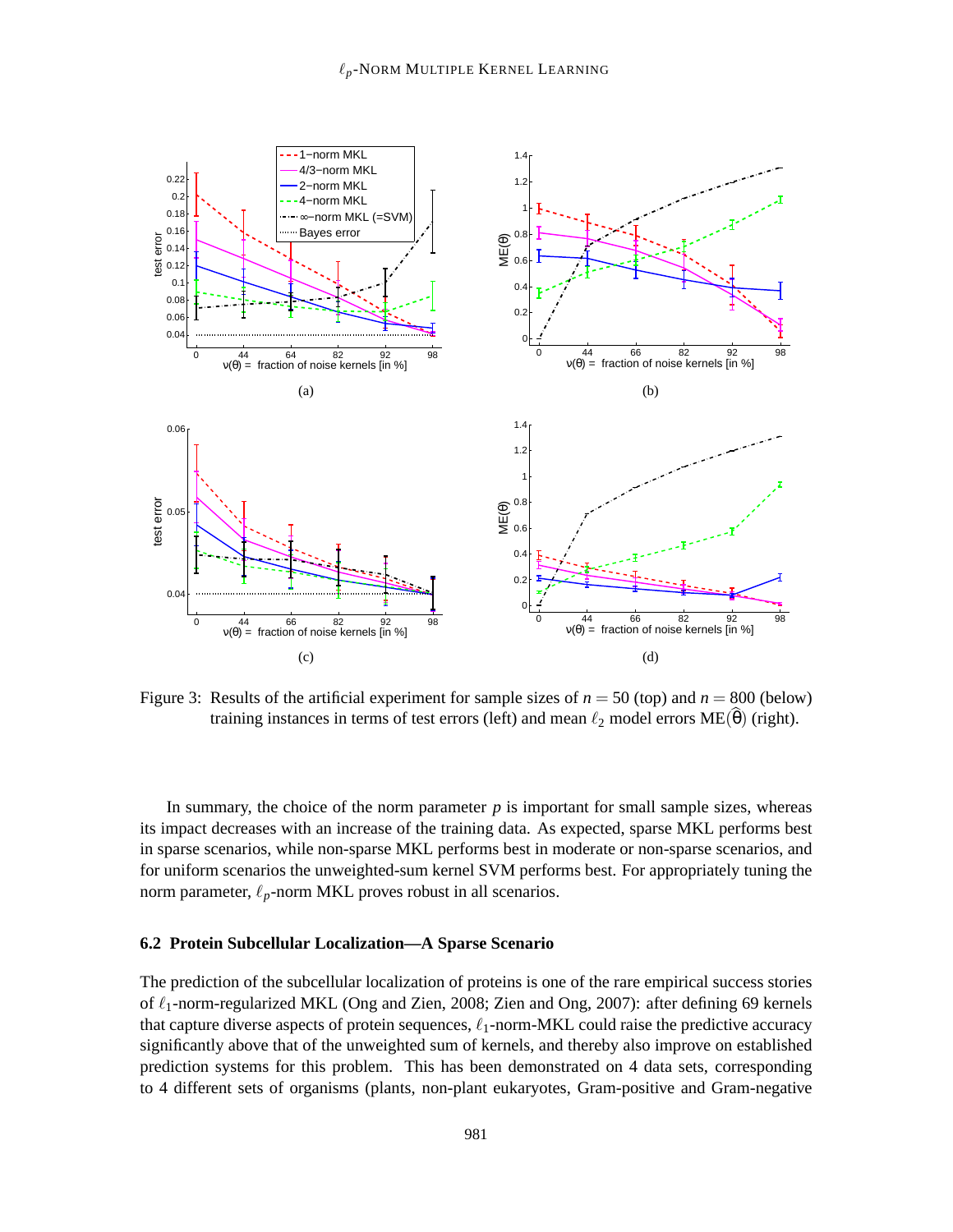Figure 3: Results of the artificial experiment for sample sizes of $n = 50$ (top) and $n = 800$ (below) training instances in terms of test errors (left) and mean $\ell_2$ model errors $\text{ME}(\widehat{\theta})$ (right).

In summary, the choice of the norm parameter $p$ is important for small sample sizes, whereas its impact decreases with an increase of the training data. As expected, sparse MKL performs best in sparse scenarios, while non-sparse MKL performs best in moderate or non-sparse scenarios, and for uniform scenarios the unweighted-sum kernel SVM performs best. For appropriately tuning the norm parameter, $\ell_p$-norm MKL proves robust in all scenarios.

### 6.2 Protein Subcellular Localization—A Sparse Scenario

The prediction of the subcellular localization of proteins is one of the rare empirical success stories of $\ell_1$-norm-regularized MKL (Ong and Zien, 2008; Zien and Ong, 2007): after defining 69 kernels that capture diverse aspects of protein sequences, $\ell_1$-norm-MKL could raise the predictive accuracy significantly above that of the unweighted sum of kernels, and thereby also improve on established prediction systems for this problem. This has been demonstrated on 4 data sets, corresponding to 4 different sets of organisms (plants, non-plant eukaryotes, Gram-positive and Gram-negative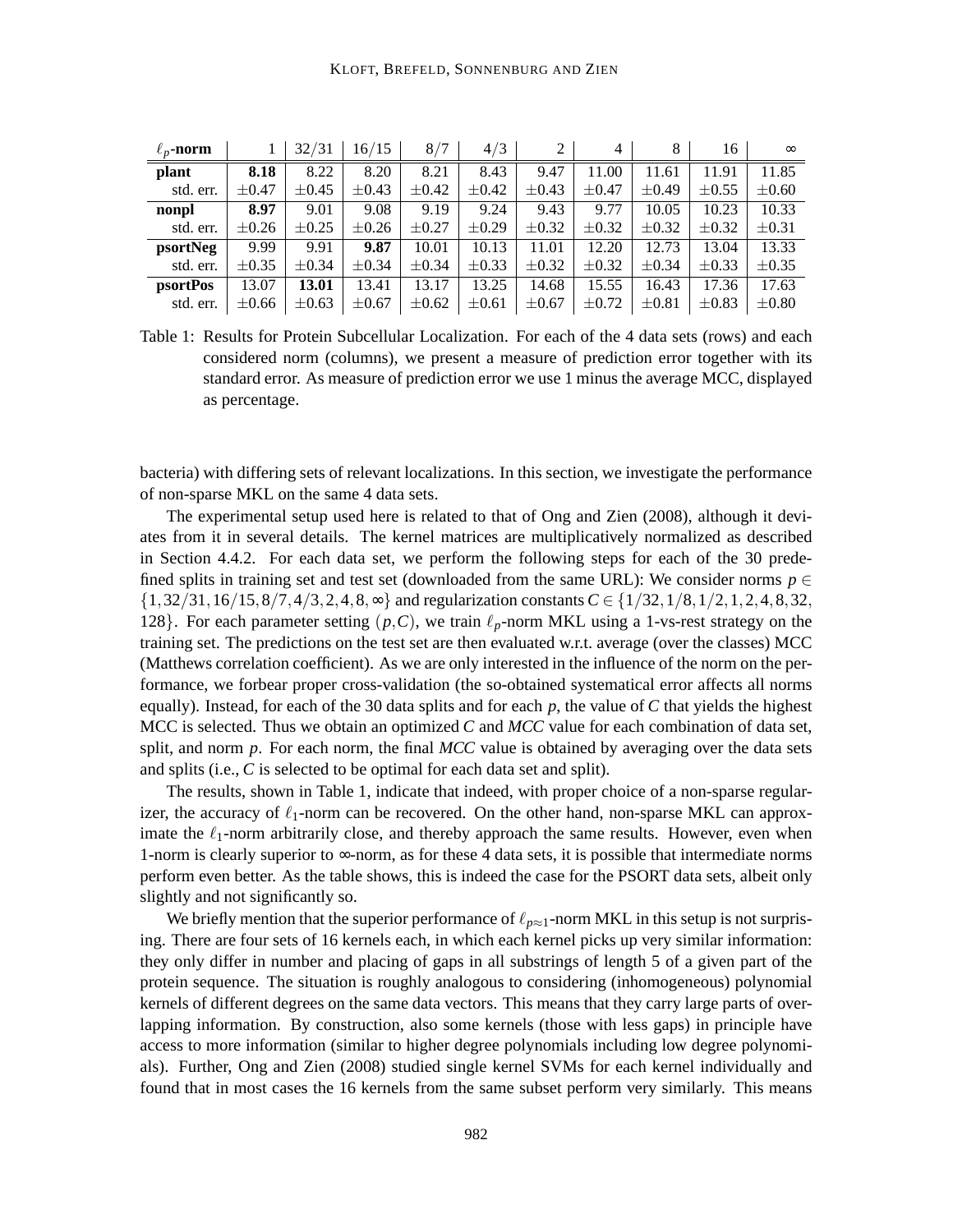| $\ell_p$-**norm** | 1 | 32/31 | 16/15 | 8/7 | 4/3 | 2 | 4 | 8 | 16 | $\infty$ |
|---|---|---|---|---|---|---|---|---|---|---|
| **plant** | **8.18** | 8.22 | 8.20 | 8.21 | 8.43 | 9.47 | 11.00 | 11.61 | 11.91 | 11.85 |
| std. err. | ±0.47 | ±0.45 | ±0.43 | ±0.42 | ±0.42 | ±0.43 | ±0.47 | ±0.49 | ±0.55 | ±0.60 |
| **nonpl** | **8.97** | 9.01 | 9.08 | 9.19 | 9.24 | 9.43 | 9.77 | 10.05 | 10.23 | 10.33 |
| std. err. | ±0.26 | ±0.25 | ±0.26 | ±0.27 | ±0.29 | ±0.32 | ±0.32 | ±0.32 | ±0.32 | ±0.31 |
| **psortNeg** | 9.99 | 9.91 | **9.87** | 10.01 | 10.13 | 11.01 | 12.20 | 12.73 | 13.04 | 13.33 |
| std. err. | ±0.35 | ±0.34 | ±0.34 | ±0.34 | ±0.33 | ±0.32 | ±0.32 | ±0.34 | ±0.33 | ±0.35 |
| **psortPos** | 13.07 | **13.01** | 13.41 | 13.17 | 13.25 | 14.68 | 15.55 | 16.43 | 17.36 | 17.63 |
| std. err. | ±0.66 | ±0.63 | ±0.67 | ±0.62 | ±0.61 | ±0.67 | ±0.72 | ±0.81 | ±0.83 | ±0.80 |

Table 1: Results for Protein Subcellular Localization. For each of the 4 data sets (rows) and each considered norm (columns), we present a measure of prediction error together with its standard error. As measure of prediction error we use 1 minus the average MCC, displayed as percentage.

bacteria) with differing sets of relevant localizations. In this section, we investigate the performance of non-sparse MKL on the same 4 data sets.

The experimental setup used here is related to that of Ong and Zien (2008), although it deviates from it in several details. The kernel matrices are multiplicatively normalized as described in Section 4.4.2. For each data set, we perform the following steps for each of the 30 predefined splits in training set and test set (downloaded from the same URL): We consider norms $p \in \{1, 32/31, 16/15, 8/7, 4/3, 2, 4, 8, \infty\}$ and regularization constants $C \in \{1/32, 1/8, 1/2, 1, 2, 4, 8, 32, 128\}$. For each parameter setting $(p, C)$, we train $\ell_p$-norm MKL using a 1-vs-rest strategy on the training set. The predictions on the test set are then evaluated w.r.t. average (over the classes) MCC (Matthews correlation coefficient). As we are only interested in the influence of the norm on the performance, we forbear proper cross-validation (the so-obtained systematical error affects all norms equally). Instead, for each of the 30 data splits and for each $p$, the value of $C$ that yields the highest MCC is selected. Thus we obtain an optimized $C$ and *MCC* value for each combination of data set, split, and norm $p$. For each norm, the final *MCC* value is obtained by averaging over the data sets and splits (i.e., $C$ is selected to be optimal for each data set and split).

The results, shown in Table 1, indicate that indeed, with proper choice of a non-sparse regularizer, the accuracy of $\ell_1$-norm can be recovered. On the other hand, non-sparse MKL can approximate the $\ell_1$-norm arbitrarily close, and thereby approach the same results. However, even when 1-norm is clearly superior to $\infty$-norm, as for these 4 data sets, it is possible that intermediate norms perform even better. As the table shows, this is indeed the case for the PSORT data sets, albeit only slightly and not significantly so.

We briefly mention that the superior performance of $\ell_{p\approx 1}$-norm MKL in this setup is not surprising. There are four sets of 16 kernels each, in which each kernel picks up very similar information: they only differ in number and placing of gaps in all substrings of length 5 of a given part of the protein sequence. The situation is roughly analogous to considering (inhomogeneous) polynomial kernels of different degrees on the same data vectors. This means that they carry large parts of overlapping information. By construction, also some kernels (those with less gaps) in principle have access to more information (similar to higher degree polynomials including low degree polynomials). Further, Ong and Zien (2008) studied single kernel SVMs for each kernel individually and found that in most cases the 16 kernels from the same subset perform very similarly. This means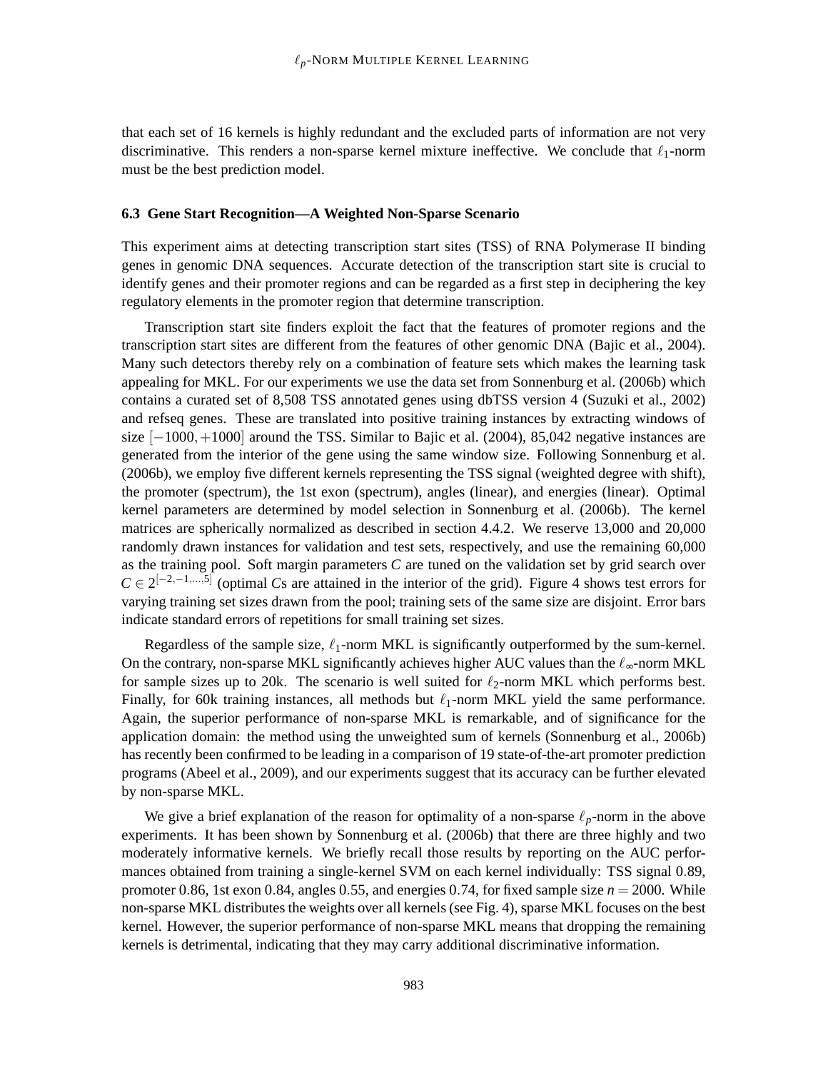that each set of 16 kernels is highly redundant and the excluded parts of information are not very discriminative. This renders a non-sparse kernel mixture ineffective. We conclude that $\ell_1$-norm must be the best prediction model.

### 6.3 Gene Start Recognition—A Weighted Non-Sparse Scenario

This experiment aims at detecting transcription start sites (TSS) of RNA Polymerase II binding genes in genomic DNA sequences. Accurate detection of the transcription start site is crucial to identify genes and their promoter regions and can be regarded as a first step in deciphering the key regulatory elements in the promoter region that determine transcription.

Transcription start site finders exploit the fact that the features of promoter regions and the transcription start sites are different from the features of other genomic DNA (Bajic et al., 2004). Many such detectors thereby rely on a combination of feature sets which makes the learning task appealing for MKL. For our experiments we use the data set from Sonnenburg et al. (2006b) which contains a curated set of 8,508 TSS annotated genes using dbTSS version 4 (Suzuki et al., 2002) and refseq genes. These are translated into positive training instances by extracting windows of size $[-1000, +1000]$ around the TSS. Similar to Bajic et al. (2004), 85,042 negative instances are generated from the interior of the gene using the same window size. Following Sonnenburg et al. (2006b), we employ five different kernels representing the TSS signal (weighted degree with shift), the promoter (spectrum), the 1st exon (spectrum), angles (linear), and energies (linear). Optimal kernel parameters are determined by model selection in Sonnenburg et al. (2006b). The kernel matrices are spherically normalized as described in section 4.4.2. We reserve 13,000 and 20,000 randomly drawn instances for validation and test sets, respectively, and use the remaining 60,000 as the training pool. Soft margin parameters $C$ are tuned on the validation set by grid search over $C \in 2^{[-2,-1,\ldots,5]}$ (optimal $C$s are attained in the interior of the grid). Figure 4 shows test errors for varying training set sizes drawn from the pool; training sets of the same size are disjoint. Error bars indicate standard errors of repetitions for small training set sizes.

Regardless of the sample size, $\ell_1$-norm MKL is significantly outperformed by the sum-kernel. On the contrary, non-sparse MKL significantly achieves higher AUC values than the $\ell_\infty$-norm MKL for sample sizes up to 20k. The scenario is well suited for $\ell_2$-norm MKL which performs best. Finally, for 60k training instances, all methods but $\ell_1$-norm MKL yield the same performance. Again, the superior performance of non-sparse MKL is remarkable, and of significance for the application domain: the method using the unweighted sum of kernels (Sonnenburg et al., 2006b) has recently been confirmed to be leading in a comparison of 19 state-of-the-art promoter prediction programs (Abeel et al., 2009), and our experiments suggest that its accuracy can be further elevated by non-sparse MKL.

We give a brief explanation of the reason for optimality of a non-sparse $\ell_p$-norm in the above experiments. It has been shown by Sonnenburg et al. (2006b) that there are three highly and two moderately informative kernels. We briefly recall those results by reporting on the AUC performances obtained from training a single-kernel SVM on each kernel individually: TSS signal 0.89, promoter 0.86, 1st exon 0.84, angles 0.55, and energies 0.74, for fixed sample size $n = 2000$. While non-sparse MKL distributes the weights over all kernels (see Fig. 4), sparse MKL focuses on the best kernel. However, the superior performance of non-sparse MKL means that dropping the remaining kernels is detrimental, indicating that they may carry additional discriminative information.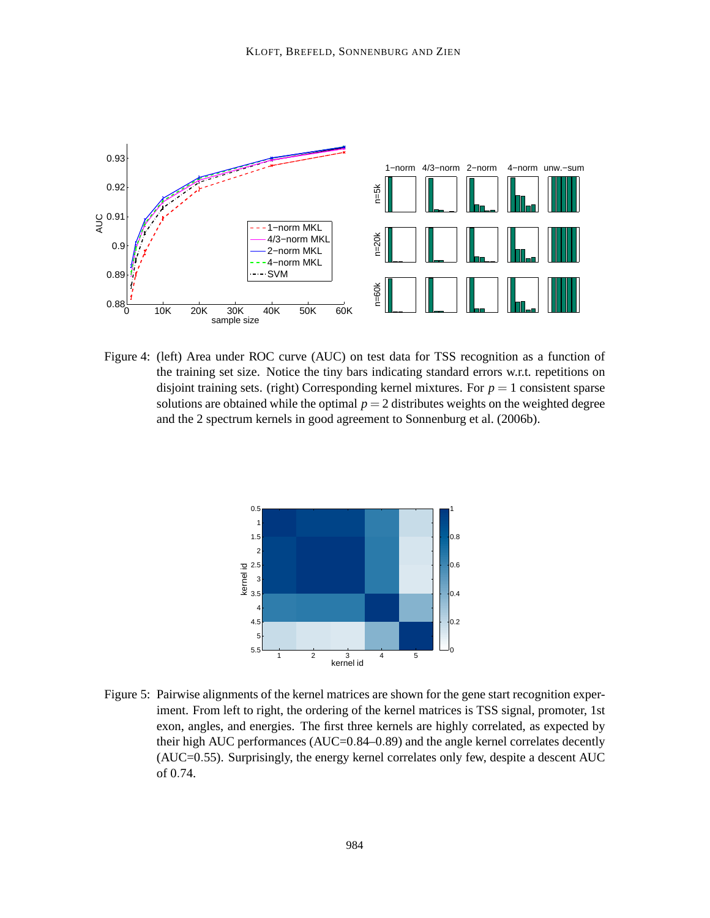Figure 4: (left) Area under ROC curve (AUC) on test data for TSS recognition as a function of the training set size. Notice the tiny bars indicating standard errors w.r.t. repetitions on disjoint training sets. (right) Corresponding kernel mixtures. For $p = 1$ consistent sparse solutions are obtained while the optimal $p = 2$ distributes weights on the weighted degree and the 2 spectrum kernels in good agreement to Sonnenburg et al. (2006b).

Figure 5: Pairwise alignments of the kernel matrices are shown for the gene start recognition experiment. From left to right, the ordering of the kernel matrices is TSS signal, promoter, 1st exon, angles, and energies. The first three kernels are highly correlated, as expected by their high AUC performances (AUC=0.84–0.89) and the angle kernel correlates decently (AUC=0.55). Surprisingly, the energy kernel correlates only few, despite a descent AUC of 0.74.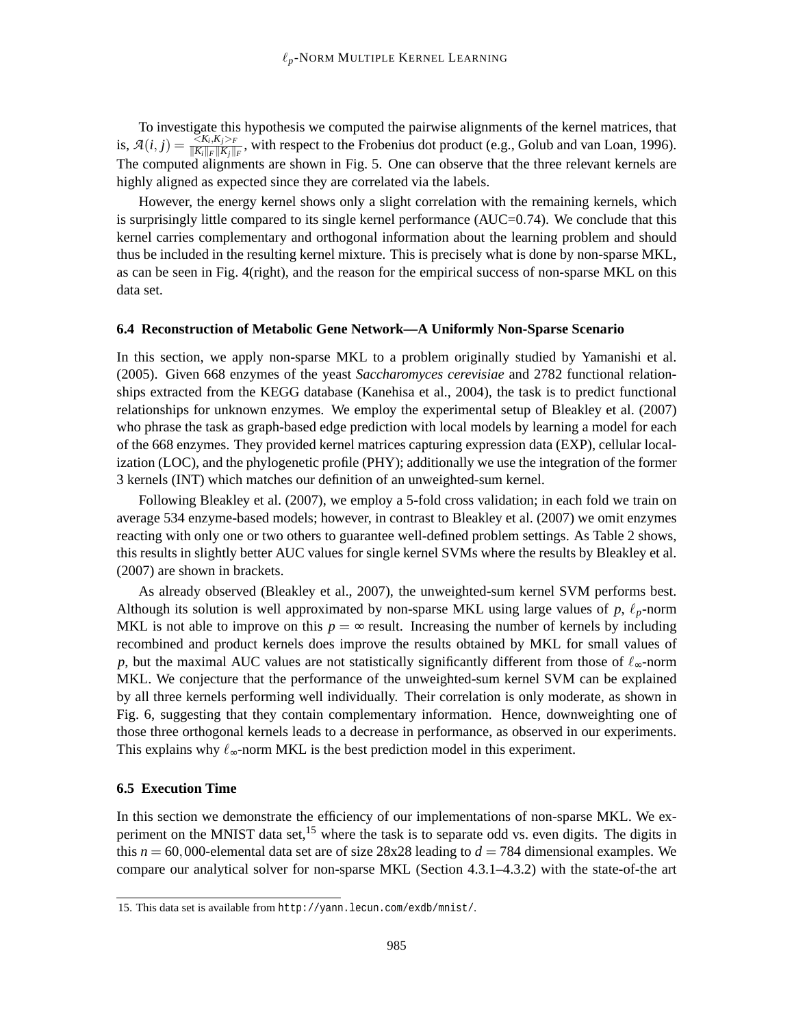To investigate this hypothesis we computed the pairwise alignments of the kernel matrices, that is, $\mathcal{A}(i,j) = \frac{<K_i,K_j>_F}{\|K_i\|_F \|K_j\|_F}$, with respect to the Frobenius dot product (e.g., Golub and van Loan, 1996). The computed alignments are shown in Fig. 5. One can observe that the three relevant kernels are highly aligned as expected since they are correlated via the labels.

However, the energy kernel shows only a slight correlation with the remaining kernels, which is surprisingly little compared to its single kernel performance (AUC=0.74). We conclude that this kernel carries complementary and orthogonal information about the learning problem and should thus be included in the resulting kernel mixture. This is precisely what is done by non-sparse MKL, as can be seen in Fig. 4(right), and the reason for the empirical success of non-sparse MKL on this data set.

### 6.4 Reconstruction of Metabolic Gene Network—A Uniformly Non-Sparse Scenario

In this section, we apply non-sparse MKL to a problem originally studied by Yamanishi et al. (2005). Given 668 enzymes of the yeast *Saccharomyces cerevisiae* and 2782 functional relationships extracted from the KEGG database (Kanehisa et al., 2004), the task is to predict functional relationships for unknown enzymes. We employ the experimental setup of Bleakley et al. (2007) who phrase the task as graph-based edge prediction with local models by learning a model for each of the 668 enzymes. They provided kernel matrices capturing expression data (EXP), cellular localization (LOC), and the phylogenetic profile (PHY); additionally we use the integration of the former 3 kernels (INT) which matches our definition of an unweighted-sum kernel.

Following Bleakley et al. (2007), we employ a 5-fold cross validation; in each fold we train on average 534 enzyme-based models; however, in contrast to Bleakley et al. (2007) we omit enzymes reacting with only one or two others to guarantee well-defined problem settings. As Table 2 shows, this results in slightly better AUC values for single kernel SVMs where the results by Bleakley et al. (2007) are shown in brackets.

As already observed (Bleakley et al., 2007), the unweighted-sum kernel SVM performs best. Although its solution is well approximated by non-sparse MKL using large values of $p$, $\ell_p$-norm MKL is not able to improve on this $p = \infty$ result. Increasing the number of kernels by including recombined and product kernels does improve the results obtained by MKL for small values of $p$, but the maximal AUC values are not statistically significantly different from those of $\ell_\infty$-norm MKL. We conjecture that the performance of the unweighted-sum kernel SVM can be explained by all three kernels performing well individually. Their correlation is only moderate, as shown in Fig. 6, suggesting that they contain complementary information. Hence, downweighting one of those three orthogonal kernels leads to a decrease in performance, as observed in our experiments. This explains why $\ell_\infty$-norm MKL is the best prediction model in this experiment.

### 6.5 Execution Time

In this section we demonstrate the efficiency of our implementations of non-sparse MKL. We experiment on the MNIST data set,[15] where the task is to separate odd vs. even digits. The digits in this $n = 60,000$-elemental data set are of size 28x28 leading to $d = 784$ dimensional examples. We compare our analytical solver for non-sparse MKL (Section 4.3.1–4.3.2) with the state-of-the art

15. This data set is available from `http://yann.lecun.com/exdb/mnist/`.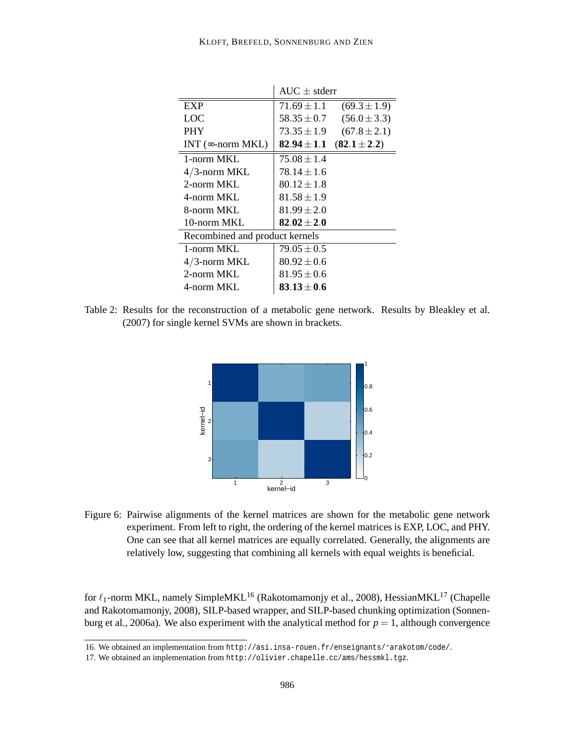| | AUC ± stderr | |
|---|---|---|
| EXP | $71.69 \pm 1.1$ | $(69.3 \pm 1.9)$ |
| LOC | $58.35 \pm 0.7$ | $(56.0 \pm 3.3)$ |
| PHY | $73.35 \pm 1.9$ | $(67.8 \pm 2.1)$ |
| INT ($\infty$-norm MKL) | $\mathbf{82.94 \pm 1.1}$ | $\mathbf{(82.1 \pm 2.2)}$ |
| 1-norm MKL | $75.08 \pm 1.4$ | |
| $4/3$-norm MKL | $78.14 \pm 1.6$ | |
| 2-norm MKL | $80.12 \pm 1.8$ | |
| 4-norm MKL | $81.58 \pm 1.9$ | |
| 8-norm MKL | $81.99 \pm 2.0$ | |
| 10-norm MKL | $\mathbf{82.02 \pm 2.0}$ | |
| Recombined and product kernels | | |
| 1-norm MKL | $79.05 \pm 0.5$ | |
| $4/3$-norm MKL | $80.92 \pm 0.6$ | |
| 2-norm MKL | $81.95 \pm 0.6$ | |
| 4-norm MKL | $\mathbf{83.13 \pm 0.6}$ | |

Table 2: Results for the reconstruction of a metabolic gene network. Results by Bleakley et al. (2007) for single kernel SVMs are shown in brackets.

Figure 6: Pairwise alignments of the kernel matrices are shown for the metabolic gene network experiment. From left to right, the ordering of the kernel matrices is EXP, LOC, and PHY. One can see that all kernel matrices are equally correlated. Generally, the alignments are relatively low, suggesting that combining all kernels with equal weights is beneficial.

for $\ell_1$-norm MKL, namely SimpleMKL[16] (Rakotomamonjy et al., 2008), HessianMKL[17] (Chapelle and Rakotomamonjy, 2008), SILP-based wrapper, and SILP-based chunking optimization (Sonnenburg et al., 2006a). We also experiment with the analytical method for $p = 1$, although convergence

16. We obtained an implementation from `http://asi.insa-rouen.fr/enseignants/~arakotom/code/`.

17. We obtained an implementation from `http://olivier.chapelle.cc/ams/hessmkl.tgz`.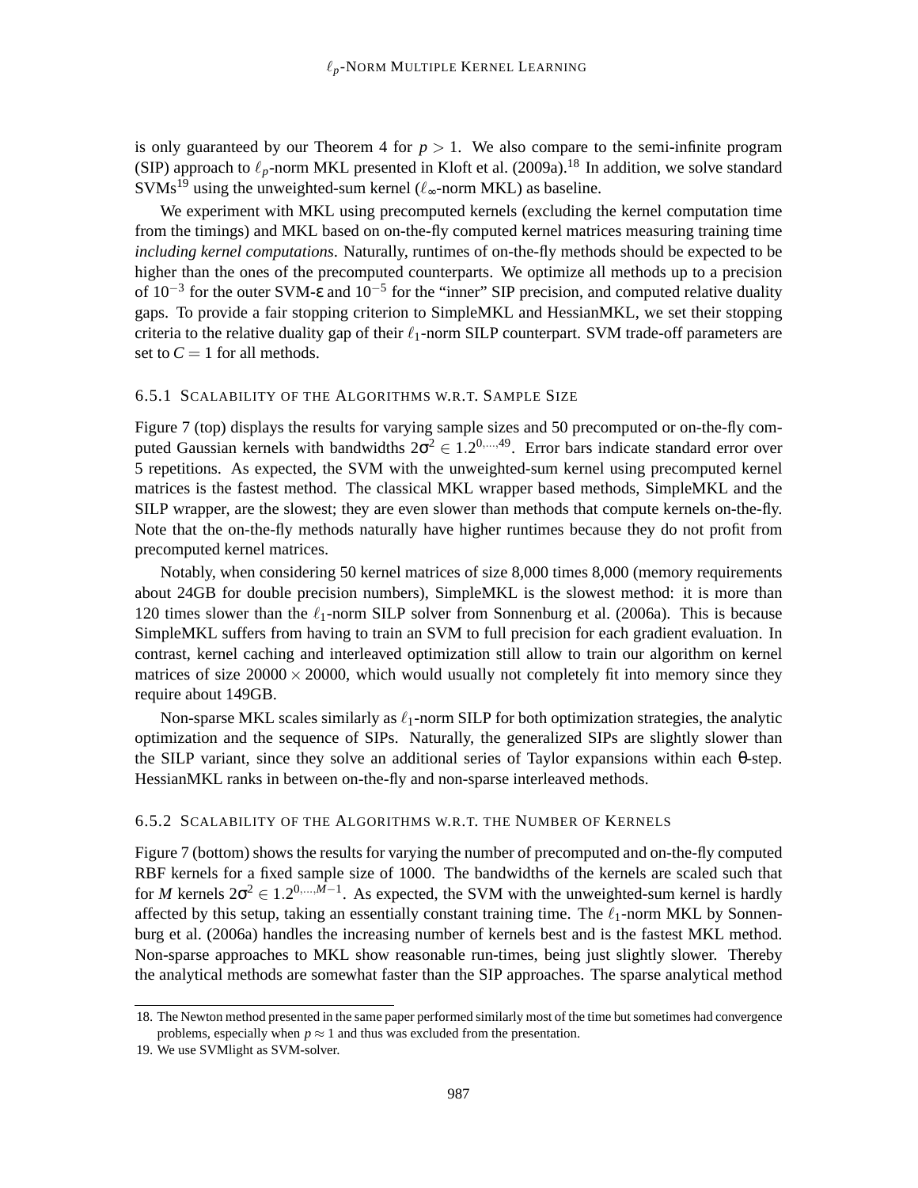is only guaranteed by our Theorem 4 for $p > 1$. We also compare to the semi-infinite program (SIP) approach to $\ell_p$-norm MKL presented in Kloft et al. (2009a).[18] In addition, we solve standard SVMs[19] using the unweighted-sum kernel ($\ell_\infty$-norm MKL) as baseline.

We experiment with MKL using precomputed kernels (excluding the kernel computation time from the timings) and MKL based on on-the-fly computed kernel matrices measuring training time *including kernel computations*. Naturally, runtimes of on-the-fly methods should be expected to be higher than the ones of the precomputed counterparts. We optimize all methods up to a precision of $10^{-3}$ for the outer SVM-$\varepsilon$ and $10^{-5}$ for the "inner" SIP precision, and computed relative duality gaps. To provide a fair stopping criterion to SimpleMKL and HessianMKL, we set their stopping criteria to the relative duality gap of their $\ell_1$-norm SILP counterpart. SVM trade-off parameters are set to $C = 1$ for all methods.

### 6.5.1 Scalability of the Algorithms w.r.t. Sample Size

Figure 7 (top) displays the results for varying sample sizes and 50 precomputed or on-the-fly computed Gaussian kernels with bandwidths $2\sigma^2 \in 1.2^{0,\ldots,49}$. Error bars indicate standard error over 5 repetitions. As expected, the SVM with the unweighted-sum kernel using precomputed kernel matrices is the fastest method. The classical MKL wrapper based methods, SimpleMKL and the SILP wrapper, are the slowest; they are even slower than methods that compute kernels on-the-fly. Note that the on-the-fly methods naturally have higher runtimes because they do not profit from precomputed kernel matrices.

Notably, when considering 50 kernel matrices of size 8,000 times 8,000 (memory requirements about 24GB for double precision numbers), SimpleMKL is the slowest method: it is more than 120 times slower than the $\ell_1$-norm SILP solver from Sonnenburg et al. (2006a). This is because SimpleMKL suffers from having to train an SVM to full precision for each gradient evaluation. In contrast, kernel caching and interleaved optimization still allow to train our algorithm on kernel matrices of size $20000 \times 20000$, which would usually not completely fit into memory since they require about 149GB.

Non-sparse MKL scales similarly as $\ell_1$-norm SILP for both optimization strategies, the analytic optimization and the sequence of SIPs. Naturally, the generalized SIPs are slightly slower than the SILP variant, since they solve an additional series of Taylor expansions within each $\theta$-step. HessianMKL ranks in between on-the-fly and non-sparse interleaved methods.

### 6.5.2 Scalability of the Algorithms w.r.t. the Number of Kernels

Figure 7 (bottom) shows the results for varying the number of precomputed and on-the-fly computed RBF kernels for a fixed sample size of 1000. The bandwidths of the kernels are scaled such that for $M$ kernels $2\sigma^2 \in 1.2^{0,\ldots,M-1}$. As expected, the SVM with the unweighted-sum kernel is hardly affected by this setup, taking an essentially constant training time. The $\ell_1$-norm MKL by Sonnenburg et al. (2006a) handles the increasing number of kernels best and is the fastest MKL method. Non-sparse approaches to MKL show reasonable run-times, being just slightly slower. Thereby the analytical methods are somewhat faster than the SIP approaches. The sparse analytical method

18. The Newton method presented in the same paper performed similarly most of the time but sometimes had convergence problems, especially when $p \approx 1$ and thus was excluded from the presentation.

19. We use SVMlight as SVM-solver.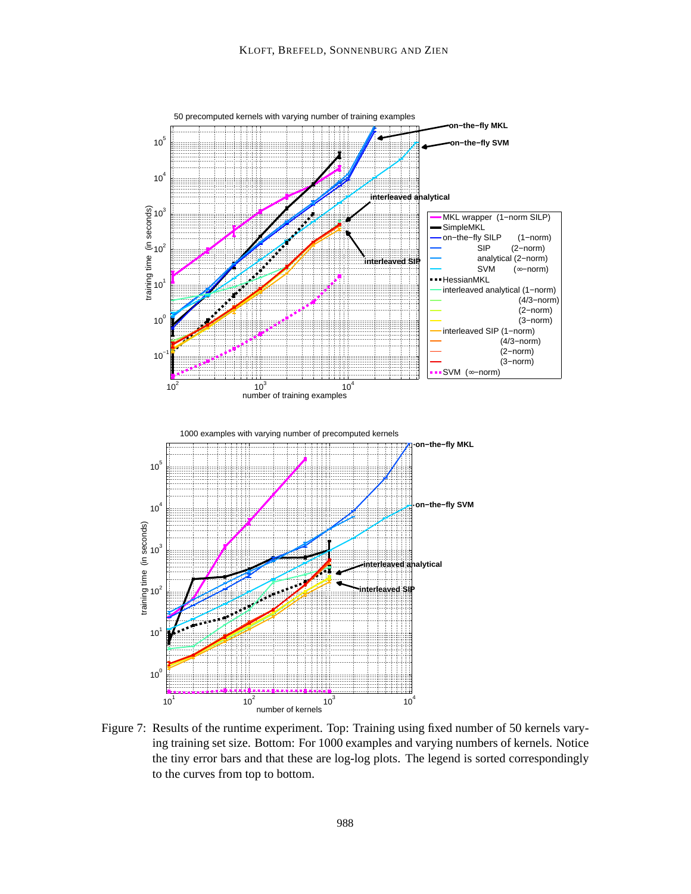Figure 7: Results of the runtime experiment. Top: Training using fixed number of 50 kernels varying training set size. Bottom: For 1000 examples and varying numbers of kernels. Notice the tiny error bars and that these are log-log plots. The legend is sorted correspondingly to the curves from top to bottom.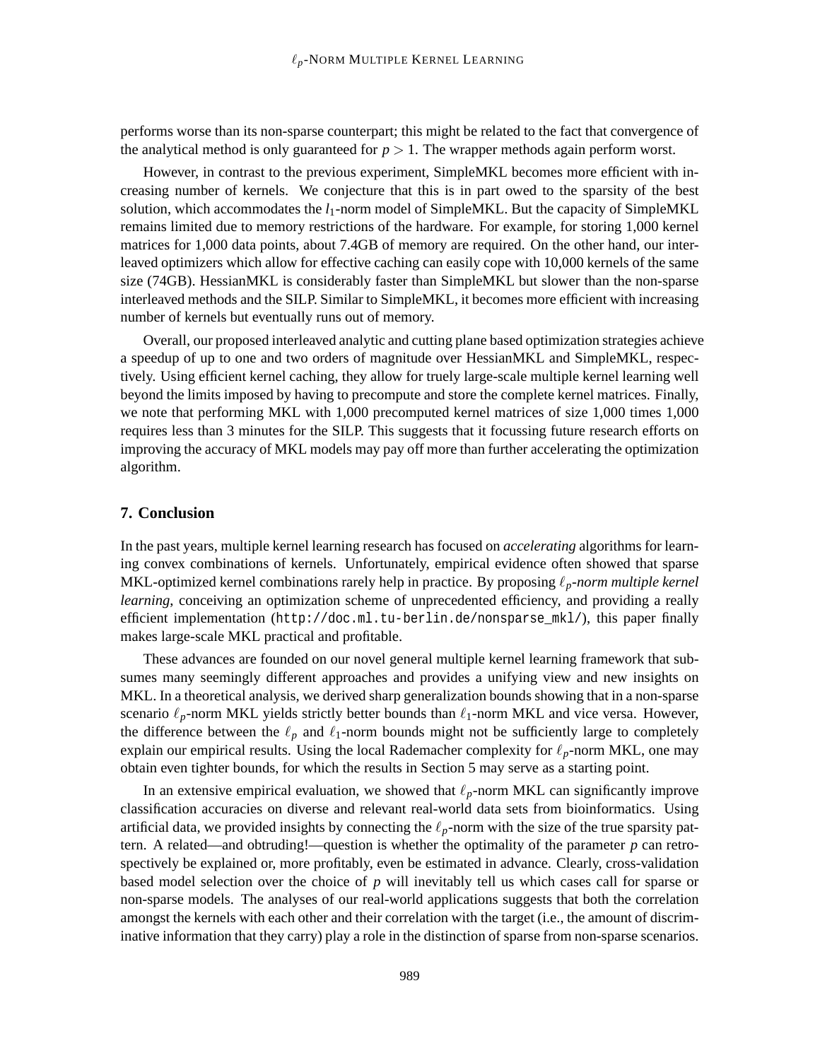performs worse than its non-sparse counterpart; this might be related to the fact that convergence of the analytical method is only guaranteed for $p > 1$. The wrapper methods again perform worst.

However, in contrast to the previous experiment, SimpleMKL becomes more efficient with increasing number of kernels. We conjecture that this is in part owed to the sparsity of the best solution, which accommodates the $l_1$-norm model of SimpleMKL. But the capacity of SimpleMKL remains limited due to memory restrictions of the hardware. For example, for storing 1,000 kernel matrices for 1,000 data points, about 7.4GB of memory are required. On the other hand, our interleaved optimizers which allow for effective caching can easily cope with 10,000 kernels of the same size (74GB). HessianMKL is considerably faster than SimpleMKL but slower than the non-sparse interleaved methods and the SILP. Similar to SimpleMKL, it becomes more efficient with increasing number of kernels but eventually runs out of memory.

Overall, our proposed interleaved analytic and cutting plane based optimization strategies achieve a speedup of up to one and two orders of magnitude over HessianMKL and SimpleMKL, respectively. Using efficient kernel caching, they allow for truely large-scale multiple kernel learning well beyond the limits imposed by having to precompute and store the complete kernel matrices. Finally, we note that performing MKL with 1,000 precomputed kernel matrices of size 1,000 times 1,000 requires less than 3 minutes for the SILP. This suggests that it focussing future research efforts on improving the accuracy of MKL models may pay off more than further accelerating the optimization algorithm.

## 7. Conclusion

In the past years, multiple kernel learning research has focused on *accelerating* algorithms for learning convex combinations of kernels. Unfortunately, empirical evidence often showed that sparse MKL-optimized kernel combinations rarely help in practice. By proposing *$\ell_p$-norm multiple kernel learning*, conceiving an optimization scheme of unprecedented efficiency, and providing a really efficient implementation (http://doc.ml.tu-berlin.de/nonsparse_mkl/), this paper finally makes large-scale MKL practical and profitable.

These advances are founded on our novel general multiple kernel learning framework that subsumes many seemingly different approaches and provides a unifying view and new insights on MKL. In a theoretical analysis, we derived sharp generalization bounds showing that in a non-sparse scenario $\ell_p$-norm MKL yields strictly better bounds than $\ell_1$-norm MKL and vice versa. However, the difference between the $\ell_p$ and $\ell_1$-norm bounds might not be sufficiently large to completely explain our empirical results. Using the local Rademacher complexity for $\ell_p$-norm MKL, one may obtain even tighter bounds, for which the results in Section 5 may serve as a starting point.

In an extensive empirical evaluation, we showed that $\ell_p$-norm MKL can significantly improve classification accuracies on diverse and relevant real-world data sets from bioinformatics. Using artificial data, we provided insights by connecting the $\ell_p$-norm with the size of the true sparsity pattern. A related—and obtruding!—question is whether the optimality of the parameter $p$ can retrospectively be explained or, more profitably, even be estimated in advance. Clearly, cross-validation based model selection over the choice of $p$ will inevitably tell us which cases call for sparse or non-sparse models. The analyses of our real-world applications suggests that both the correlation amongst the kernels with each other and their correlation with the target (i.e., the amount of discriminative information that they carry) play a role in the distinction of sparse from non-sparse scenarios.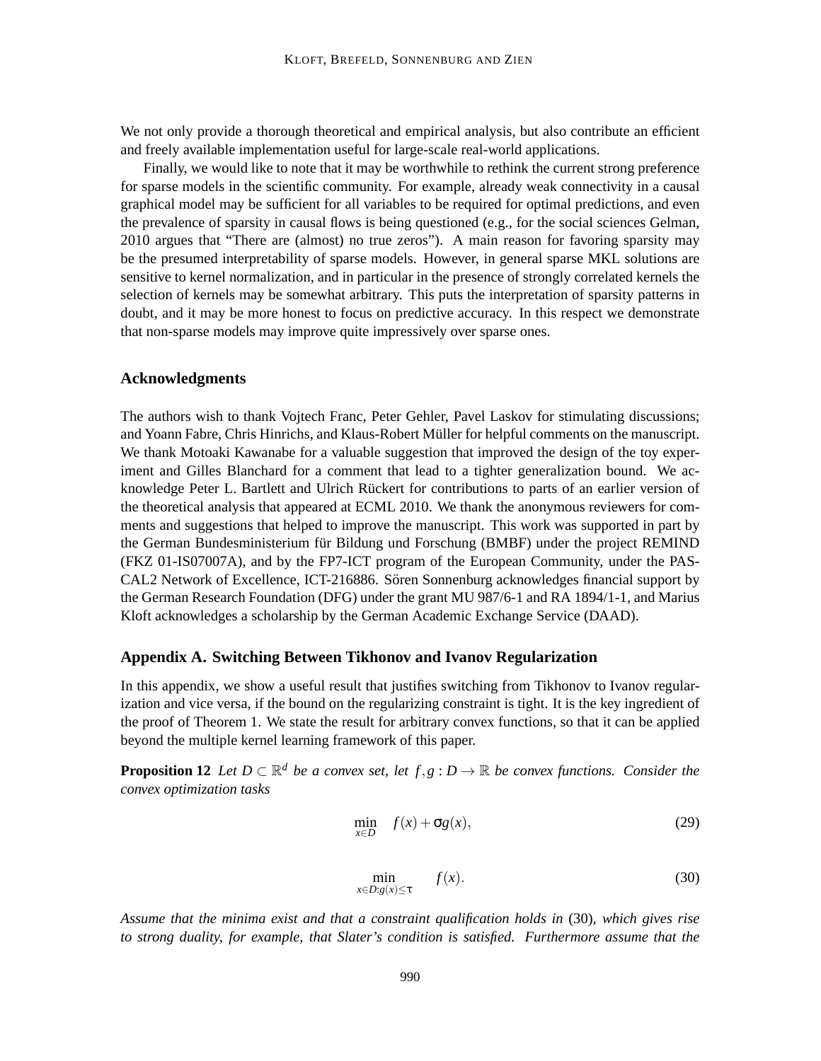We not only provide a thorough theoretical and empirical analysis, but also contribute an efficient and freely available implementation useful for large-scale real-world applications.

Finally, we would like to note that it may be worthwhile to rethink the current strong preference for sparse models in the scientific community. For example, already weak connectivity in a causal graphical model may be sufficient for all variables to be required for optimal predictions, and even the prevalence of sparsity in causal flows is being questioned (e.g., for the social sciences Gelman, 2010 argues that "There are (almost) no true zeros"). A main reason for favoring sparsity may be the presumed interpretability of sparse models. However, in general sparse MKL solutions are sensitive to kernel normalization, and in particular in the presence of strongly correlated kernels the selection of kernels may be somewhat arbitrary. This puts the interpretation of sparsity patterns in doubt, and it may be more honest to focus on predictive accuracy. In this respect we demonstrate that non-sparse models may improve quite impressively over sparse ones.

## Acknowledgments

The authors wish to thank Vojtech Franc, Peter Gehler, Pavel Laskov for stimulating discussions; and Yoann Fabre, Chris Hinrichs, and Klaus-Robert Müller for helpful comments on the manuscript. We thank Motoaki Kawanabe for a valuable suggestion that improved the design of the toy experiment and Gilles Blanchard for a comment that lead to a tighter generalization bound. We acknowledge Peter L. Bartlett and Ulrich Rückert for contributions to parts of an earlier version of the theoretical analysis that appeared at ECML 2010. We thank the anonymous reviewers for comments and suggestions that helped to improve the manuscript. This work was supported in part by the German Bundesministerium für Bildung und Forschung (BMBF) under the project REMIND (FKZ 01-IS07007A), and by the FP7-ICT program of the European Community, under the PASCAL2 Network of Excellence, ICT-216886. Sören Sonnenburg acknowledges financial support by the German Research Foundation (DFG) under the grant MU 987/6-1 and RA 1894/1-1, and Marius Kloft acknowledges a scholarship by the German Academic Exchange Service (DAAD).

## Appendix A. Switching Between Tikhonov and Ivanov Regularization

In this appendix, we show a useful result that justifies switching from Tikhonov to Ivanov regularization and vice versa, if the bound on the regularizing constraint is tight. It is the key ingredient of the proof of Theorem 1. We state the result for arbitrary convex functions, so that it can be applied beyond the multiple kernel learning framework of this paper.

**Proposition 12** *Let $D \subset \mathbb{R}^d$ be a convex set, let $f, g : D \to \mathbb{R}$ be convex functions. Consider the convex optimization tasks*

$$\min_{x \in D} \quad f(x) + \sigma g(x), \tag{29}$$

$$\min_{x \in D: g(x) \leq \tau} \quad f(x). \tag{30}$$

*Assume that the minima exist and that a constraint qualification holds in (30), which gives rise to strong duality, for example, that Slater's condition is satisfied. Furthermore assume that the*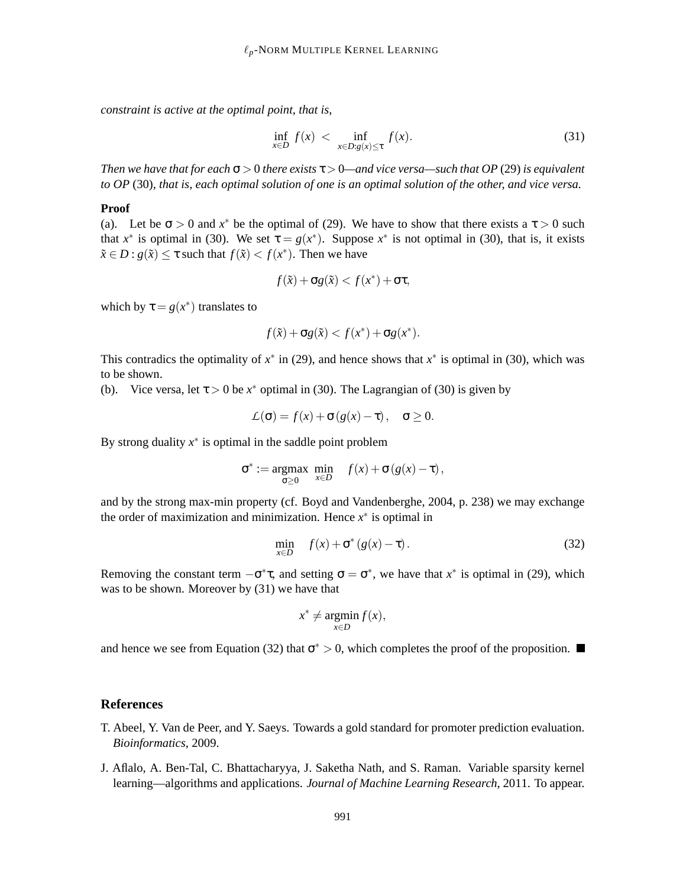*constraint is active at the optimal point, that is,*

$$\inf_{x\in D} f(x) \ < \inf_{x\in D: g(x)\leq\tau} f(x). \tag{31}$$

*Then we have that for each* $\sigma > 0$ *there exists* $\tau > 0$*—and vice versa—such that OP* (29) *is equivalent to OP* (30)*, that is, each optimal solution of one is an optimal solution of the other, and vice versa.*

**Proof**

(a). Let be $\sigma > 0$ and $x^*$ be the optimal of (29). We have to show that there exists a $\tau > 0$ such that $x^*$ is optimal in (30). We set $\tau = g(x^*)$. Suppose $x^*$ is not optimal in (30), that is, it exists $\tilde{x} \in D : g(\tilde{x}) \leq \tau$ such that $f(\tilde{x}) < f(x^*)$. Then we have

$$f(\tilde{x}) + \sigma g(\tilde{x}) < f(x^*) + \sigma\tau,$$

which by $\tau = g(x^*)$ translates to

$$f(\tilde{x}) + \sigma g(\tilde{x}) < f(x^*) + \sigma g(x^*).$$

This contradics the optimality of $x^*$ in (29), and hence shows that $x^*$ is optimal in (30), which was to be shown.

(b). Vice versa, let $\tau > 0$ be $x^*$ optimal in (30). The Lagrangian of (30) is given by

$$\mathcal{L}(\sigma) = f(x) + \sigma\left(g(x) - \tau\right), \quad \sigma \geq 0.$$

By strong duality $x^*$ is optimal in the saddle point problem

$$\sigma^* := \underset{\sigma\geq 0}{\operatorname{argmax}} \ \min_{x\in D} \quad f(x) + \sigma\left(g(x) - \tau\right),$$

and by the strong max-min property (cf. Boyd and Vandenberghe, 2004, p. 238) we may exchange the order of maximization and minimization. Hence $x^*$ is optimal in

$$\min_{x\in D} \quad f(x) + \sigma^*\left(g(x) - \tau\right). \tag{32}$$

Removing the constant term $-\sigma^*\tau$, and setting $\sigma = \sigma^*$, we have that $x^*$ is optimal in (29), which was to be shown. Moreover by (31) we have that

$$x^* \neq \underset{x\in D}{\operatorname{argmin}}\, f(x),$$

and hence we see from Equation (32) that $\sigma^* > 0$, which completes the proof of the proposition. ■

## References

T. Abeel, Y. Van de Peer, and Y. Saeys. Towards a gold standard for promoter prediction evaluation. *Bioinformatics*, 2009.

J. Aflalo, A. Ben-Tal, C. Bhattacharyya, J. Saketha Nath, and S. Raman. Variable sparsity kernel learning—algorithms and applications. *Journal of Machine Learning Research*, 2011. To appear.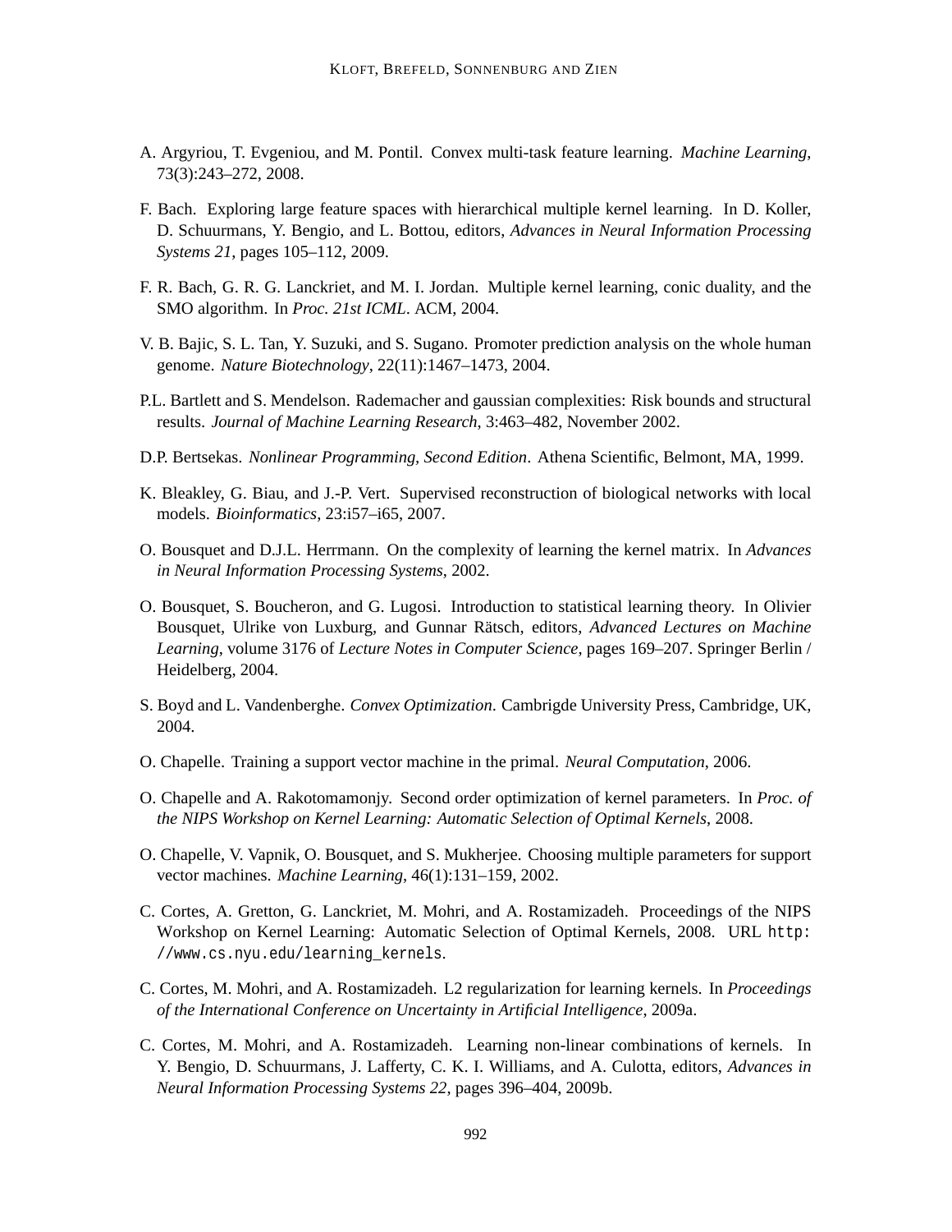A. Argyriou, T. Evgeniou, and M. Pontil. Convex multi-task feature learning. *Machine Learning*, 73(3):243–272, 2008.

F. Bach. Exploring large feature spaces with hierarchical multiple kernel learning. In D. Koller, D. Schuurmans, Y. Bengio, and L. Bottou, editors, *Advances in Neural Information Processing Systems 21*, pages 105–112, 2009.

F. R. Bach, G. R. G. Lanckriet, and M. I. Jordan. Multiple kernel learning, conic duality, and the SMO algorithm. In *Proc. 21st ICML*. ACM, 2004.

V. B. Bajic, S. L. Tan, Y. Suzuki, and S. Sugano. Promoter prediction analysis on the whole human genome. *Nature Biotechnology*, 22(11):1467–1473, 2004.

P.L. Bartlett and S. Mendelson. Rademacher and gaussian complexities: Risk bounds and structural results. *Journal of Machine Learning Research*, 3:463–482, November 2002.

D.P. Bertsekas. *Nonlinear Programming, Second Edition*. Athena Scientific, Belmont, MA, 1999.

K. Bleakley, G. Biau, and J.-P. Vert. Supervised reconstruction of biological networks with local models. *Bioinformatics*, 23:i57–i65, 2007.

O. Bousquet and D.J.L. Herrmann. On the complexity of learning the kernel matrix. In *Advances in Neural Information Processing Systems*, 2002.

O. Bousquet, S. Boucheron, and G. Lugosi. Introduction to statistical learning theory. In Olivier Bousquet, Ulrike von Luxburg, and Gunnar Rätsch, editors, *Advanced Lectures on Machine Learning*, volume 3176 of *Lecture Notes in Computer Science*, pages 169–207. Springer Berlin / Heidelberg, 2004.

S. Boyd and L. Vandenberghe. *Convex Optimization*. Cambrigde University Press, Cambridge, UK, 2004.

O. Chapelle. Training a support vector machine in the primal. *Neural Computation*, 2006.

O. Chapelle and A. Rakotomamonjy. Second order optimization of kernel parameters. In *Proc. of the NIPS Workshop on Kernel Learning: Automatic Selection of Optimal Kernels*, 2008.

O. Chapelle, V. Vapnik, O. Bousquet, and S. Mukherjee. Choosing multiple parameters for support vector machines. *Machine Learning*, 46(1):131–159, 2002.

C. Cortes, A. Gretton, G. Lanckriet, M. Mohri, and A. Rostamizadeh. Proceedings of the NIPS Workshop on Kernel Learning: Automatic Selection of Optimal Kernels, 2008. URL `http://www.cs.nyu.edu/learning_kernels`.

C. Cortes, M. Mohri, and A. Rostamizadeh. L2 regularization for learning kernels. In *Proceedings of the International Conference on Uncertainty in Artificial Intelligence*, 2009a.

C. Cortes, M. Mohri, and A. Rostamizadeh. Learning non-linear combinations of kernels. In Y. Bengio, D. Schuurmans, J. Lafferty, C. K. I. Williams, and A. Culotta, editors, *Advances in Neural Information Processing Systems 22*, pages 396–404, 2009b.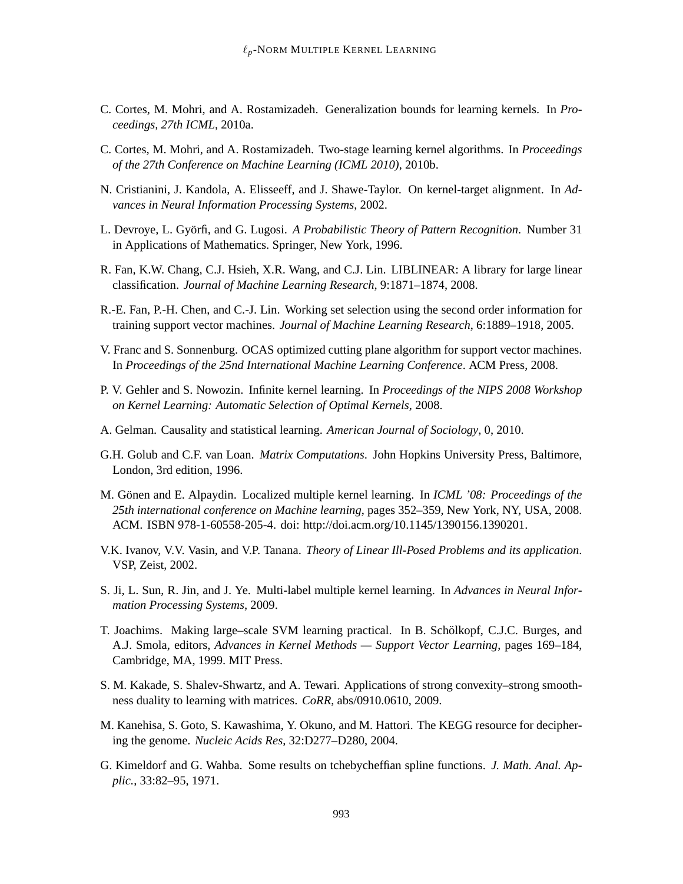C. Cortes, M. Mohri, and A. Rostamizadeh. Generalization bounds for learning kernels. In *Proceedings, 27th ICML*, 2010a.

C. Cortes, M. Mohri, and A. Rostamizadeh. Two-stage learning kernel algorithms. In *Proceedings of the 27th Conference on Machine Learning (ICML 2010)*, 2010b.

N. Cristianini, J. Kandola, A. Elisseeff, and J. Shawe-Taylor. On kernel-target alignment. In *Advances in Neural Information Processing Systems*, 2002.

L. Devroye, L. Györfi, and G. Lugosi. *A Probabilistic Theory of Pattern Recognition*. Number 31 in Applications of Mathematics. Springer, New York, 1996.

R. Fan, K.W. Chang, C.J. Hsieh, X.R. Wang, and C.J. Lin. LIBLINEAR: A library for large linear classification. *Journal of Machine Learning Research*, 9:1871–1874, 2008.

R.-E. Fan, P.-H. Chen, and C.-J. Lin. Working set selection using the second order information for training support vector machines. *Journal of Machine Learning Research*, 6:1889–1918, 2005.

V. Franc and S. Sonnenburg. OCAS optimized cutting plane algorithm for support vector machines. In *Proceedings of the 25nd International Machine Learning Conference*. ACM Press, 2008.

P. V. Gehler and S. Nowozin. Infinite kernel learning. In *Proceedings of the NIPS 2008 Workshop on Kernel Learning: Automatic Selection of Optimal Kernels*, 2008.

A. Gelman. Causality and statistical learning. *American Journal of Sociology*, 0, 2010.

G.H. Golub and C.F. van Loan. *Matrix Computations*. John Hopkins University Press, Baltimore, London, 3rd edition, 1996.

M. Gönen and E. Alpaydin. Localized multiple kernel learning. In *ICML '08: Proceedings of the 25th international conference on Machine learning*, pages 352–359, New York, NY, USA, 2008. ACM. ISBN 978-1-60558-205-4. doi: http://doi.acm.org/10.1145/1390156.1390201.

V.K. Ivanov, V.V. Vasin, and V.P. Tanana. *Theory of Linear Ill-Posed Problems and its application*. VSP, Zeist, 2002.

S. Ji, L. Sun, R. Jin, and J. Ye. Multi-label multiple kernel learning. In *Advances in Neural Information Processing Systems*, 2009.

T. Joachims. Making large–scale SVM learning practical. In B. Schölkopf, C.J.C. Burges, and A.J. Smola, editors, *Advances in Kernel Methods — Support Vector Learning*, pages 169–184, Cambridge, MA, 1999. MIT Press.

S. M. Kakade, S. Shalev-Shwartz, and A. Tewari. Applications of strong convexity–strong smoothness duality to learning with matrices. *CoRR*, abs/0910.0610, 2009.

M. Kanehisa, S. Goto, S. Kawashima, Y. Okuno, and M. Hattori. The KEGG resource for deciphering the genome. *Nucleic Acids Res*, 32:D277–D280, 2004.

G. Kimeldorf and G. Wahba. Some results on tchebycheffian spline functions. *J. Math. Anal. Applic.*, 33:82–95, 1971.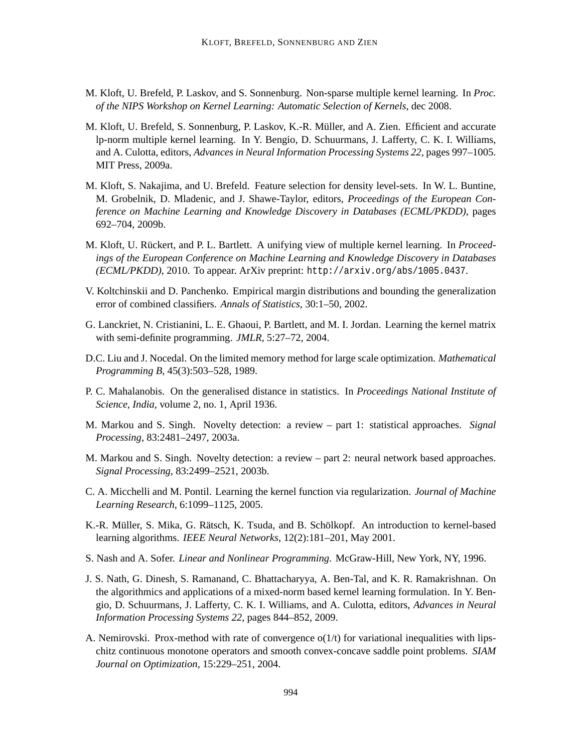M. Kloft, U. Brefeld, P. Laskov, and S. Sonnenburg. Non-sparse multiple kernel learning. In *Proc. of the NIPS Workshop on Kernel Learning: Automatic Selection of Kernels*, dec 2008.

M. Kloft, U. Brefeld, S. Sonnenburg, P. Laskov, K.-R. Müller, and A. Zien. Efficient and accurate lp-norm multiple kernel learning. In Y. Bengio, D. Schuurmans, J. Lafferty, C. K. I. Williams, and A. Culotta, editors, *Advances in Neural Information Processing Systems 22*, pages 997–1005. MIT Press, 2009a.

M. Kloft, S. Nakajima, and U. Brefeld. Feature selection for density level-sets. In W. L. Buntine, M. Grobelnik, D. Mladenic, and J. Shawe-Taylor, editors, *Proceedings of the European Conference on Machine Learning and Knowledge Discovery in Databases (ECML/PKDD)*, pages 692–704, 2009b.

M. Kloft, U. Rückert, and P. L. Bartlett. A unifying view of multiple kernel learning. In *Proceedings of the European Conference on Machine Learning and Knowledge Discovery in Databases (ECML/PKDD)*, 2010. To appear. ArXiv preprint: `http://arxiv.org/abs/1005.0437`.

V. Koltchinskii and D. Panchenko. Empirical margin distributions and bounding the generalization error of combined classifiers. *Annals of Statistics*, 30:1–50, 2002.

G. Lanckriet, N. Cristianini, L. E. Ghaoui, P. Bartlett, and M. I. Jordan. Learning the kernel matrix with semi-definite programming. *JMLR*, 5:27–72, 2004.

D.C. Liu and J. Nocedal. On the limited memory method for large scale optimization. *Mathematical Programming B*, 45(3):503–528, 1989.

P. C. Mahalanobis. On the generalised distance in statistics. In *Proceedings National Institute of Science, India*, volume 2, no. 1, April 1936.

M. Markou and S. Singh. Novelty detection: a review – part 1: statistical approaches. *Signal Processing*, 83:2481–2497, 2003a.

M. Markou and S. Singh. Novelty detection: a review – part 2: neural network based approaches. *Signal Processing*, 83:2499–2521, 2003b.

C. A. Micchelli and M. Pontil. Learning the kernel function via regularization. *Journal of Machine Learning Research*, 6:1099–1125, 2005.

K.-R. Müller, S. Mika, G. Rätsch, K. Tsuda, and B. Schölkopf. An introduction to kernel-based learning algorithms. *IEEE Neural Networks*, 12(2):181–201, May 2001.

S. Nash and A. Sofer. *Linear and Nonlinear Programming*. McGraw-Hill, New York, NY, 1996.

J. S. Nath, G. Dinesh, S. Ramanand, C. Bhattacharyya, A. Ben-Tal, and K. R. Ramakrishnan. On the algorithmics and applications of a mixed-norm based kernel learning formulation. In Y. Bengio, D. Schuurmans, J. Lafferty, C. K. I. Williams, and A. Culotta, editors, *Advances in Neural Information Processing Systems 22*, pages 844–852, 2009.

A. Nemirovski. Prox-method with rate of convergence o(1/t) for variational inequalities with lipschitz continuous monotone operators and smooth convex-concave saddle point problems. *SIAM Journal on Optimization*, 15:229–251, 2004.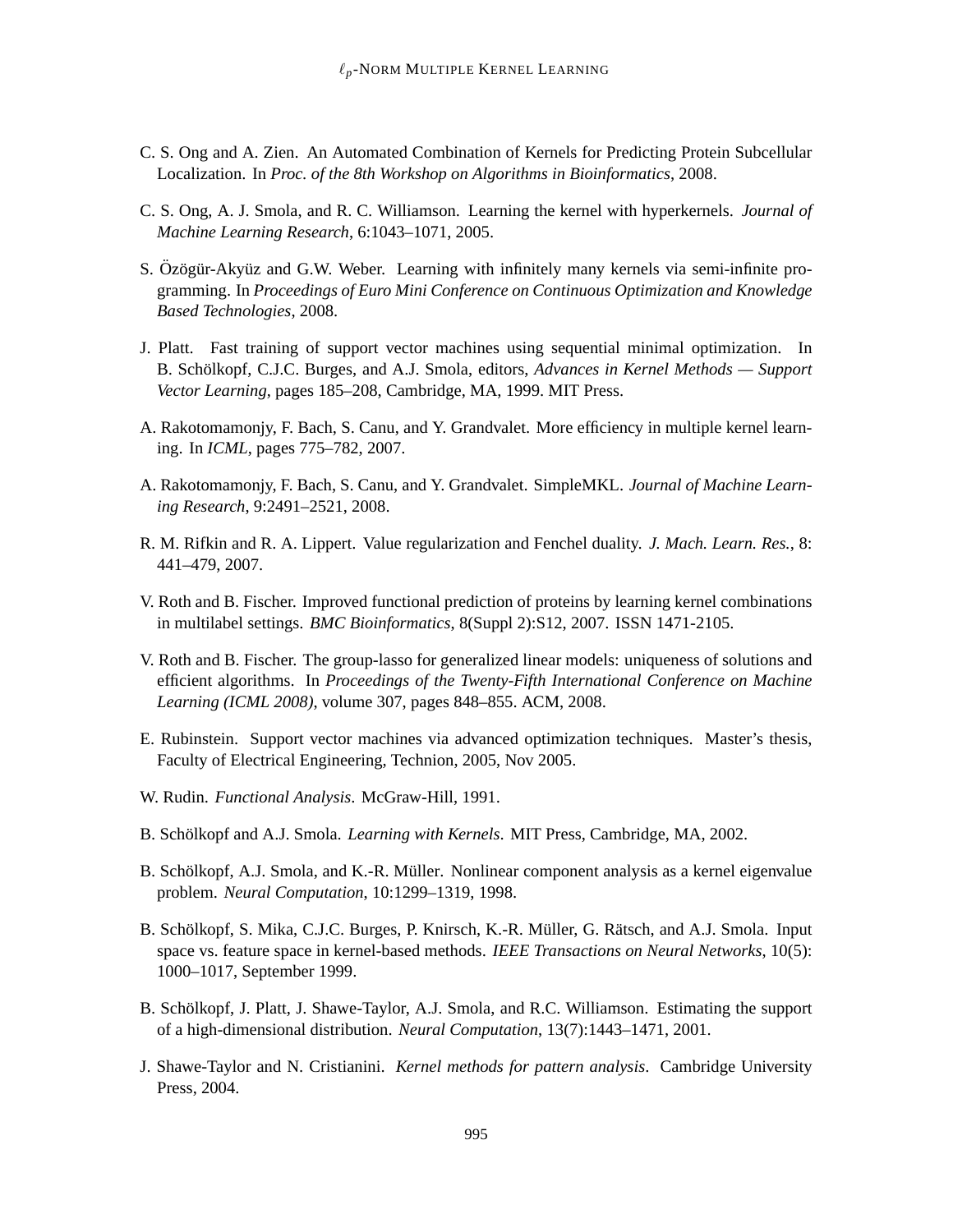C. S. Ong and A. Zien. An Automated Combination of Kernels for Predicting Protein Subcellular Localization. In *Proc. of the 8th Workshop on Algorithms in Bioinformatics*, 2008.

C. S. Ong, A. J. Smola, and R. C. Williamson. Learning the kernel with hyperkernels. *Journal of Machine Learning Research*, 6:1043–1071, 2005.

S. Özögür-Akyüz and G.W. Weber. Learning with infinitely many kernels via semi-infinite programming. In *Proceedings of Euro Mini Conference on Continuous Optimization and Knowledge Based Technologies*, 2008.

J. Platt. Fast training of support vector machines using sequential minimal optimization. In B. Schölkopf, C.J.C. Burges, and A.J. Smola, editors, *Advances in Kernel Methods — Support Vector Learning*, pages 185–208, Cambridge, MA, 1999. MIT Press.

A. Rakotomamonjy, F. Bach, S. Canu, and Y. Grandvalet. More efficiency in multiple kernel learning. In *ICML*, pages 775–782, 2007.

A. Rakotomamonjy, F. Bach, S. Canu, and Y. Grandvalet. SimpleMKL. *Journal of Machine Learning Research*, 9:2491–2521, 2008.

R. M. Rifkin and R. A. Lippert. Value regularization and Fenchel duality. *J. Mach. Learn. Res.*, 8: 441–479, 2007.

V. Roth and B. Fischer. Improved functional prediction of proteins by learning kernel combinations in multilabel settings. *BMC Bioinformatics*, 8(Suppl 2):S12, 2007. ISSN 1471-2105.

V. Roth and B. Fischer. The group-lasso for generalized linear models: uniqueness of solutions and efficient algorithms. In *Proceedings of the Twenty-Fifth International Conference on Machine Learning (ICML 2008)*, volume 307, pages 848–855. ACM, 2008.

E. Rubinstein. Support vector machines via advanced optimization techniques. Master's thesis, Faculty of Electrical Engineering, Technion, 2005, Nov 2005.

W. Rudin. *Functional Analysis*. McGraw-Hill, 1991.

B. Schölkopf and A.J. Smola. *Learning with Kernels*. MIT Press, Cambridge, MA, 2002.

B. Schölkopf, A.J. Smola, and K.-R. Müller. Nonlinear component analysis as a kernel eigenvalue problem. *Neural Computation*, 10:1299–1319, 1998.

B. Schölkopf, S. Mika, C.J.C. Burges, P. Knirsch, K.-R. Müller, G. Rätsch, and A.J. Smola. Input space vs. feature space in kernel-based methods. *IEEE Transactions on Neural Networks*, 10(5): 1000–1017, September 1999.

B. Schölkopf, J. Platt, J. Shawe-Taylor, A.J. Smola, and R.C. Williamson. Estimating the support of a high-dimensional distribution. *Neural Computation*, 13(7):1443–1471, 2001.

J. Shawe-Taylor and N. Cristianini. *Kernel methods for pattern analysis*. Cambridge University Press, 2004.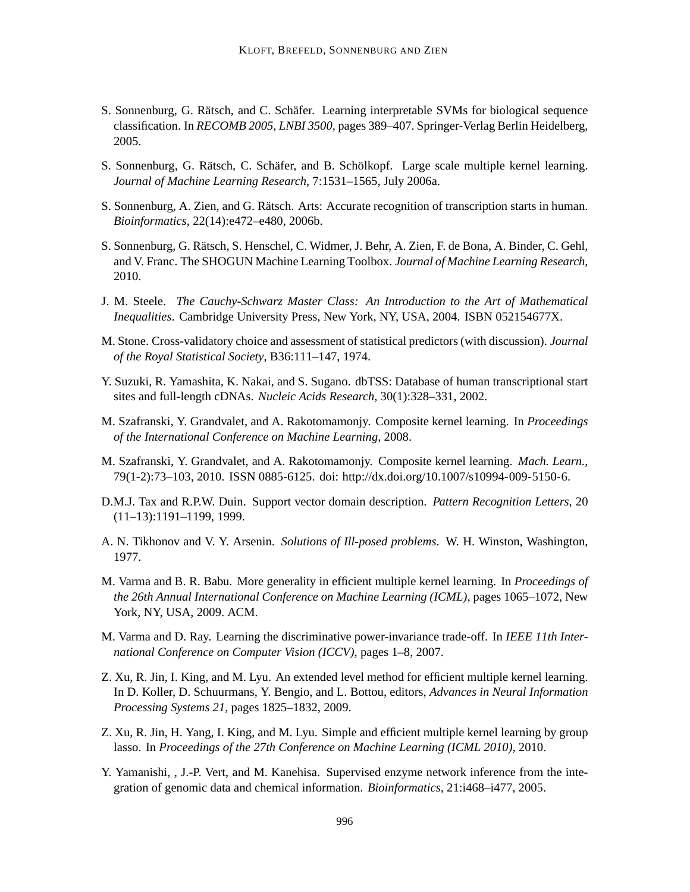S. Sonnenburg, G. Rätsch, and C. Schäfer. Learning interpretable SVMs for biological sequence classification. In *RECOMB 2005, LNBI 3500*, pages 389–407. Springer-Verlag Berlin Heidelberg, 2005.

S. Sonnenburg, G. Rätsch, C. Schäfer, and B. Schölkopf. Large scale multiple kernel learning. *Journal of Machine Learning Research*, 7:1531–1565, July 2006a.

S. Sonnenburg, A. Zien, and G. Rätsch. Arts: Accurate recognition of transcription starts in human. *Bioinformatics*, 22(14):e472–e480, 2006b.

S. Sonnenburg, G. Rätsch, S. Henschel, C. Widmer, J. Behr, A. Zien, F. de Bona, A. Binder, C. Gehl, and V. Franc. The SHOGUN Machine Learning Toolbox. *Journal of Machine Learning Research*, 2010.

J. M. Steele. *The Cauchy-Schwarz Master Class: An Introduction to the Art of Mathematical Inequalities*. Cambridge University Press, New York, NY, USA, 2004. ISBN 052154677X.

M. Stone. Cross-validatory choice and assessment of statistical predictors (with discussion). *Journal of the Royal Statistical Society*, B36:111–147, 1974.

Y. Suzuki, R. Yamashita, K. Nakai, and S. Sugano. dbTSS: Database of human transcriptional start sites and full-length cDNAs. *Nucleic Acids Research*, 30(1):328–331, 2002.

M. Szafranski, Y. Grandvalet, and A. Rakotomamonjy. Composite kernel learning. In *Proceedings of the International Conference on Machine Learning*, 2008.

M. Szafranski, Y. Grandvalet, and A. Rakotomamonjy. Composite kernel learning. *Mach. Learn.*, 79(1-2):73–103, 2010. ISSN 0885-6125. doi: http://dx.doi.org/10.1007/s10994-009-5150-6.

D.M.J. Tax and R.P.W. Duin. Support vector domain description. *Pattern Recognition Letters*, 20 (11–13):1191–1199, 1999.

A. N. Tikhonov and V. Y. Arsenin. *Solutions of Ill-posed problems*. W. H. Winston, Washington, 1977.

M. Varma and B. R. Babu. More generality in efficient multiple kernel learning. In *Proceedings of the 26th Annual International Conference on Machine Learning (ICML)*, pages 1065–1072, New York, NY, USA, 2009. ACM.

M. Varma and D. Ray. Learning the discriminative power-invariance trade-off. In *IEEE 11th International Conference on Computer Vision (ICCV)*, pages 1–8, 2007.

Z. Xu, R. Jin, I. King, and M. Lyu. An extended level method for efficient multiple kernel learning. In D. Koller, D. Schuurmans, Y. Bengio, and L. Bottou, editors, *Advances in Neural Information Processing Systems 21*, pages 1825–1832, 2009.

Z. Xu, R. Jin, H. Yang, I. King, and M. Lyu. Simple and efficient multiple kernel learning by group lasso. In *Proceedings of the 27th Conference on Machine Learning (ICML 2010)*, 2010.

Y. Yamanishi, , J.-P. Vert, and M. Kanehisa. Supervised enzyme network inference from the integration of genomic data and chemical information. *Bioinformatics*, 21:i468–i477, 2005.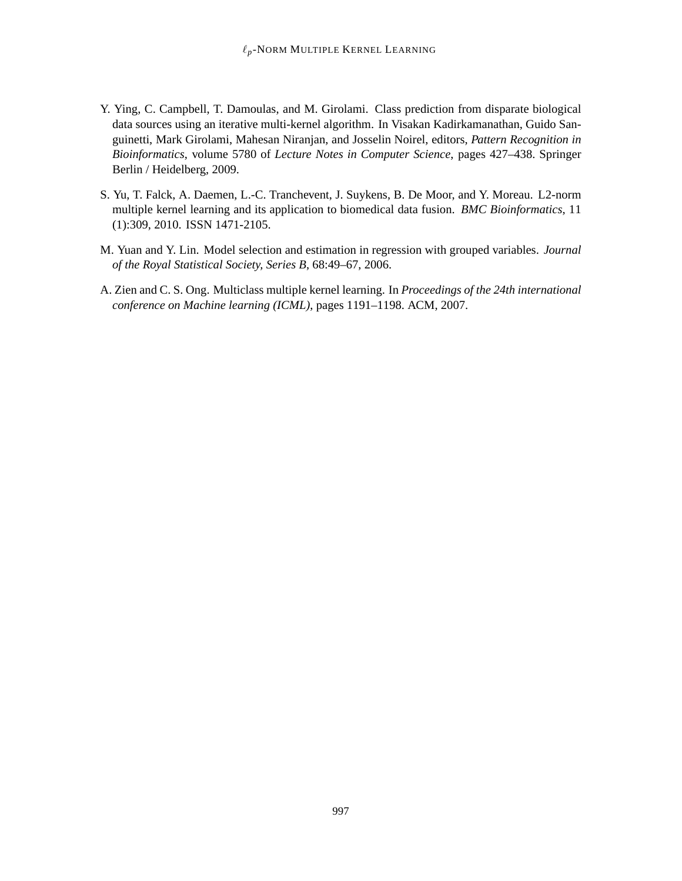Y. Ying, C. Campbell, T. Damoulas, and M. Girolami. Class prediction from disparate biological data sources using an iterative multi-kernel algorithm. In Visakan Kadirkamanathan, Guido Sanguinetti, Mark Girolami, Mahesan Niranjan, and Josselin Noirel, editors, *Pattern Recognition in Bioinformatics*, volume 5780 of *Lecture Notes in Computer Science*, pages 427–438. Springer Berlin / Heidelberg, 2009.

S. Yu, T. Falck, A. Daemen, L.-C. Tranchevent, J. Suykens, B. De Moor, and Y. Moreau. L2-norm multiple kernel learning and its application to biomedical data fusion. *BMC Bioinformatics*, 11 (1):309, 2010. ISSN 1471-2105.

M. Yuan and Y. Lin. Model selection and estimation in regression with grouped variables. *Journal of the Royal Statistical Society, Series B*, 68:49–67, 2006.

A. Zien and C. S. Ong. Multiclass multiple kernel learning. In *Proceedings of the 24th international conference on Machine learning (ICML)*, pages 1191–1198. ACM, 2007.